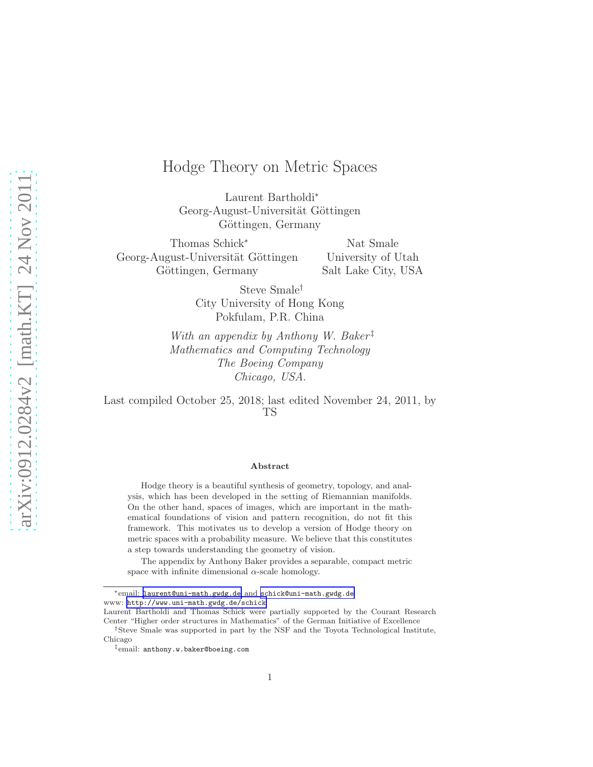# Hodge Theory on Metric Spaces

Laurent Bartholdi[*]
Georg-August-Universität Göttingen
Göttingen, Germany

Thomas Schick[*]
Georg-August-Universität Göttingen
Göttingen, Germany

Nat Smale
University of Utah
Salt Lake City, USA

Steve Smale[†]
City University of Hong Kong
Pokfulam, P.R. China

*With an appendix by Anthony W. Baker*[‡]
*Mathematics and Computing Technology*
*The Boeing Company*
*Chicago, USA.*

Last compiled October 25, 2018; last edited November 24, 2011, by TS

### Abstract

Hodge theory is a beautiful synthesis of geometry, topology, and analysis, which has been developed in the setting of Riemannian manifolds. On the other hand, spaces of images, which are important in the mathematical foundations of vision and pattern recognition, do not fit this framework. This motivates us to develop a version of Hodge theory on metric spaces with a probability measure. We believe that this constitutes a step towards understanding the geometry of vision.

The appendix by Anthony Baker provides a separable, compact metric space with infinite dimensional $\alpha$-scale homology.

---

[*]email: laurent@uni-math.gwdg.de and schick@uni-math.gwdg.de
www: http://www.uni-math.gwdg.de/schick
Laurent Bartholdi and Thomas Schick were partially supported by the Courant Research Center "Higher order structures in Mathematics" of the German Initiative of Excellence

[†]Steve Smale was supported in part by the NSF and the Toyota Technological Institute, Chicago

[‡]email: anthony.w.baker@boeing.com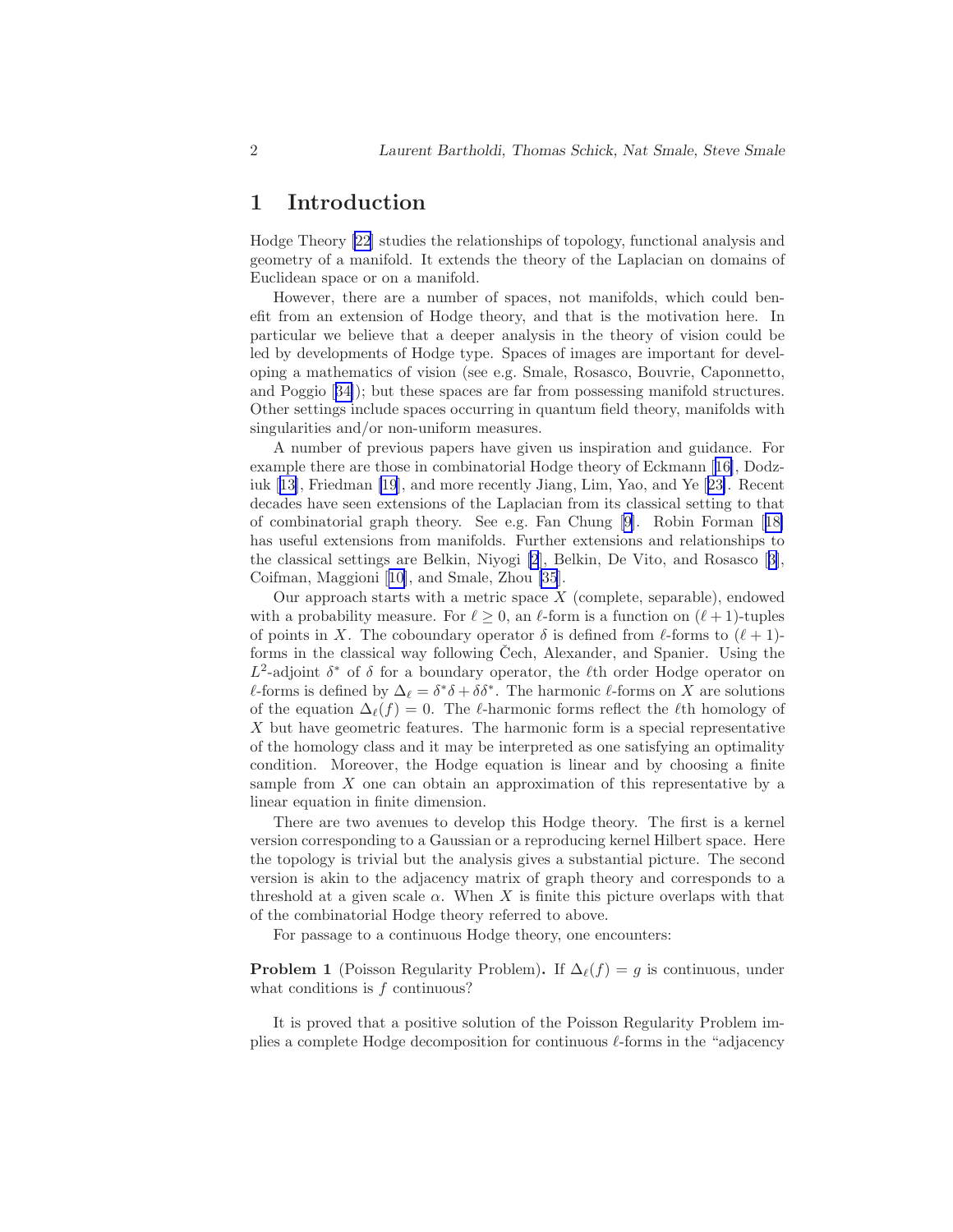# 1 Introduction

Hodge Theory [22] studies the relationships of topology, functional analysis and geometry of a manifold. It extends the theory of the Laplacian on domains of Euclidean space or on a manifold.

However, there are a number of spaces, not manifolds, which could benefit from an extension of Hodge theory, and that is the motivation here. In particular we believe that a deeper analysis in the theory of vision could be led by developments of Hodge type. Spaces of images are important for developing a mathematics of vision (see e.g. Smale, Rosasco, Bouvrie, Caponnetto, and Poggio [34]); but these spaces are far from possessing manifold structures. Other settings include spaces occurring in quantum field theory, manifolds with singularities and/or non-uniform measures.

A number of previous papers have given us inspiration and guidance. For example there are those in combinatorial Hodge theory of Eckmann [16], Dodziuk [13], Friedman [19], and more recently Jiang, Lim, Yao, and Ye [23]. Recent decades have seen extensions of the Laplacian from its classical setting to that of combinatorial graph theory. See e.g. Fan Chung [9]. Robin Forman [18] has useful extensions from manifolds. Further extensions and relationships to the classical settings are Belkin, Niyogi [2], Belkin, De Vito, and Rosasco [3], Coifman, Maggioni [10], and Smale, Zhou [35].

Our approach starts with a metric space $X$ (complete, separable), endowed with a probability measure. For $\ell \geq 0$, an $\ell$-form is a function on $(\ell+1)$-tuples of points in $X$. The coboundary operator $\delta$ is defined from $\ell$-forms to $(\ell+1)$-forms in the classical way following Čech, Alexander, and Spanier. Using the $L^2$-adjoint $\delta^*$ of $\delta$ for a boundary operator, the $\ell$th order Hodge operator on $\ell$-forms is defined by $\Delta_\ell = \delta^*\delta + \delta\delta^*$. The harmonic $\ell$-forms on $X$ are solutions of the equation $\Delta_\ell(f) = 0$. The $\ell$-harmonic forms reflect the $\ell$th homology of $X$ but have geometric features. The harmonic form is a special representative of the homology class and it may be interpreted as one satisfying an optimality condition. Moreover, the Hodge equation is linear and by choosing a finite sample from $X$ one can obtain an approximation of this representative by a linear equation in finite dimension.

There are two avenues to develop this Hodge theory. The first is a kernel version corresponding to a Gaussian or a reproducing kernel Hilbert space. Here the topology is trivial but the analysis gives a substantial picture. The second version is akin to the adjacency matrix of graph theory and corresponds to a threshold at a given scale $\alpha$. When $X$ is finite this picture overlaps with that of the combinatorial Hodge theory referred to above.

For passage to a continuous Hodge theory, one encounters:

**Problem 1** (Poisson Regularity Problem)**.** If $\Delta_\ell(f) = g$ is continuous, under what conditions is $f$ continuous?

It is proved that a positive solution of the Poisson Regularity Problem implies a complete Hodge decomposition for continuous $\ell$-forms in the "adjacency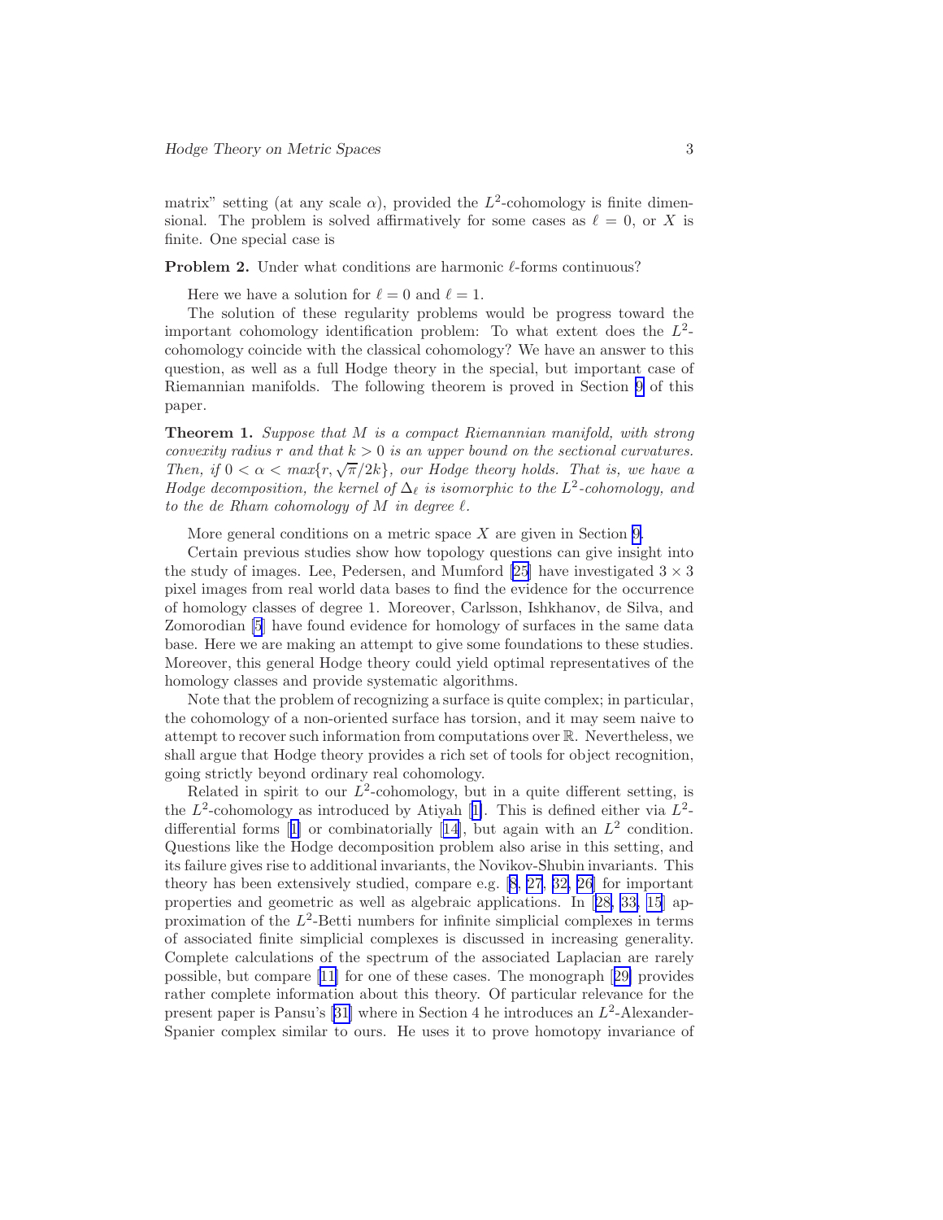matrix" setting (at any scale $\alpha$), provided the $L^2$-cohomology is finite dimensional. The problem is solved affirmatively for some cases as $\ell = 0$, or $X$ is finite. One special case is

**Problem 2.** Under what conditions are harmonic $\ell$-forms continuous?

Here we have a solution for $\ell = 0$ and $\ell = 1$.

The solution of these regularity problems would be progress toward the important cohomology identification problem: To what extent does the $L^2$-cohomology coincide with the classical cohomology? We have an answer to this question, as well as a full Hodge theory in the special, but important case of Riemannian manifolds. The following theorem is proved in Section 9 of this paper.

**Theorem 1.** *Suppose that $M$ is a compact Riemannian manifold, with strong convexity radius $r$ and that $k > 0$ is an upper bound on the sectional curvatures. Then, if $0 < \alpha < max\{r, \sqrt{\pi}/2k\}$, our Hodge theory holds. That is, we have a Hodge decomposition, the kernel of $\Delta_\ell$ is isomorphic to the $L^2$-cohomology, and to the de Rham cohomology of $M$ in degree $\ell$.*

More general conditions on a metric space $X$ are given in Section 9.

Certain previous studies show how topology questions can give insight into the study of images. Lee, Pedersen, and Mumford [25] have investigated $3 \times 3$ pixel images from real world data bases to find the evidence for the occurrence of homology classes of degree 1. Moreover, Carlsson, Ishkhanov, de Silva, and Zomorodian [5] have found evidence for homology of surfaces in the same data base. Here we are making an attempt to give some foundations to these studies. Moreover, this general Hodge theory could yield optimal representatives of the homology classes and provide systematic algorithms.

Note that the problem of recognizing a surface is quite complex; in particular, the cohomology of a non-oriented surface has torsion, and it may seem naive to attempt to recover such information from computations over $\mathbb{R}$. Nevertheless, we shall argue that Hodge theory provides a rich set of tools for object recognition, going strictly beyond ordinary real cohomology.

Related in spirit to our $L^2$-cohomology, but in a quite different setting, is the $L^2$-cohomology as introduced by Atiyah [1]. This is defined either via $L^2$-differential forms [1] or combinatorially [14], but again with an $L^2$ condition. Questions like the Hodge decomposition problem also arise in this setting, and its failure gives rise to additional invariants, the Novikov-Shubin invariants. This theory has been extensively studied, compare e.g. [8, 27, 32, 26] for important properties and geometric as well as algebraic applications. In [28, 33, 15] approximation of the $L^2$-Betti numbers for infinite simplicial complexes in terms of associated finite simplicial complexes is discussed in increasing generality. Complete calculations of the spectrum of the associated Laplacian are rarely possible, but compare [11] for one of these cases. The monograph [29] provides rather complete information about this theory. Of particular relevance for the present paper is Pansu's [31] where in Section 4 he introduces an $L^2$-Alexander-Spanier complex similar to ours. He uses it to prove homotopy invariance of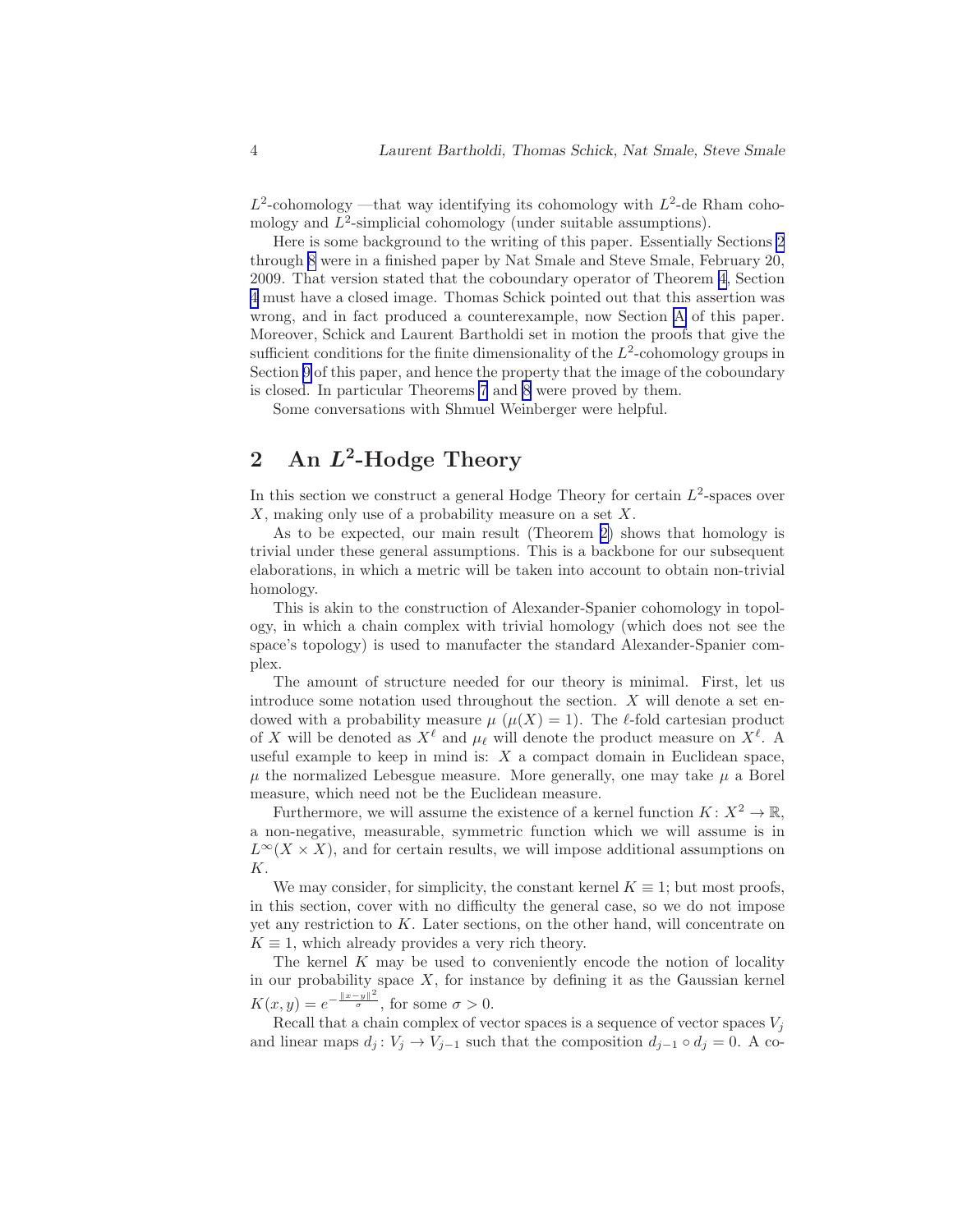$L^2$-cohomology —that way identifying its cohomology with $L^2$-de Rham cohomology and $L^2$-simplicial cohomology (under suitable assumptions).

Here is some background to the writing of this paper. Essentially Sections 2 through 8 were in a finished paper by Nat Smale and Steve Smale, February 20, 2009. That version stated that the coboundary operator of Theorem 4, Section 4 must have a closed image. Thomas Schick pointed out that this assertion was wrong, and in fact produced a counterexample, now Section A of this paper. Moreover, Schick and Laurent Bartholdi set in motion the proofs that give the sufficient conditions for the finite dimensionality of the $L^2$-cohomology groups in Section 9 of this paper, and hence the property that the image of the coboundary is closed. In particular Theorems 7 and 8 were proved by them.

Some conversations with Shmuel Weinberger were helpful.

## 2 An $L^2$-Hodge Theory

In this section we construct a general Hodge Theory for certain $L^2$-spaces over $X$, making only use of a probability measure on a set $X$.

As to be expected, our main result (Theorem 2) shows that homology is trivial under these general assumptions. This is a backbone for our subsequent elaborations, in which a metric will be taken into account to obtain non-trivial homology.

This is akin to the construction of Alexander-Spanier cohomology in topology, in which a chain complex with trivial homology (which does not see the space's topology) is used to manufacter the standard Alexander-Spanier complex.

The amount of structure needed for our theory is minimal. First, let us introduce some notation used throughout the section. $X$ will denote a set endowed with a probability measure $\mu$ ($\mu(X) = 1$). The $\ell$-fold cartesian product of $X$ will be denoted as $X^\ell$ and $\mu_\ell$ will denote the product measure on $X^\ell$. A useful example to keep in mind is: $X$ a compact domain in Euclidean space, $\mu$ the normalized Lebesgue measure. More generally, one may take $\mu$ a Borel measure, which need not be the Euclidean measure.

Furthermore, we will assume the existence of a kernel function $K\colon X^2 \to \mathbb{R}$, a non-negative, measurable, symmetric function which we will assume is in $L^\infty(X \times X)$, and for certain results, we will impose additional assumptions on $K$.

We may consider, for simplicity, the constant kernel $K \equiv 1$; but most proofs, in this section, cover with no difficulty the general case, so we do not impose yet any restriction to $K$. Later sections, on the other hand, will concentrate on $K \equiv 1$, which already provides a very rich theory.

The kernel $K$ may be used to conveniently encode the notion of locality in our probability space $X$, for instance by defining it as the Gaussian kernel $K(x, y) = e^{-\frac{\|x-y\|^2}{\sigma}}$, for some $\sigma > 0$.

Recall that a chain complex of vector spaces is a sequence of vector spaces $V_j$ and linear maps $d_j\colon V_j \to V_{j-1}$ such that the composition $d_{j-1} \circ d_j = 0$. A co-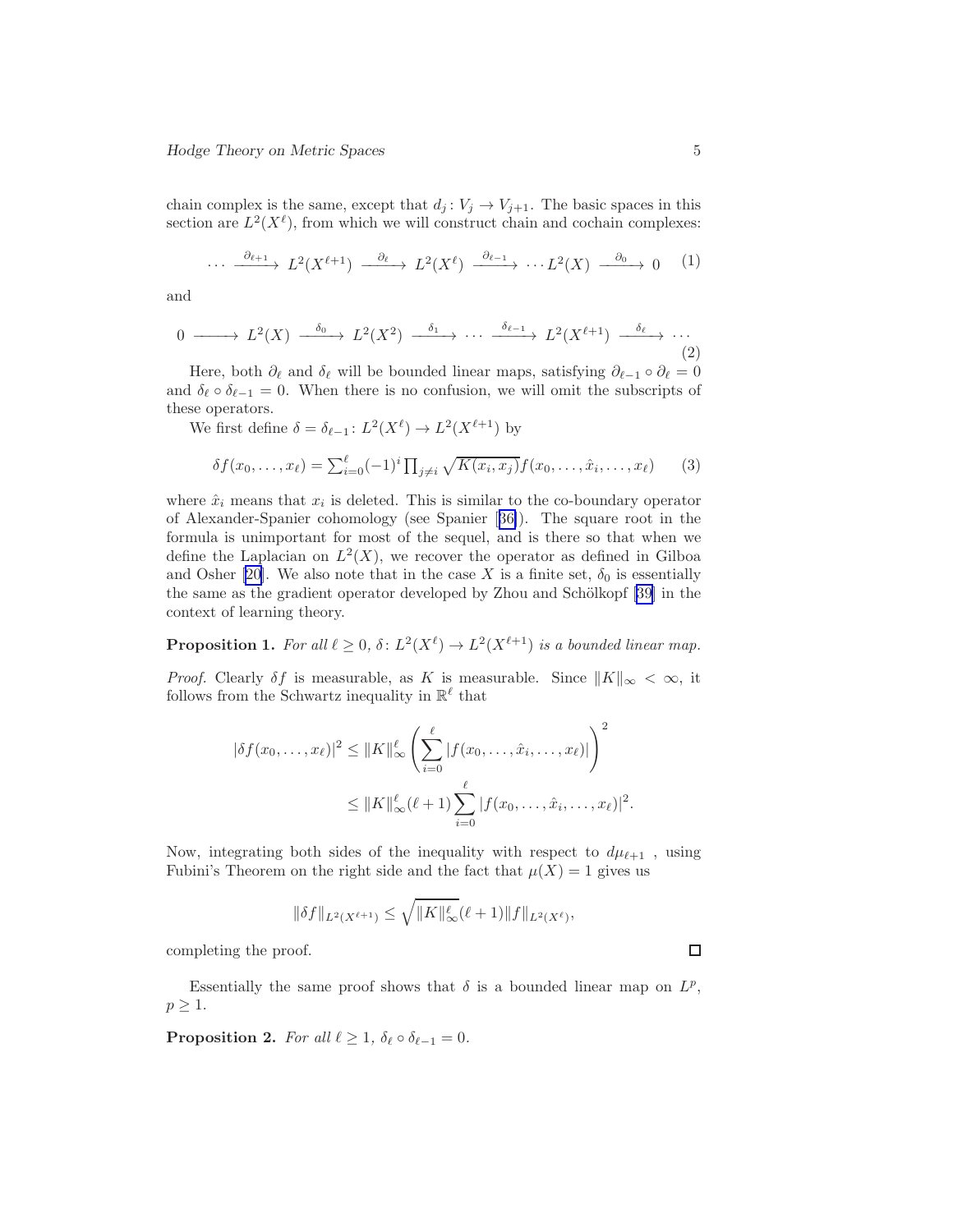chain complex is the same, except that $d_j \colon V_j \to V_{j+1}$. The basic spaces in this section are $L^2(X^\ell)$, from which we will construct chain and cochain complexes:

$$\cdots \xrightarrow{\partial_{\ell+1}} L^2(X^{\ell+1}) \xrightarrow{\partial_\ell} L^2(X^\ell) \xrightarrow{\partial_{\ell-1}} \cdots L^2(X) \xrightarrow{\partial_0} 0 \tag{1}$$

and

$$0 \longrightarrow L^2(X) \xrightarrow{\delta_0} L^2(X^2) \xrightarrow{\delta_1} \cdots \xrightarrow{\delta_{\ell-1}} L^2(X^{\ell+1}) \xrightarrow{\delta_\ell} \cdots \tag{2}$$

Here, both $\partial_\ell$ and $\delta_\ell$ will be bounded linear maps, satisfying $\partial_{\ell-1} \circ \partial_\ell = 0$ and $\delta_\ell \circ \delta_{\ell-1} = 0$. When there is no confusion, we will omit the subscripts of these operators.

We first define $\delta = \delta_{\ell-1} \colon L^2(X^\ell) \to L^2(X^{\ell+1})$ by

$$\delta f(x_0, \ldots, x_\ell) = \sum_{i=0}^{\ell} (-1)^i \prod_{j \neq i} \sqrt{K(x_i, x_j)} f(x_0, \ldots, \hat{x}_i, \ldots, x_\ell) \tag{3}$$

where $\hat{x}_i$ means that $x_i$ is deleted. This is similar to the co-boundary operator of Alexander-Spanier cohomology (see Spanier [36]). The square root in the formula is unimportant for most of the sequel, and is there so that when we define the Laplacian on $L^2(X)$, we recover the operator as defined in Gilboa and Osher [20]. We also note that in the case $X$ is a finite set, $\delta_0$ is essentially the same as the gradient operator developed by Zhou and Schölkopf [39] in the context of learning theory.

**Proposition 1.** *For all $\ell \geq 0$, $\delta \colon L^2(X^\ell) \to L^2(X^{\ell+1})$ is a bounded linear map.*

*Proof.* Clearly $\delta f$ is measurable, as $K$ is measurable. Since $\|K\|_\infty < \infty$, it follows from the Schwartz inequality in $\mathbb{R}^\ell$ that

$$\begin{aligned}
|\delta f(x_0, \ldots, x_\ell)|^2 &\leq \|K\|_\infty^\ell \left( \sum_{i=0}^{\ell} |f(x_0, \ldots, \hat{x}_i, \ldots, x_\ell)| \right)^2 \\
&\leq \|K\|_\infty^\ell (\ell+1) \sum_{i=0}^{\ell} |f(x_0, \ldots, \hat{x}_i, \ldots, x_\ell)|^2.
\end{aligned}$$

Now, integrating both sides of the inequality with respect to $d\mu_{\ell+1}$ , using Fubini's Theorem on the right side and the fact that $\mu(X) = 1$ gives us

$$\|\delta f\|_{L^2(X^{\ell+1})} \leq \sqrt{\|K\|_\infty^\ell} (\ell+1) \|f\|_{L^2(X^\ell)},$$

completing the proof. $\square$

Essentially the same proof shows that $\delta$ is a bounded linear map on $L^p$, $p \geq 1$.

**Proposition 2.** *For all $\ell \geq 1$, $\delta_\ell \circ \delta_{\ell-1} = 0$.*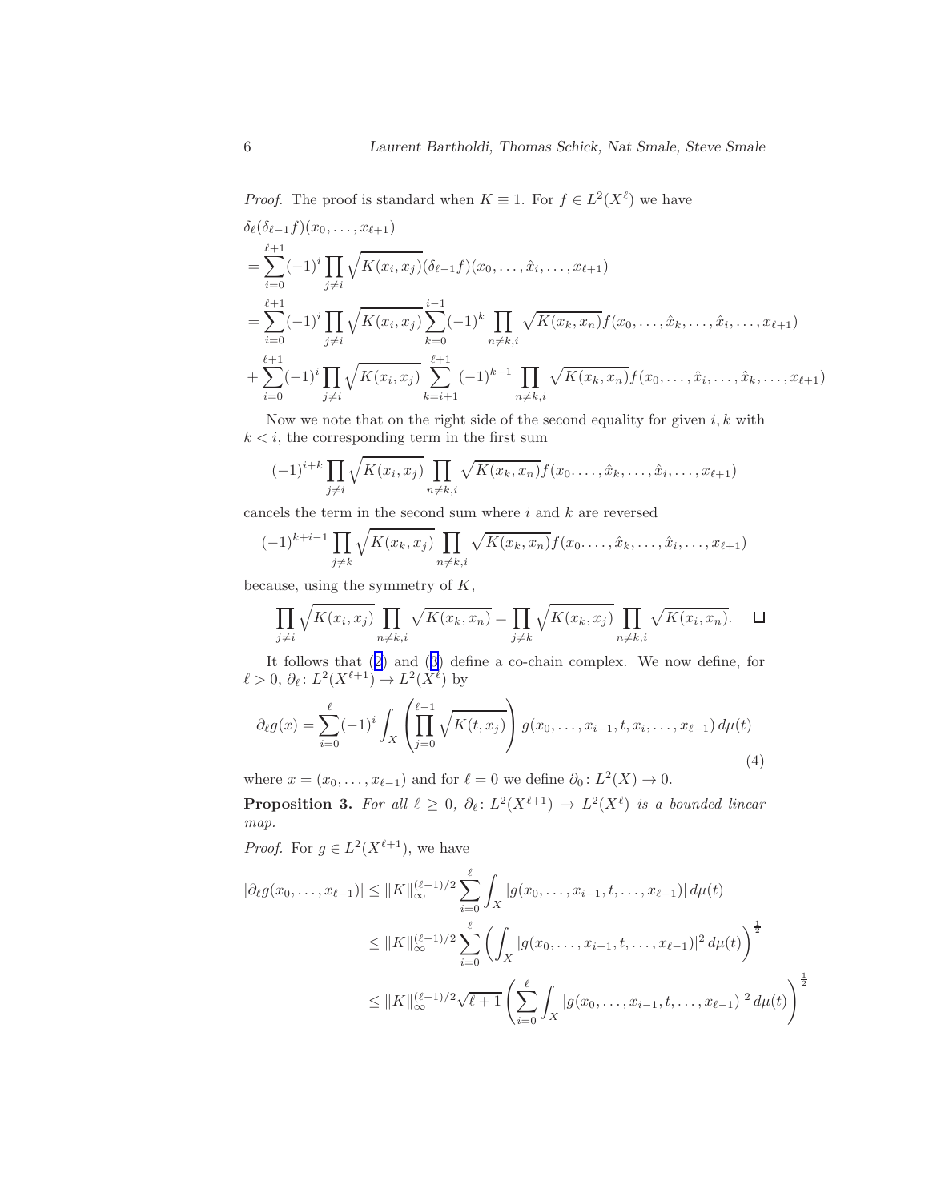*Proof.* The proof is standard when $K \equiv 1$. For $f \in L^2(X^\ell)$ we have

$$
\begin{aligned}
&\delta_\ell(\delta_{\ell-1} f)(x_0,\dots,x_{\ell+1}) \\
&= \sum_{i=0}^{\ell+1}(-1)^i \prod_{j\neq i}\sqrt{K(x_i,x_j)}(\delta_{\ell-1}f)(x_0,\dots,\hat{x}_i,\dots,x_{\ell+1}) \\
&= \sum_{i=0}^{\ell+1}(-1)^i \prod_{j\neq i}\sqrt{K(x_i,x_j)}\sum_{k=0}^{i-1}(-1)^k \prod_{n\neq k,i}\sqrt{K(x_k,x_n)} f(x_0,\dots,\hat{x}_k,\dots,\hat{x}_i,\dots,x_{\ell+1}) \\
&+ \sum_{i=0}^{\ell+1}(-1)^i \prod_{j\neq i}\sqrt{K(x_i,x_j)}\sum_{k=i+1}^{\ell+1}(-1)^{k-1} \prod_{n\neq k,i}\sqrt{K(x_k,x_n)} f(x_0,\dots,\hat{x}_i,\dots,\hat{x}_k,\dots,x_{\ell+1})
\end{aligned}
$$

Now we note that on the right side of the second equality for given $i,k$ with $k<i$, the corresponding term in the first sum

$$
(-1)^{i+k}\prod_{j\neq i}\sqrt{K(x_i,x_j)}\prod_{n\neq k,i}\sqrt{K(x_k,x_n)} f(x_0.\dots,\hat{x}_k,\dots,\hat{x}_i,\dots,x_{\ell+1})
$$

cancels the term in the second sum where $i$ and $k$ are reversed

$$
(-1)^{k+i-1}\prod_{j\neq k}\sqrt{K(x_k,x_j)}\prod_{n\neq k,i}\sqrt{K(x_k,x_n)} f(x_0.\dots,\hat{x}_k,\dots,\hat{x}_i,\dots,x_{\ell+1})
$$

because, using the symmetry of $K$,

$$
\prod_{j\neq i}\sqrt{K(x_i,x_j)}\prod_{n\neq k,i}\sqrt{K(x_k,x_n)} = \prod_{j\neq k}\sqrt{K(x_k,x_j)}\prod_{n\neq k,i}\sqrt{K(x_i,x_n)}. \qquad \square
$$

It follows that (2) and (3) define a co-chain complex. We now define, for $\ell>0$, $\partial_\ell\colon L^2(X^{\ell+1}) \to L^2(X^\ell)$ by

$$
\partial_\ell g(x) = \sum_{i=0}^{\ell}(-1)^i \int_X \left(\prod_{j=0}^{\ell-1}\sqrt{K(t,x_j)}\right) g(x_0,\dots,x_{i-1},t,x_i,\dots,x_{\ell-1})\,d\mu(t) \tag{4}
$$

where $x=(x_0,\dots,x_{\ell-1})$ and for $\ell=0$ we define $\partial_0\colon L^2(X)\to 0$.

**Proposition 3.** *For all $\ell \geq 0$, $\partial_\ell\colon L^2(X^{\ell+1}) \to L^2(X^\ell)$ is a bounded linear map.*

*Proof.* For $g \in L^2(X^{\ell+1})$, we have

$$
\begin{aligned}
|\partial_\ell g(x_0,\dots,x_{\ell-1})| &\leq \|K\|_\infty^{(\ell-1)/2}\sum_{i=0}^{\ell}\int_X |g(x_0,\dots,x_{i-1},t,\dots,x_{\ell-1})|\,d\mu(t) \\
&\leq \|K\|_\infty^{(\ell-1)/2}\sum_{i=0}^{\ell}\left(\int_X |g(x_0,\dots,x_{i-1},t,\dots,x_{\ell-1})|^2\,d\mu(t)\right)^{\frac{1}{2}} \\
&\leq \|K\|_\infty^{(\ell-1)/2}\sqrt{\ell+1}\left(\sum_{i=0}^{\ell}\int_X |g(x_0,\dots,x_{i-1},t,\dots,x_{\ell-1})|^2\,d\mu(t)\right)^{\frac{1}{2}}
\end{aligned}
$$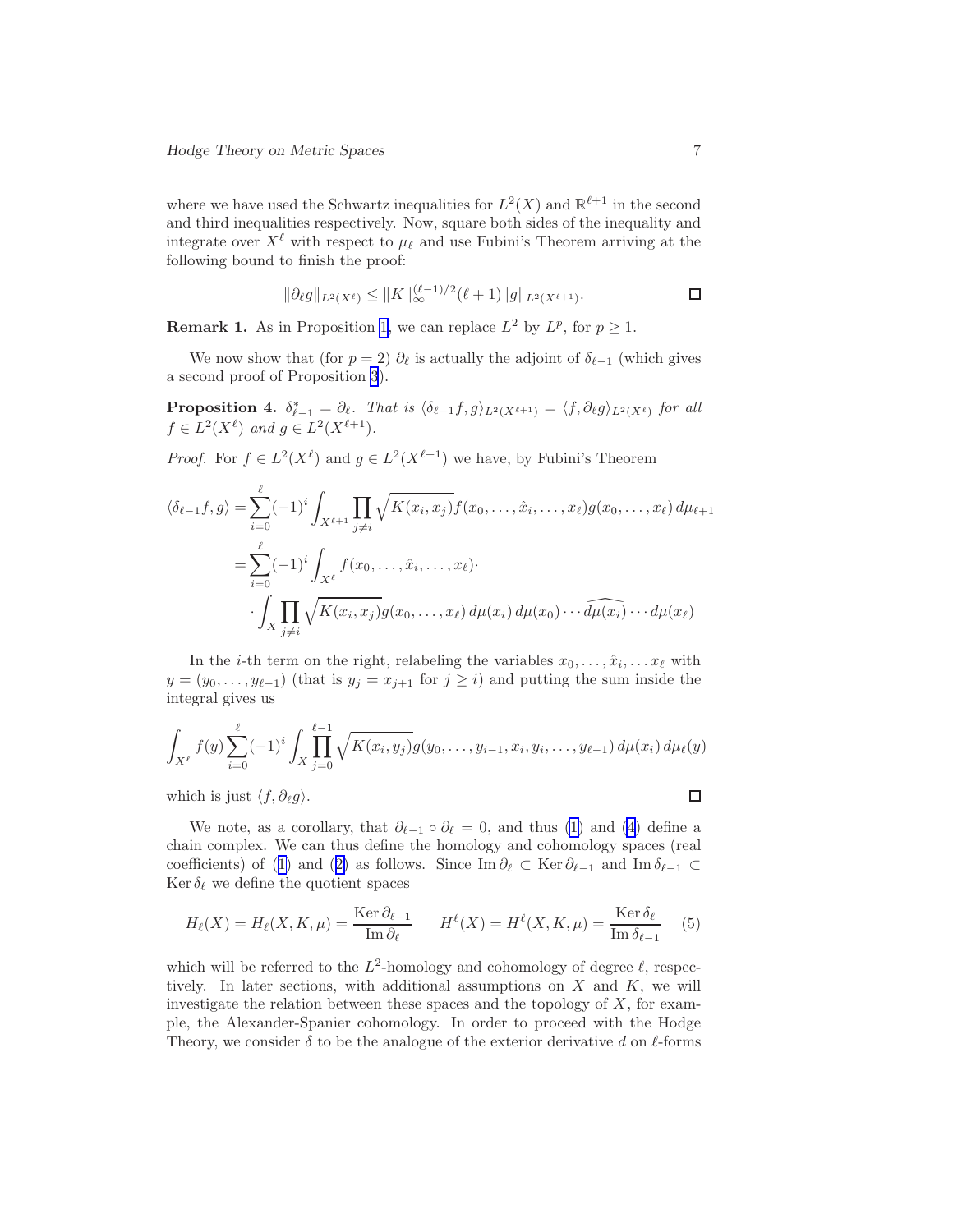where we have used the Schwartz inequalities for $L^2(X)$ and $\mathbb{R}^{\ell+1}$ in the second and third inequalities respectively. Now, square both sides of the inequality and integrate over $X^\ell$ with respect to $\mu_\ell$ and use Fubini's Theorem arriving at the following bound to finish the proof:

$$\|\partial_\ell g\|_{L^2(X^\ell)} \leq \|K\|_\infty^{(\ell-1)/2}(\ell+1)\|g\|_{L^2(X^{\ell+1})}. \qquad \square$$

**Remark 1.** As in Proposition 1, we can replace $L^2$ by $L^p$, for $p \geq 1$.

We now show that (for $p = 2$) $\partial_\ell$ is actually the adjoint of $\delta_{\ell-1}$ (which gives a second proof of Proposition 3).

**Proposition 4.** *$\delta_{\ell-1}^* = \partial_\ell$. That is $\langle \delta_{\ell-1} f, g\rangle_{L^2(X^{\ell+1})} = \langle f, \partial_\ell g\rangle_{L^2(X^\ell)}$ for all $f \in L^2(X^\ell)$ and $g \in L^2(X^{\ell+1})$.*

*Proof.* For $f \in L^2(X^\ell)$ and $g \in L^2(X^{\ell+1})$ we have, by Fubini's Theorem

$$\begin{aligned}
\langle \delta_{\ell-1} f, g\rangle &= \sum_{i=0}^{\ell}(-1)^i \int_{X^{\ell+1}} \prod_{j\neq i}\sqrt{K(x_i,x_j)}f(x_0,\ldots,\hat{x}_i,\ldots,x_\ell)g(x_0,\ldots,x_\ell)\,d\mu_{\ell+1} \\
&= \sum_{i=0}^{\ell}(-1)^i \int_{X^\ell} f(x_0,\ldots,\hat{x}_i,\ldots,x_\ell)\cdot \\
&\quad \cdot \int_X \prod_{j\neq i}\sqrt{K(x_i,x_j)}g(x_0,\ldots,x_\ell)\,d\mu(x_i)\,d\mu(x_0)\cdots\widehat{d\mu(x_i)}\cdots d\mu(x_\ell)
\end{aligned}$$

In the $i$-th term on the right, relabeling the variables $x_0,\ldots,\hat{x}_i,\ldots x_\ell$ with $y = (y_0,\ldots,y_{\ell-1})$ (that is $y_j = x_{j+1}$ for $j \geq i$) and putting the sum inside the integral gives us

$$\int_{X^\ell} f(y)\sum_{i=0}^{\ell}(-1)^i \int_X \prod_{j=0}^{\ell-1}\sqrt{K(x_i,y_j)}g(y_0,\ldots,y_{i-1},x_i,y_i,\ldots,y_{\ell-1})\,d\mu(x_i)\,d\mu_\ell(y)$$

which is just $\langle f, \partial_\ell g\rangle$. $\square$

We note, as a corollary, that $\partial_{\ell-1}\circ\partial_\ell = 0$, and thus (1) and (4) define a chain complex. We can thus define the homology and cohomology spaces (real coefficients) of (1) and (2) as follows. Since $\operatorname{Im}\partial_\ell \subset \operatorname{Ker}\partial_{\ell-1}$ and $\operatorname{Im}\delta_{\ell-1} \subset \operatorname{Ker}\delta_\ell$ we define the quotient spaces

$$H_\ell(X) = H_\ell(X,K,\mu) = \frac{\operatorname{Ker}\partial_{\ell-1}}{\operatorname{Im}\partial_\ell} \qquad H^\ell(X) = H^\ell(X,K,\mu) = \frac{\operatorname{Ker}\delta_\ell}{\operatorname{Im}\delta_{\ell-1}} \quad (5)$$

which will be referred to the $L^2$-homology and cohomology of degree $\ell$, respectively. In later sections, with additional assumptions on $X$ and $K$, we will investigate the relation between these spaces and the topology of $X$, for example, the Alexander-Spanier cohomology. In order to proceed with the Hodge Theory, we consider $\delta$ to be the analogue of the exterior derivative $d$ on $\ell$-forms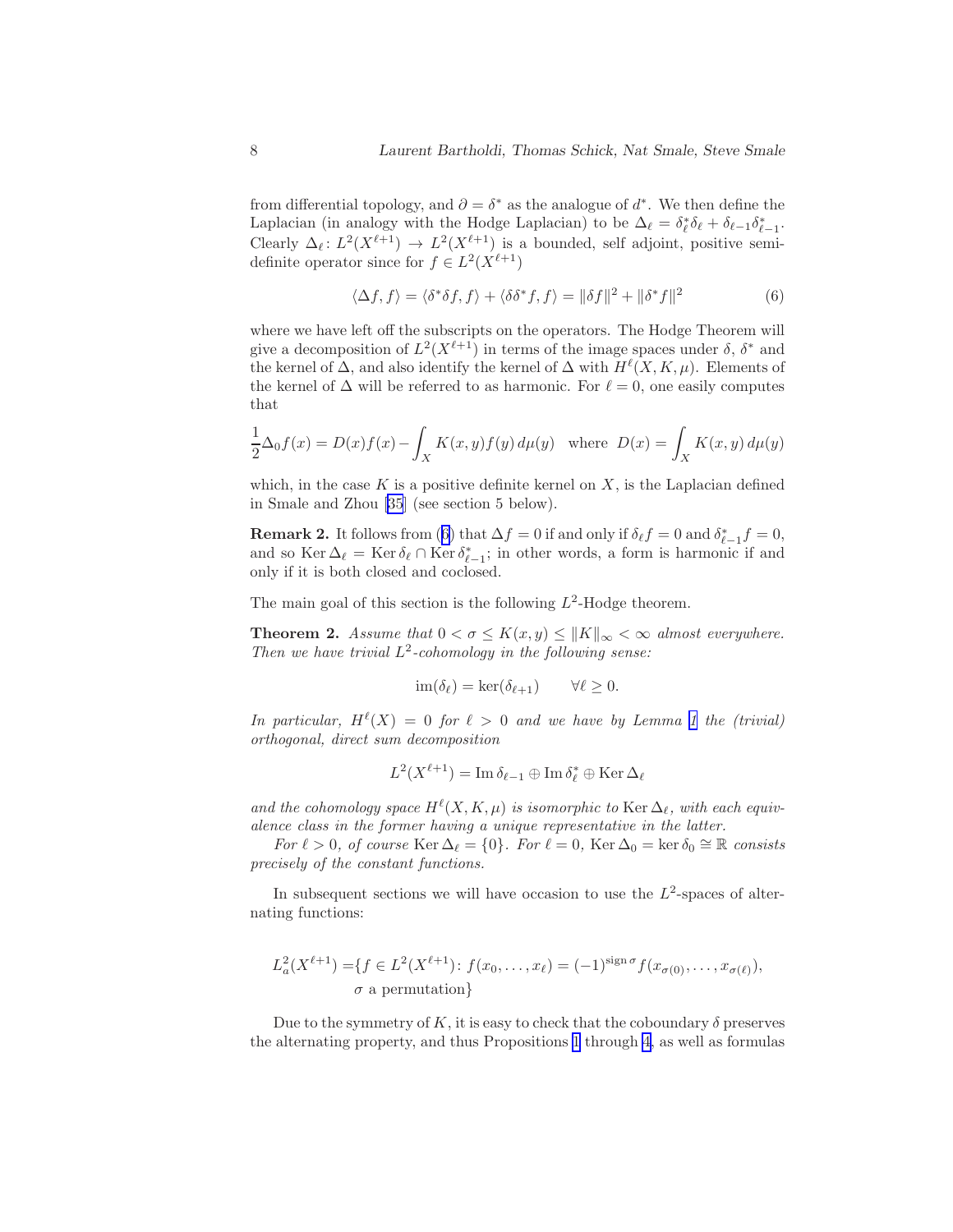from differential topology, and $\partial = \delta^*$ as the analogue of $d^*$. We then define the Laplacian (in analogy with the Hodge Laplacian) to be $\Delta_\ell = \delta_\ell^*\delta_\ell + \delta_{\ell-1}\delta_{\ell-1}^*$. Clearly $\Delta_\ell \colon L^2(X^{\ell+1}) \to L^2(X^{\ell+1})$ is a bounded, self adjoint, positive semi-definite operator since for $f \in L^2(X^{\ell+1})$

$$\langle \Delta f, f\rangle = \langle \delta^*\delta f, f\rangle + \langle \delta\delta^* f, f\rangle = \|\delta f\|^2 + \|\delta^* f\|^2 \tag{6}$$

where we have left off the subscripts on the operators. The Hodge Theorem will give a decomposition of $L^2(X^{\ell+1})$ in terms of the image spaces under $\delta$, $\delta^*$ and the kernel of $\Delta$, and also identify the kernel of $\Delta$ with $H^\ell(X, K, \mu)$. Elements of the kernel of $\Delta$ will be referred to as harmonic. For $\ell = 0$, one easily computes that

$$\frac{1}{2}\Delta_0 f(x) = D(x)f(x) - \int_X K(x,y)f(y)\,d\mu(y) \quad \text{where} \;\; D(x) = \int_X K(x,y)\,d\mu(y)$$

which, in the case $K$ is a positive definite kernel on $X$, is the Laplacian defined in Smale and Zhou [35] (see section 5 below).

**Remark 2.** It follows from (6) that $\Delta f = 0$ if and only if $\delta_\ell f = 0$ and $\delta_{\ell-1}^* f = 0$, and so $\operatorname{Ker}\Delta_\ell = \operatorname{Ker}\delta_\ell \cap \operatorname{Ker}\delta_{\ell-1}^*$; in other words, a form is harmonic if and only if it is both closed and coclosed.

The main goal of this section is the following $L^2$-Hodge theorem.

**Theorem 2.** *Assume that $0 < \sigma \le K(x,y) \le \|K\|_\infty < \infty$ almost everywhere. Then we have trivial $L^2$-cohomology in the following sense:*

$$\operatorname{im}(\delta_\ell) = \ker(\delta_{\ell+1}) \qquad \forall \ell \ge 0.$$

*In particular, $H^\ell(X) = 0$ for $\ell > 0$ and we have by Lemma 1 the (trivial) orthogonal, direct sum decomposition*

$$L^2(X^{\ell+1}) = \operatorname{Im}\delta_{\ell-1} \oplus \operatorname{Im}\delta_\ell^* \oplus \operatorname{Ker}\Delta_\ell$$

*and the cohomology space $H^\ell(X, K, \mu)$ is isomorphic to $\operatorname{Ker}\Delta_\ell$, with each equivalence class in the former having a unique representative in the latter.*

*For $\ell > 0$, of course $\operatorname{Ker}\Delta_\ell = \{0\}$. For $\ell = 0$, $\operatorname{Ker}\Delta_0 = \ker\delta_0 \cong \mathbb{R}$ consists precisely of the constant functions.*

In subsequent sections we will have occasion to use the $L^2$-spaces of alternating functions:

$$\begin{aligned} L_a^2(X^{\ell+1}) = &\{f \in L^2(X^{\ell+1})\colon f(x_0,\dots,x_\ell) = (-1)^{\operatorname{sign}\sigma} f(x_{\sigma(0)},\dots,x_{\sigma(\ell)}),\\ &\sigma \text{ a permutation}\} \end{aligned}$$

Due to the symmetry of $K$, it is easy to check that the coboundary $\delta$ preserves the alternating property, and thus Propositions 1 through 4, as well as formulas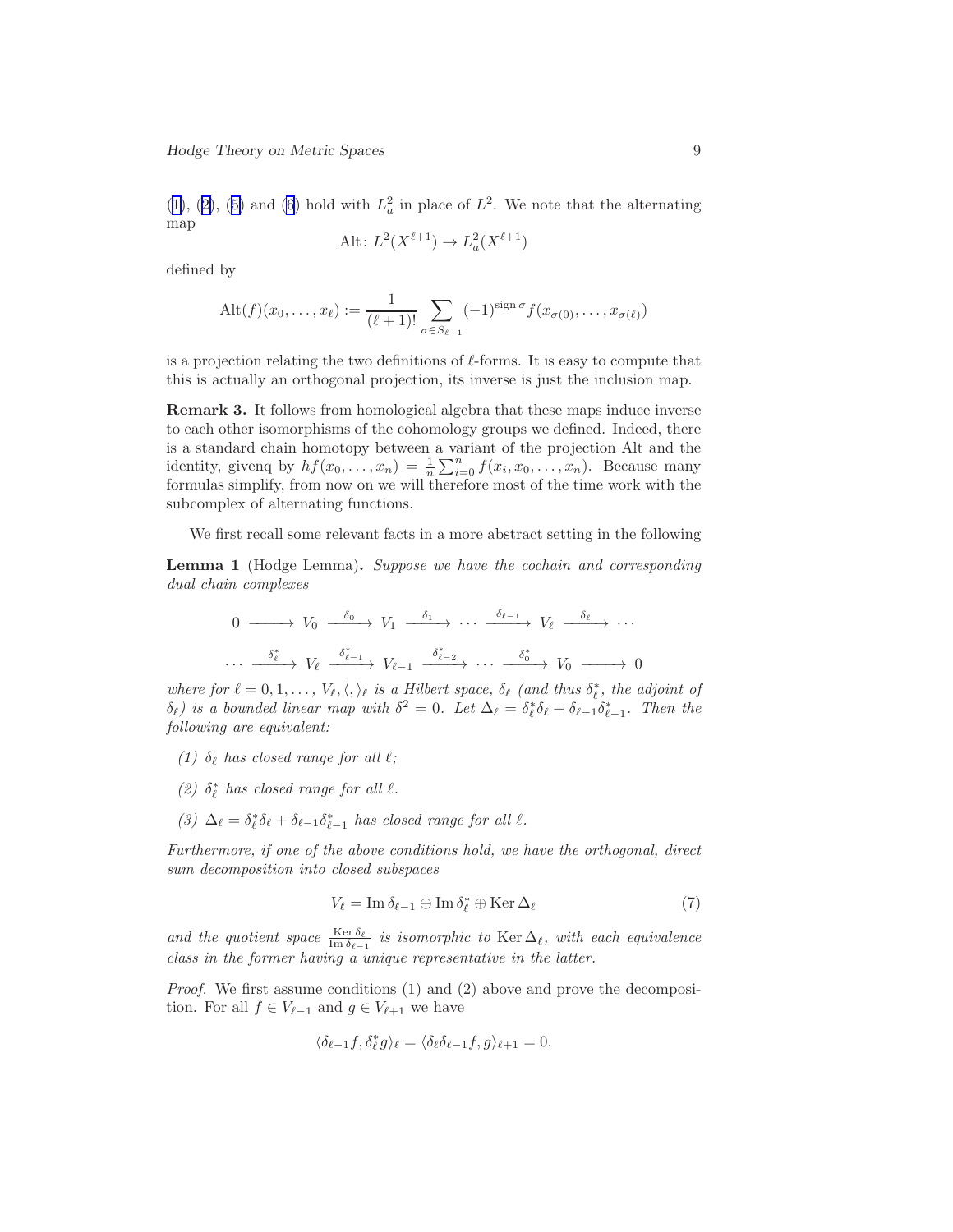(1), (2), (5) and (6) hold with $L^2_a$ in place of $L^2$. We note that the alternating map

$$\mathrm{Alt}\colon L^2(X^{\ell+1}) \to L^2_a(X^{\ell+1})$$

defined by

$$\mathrm{Alt}(f)(x_0,\ldots,x_\ell) := \frac{1}{(\ell+1)!}\sum_{\sigma\in S_{\ell+1}} (-1)^{\operatorname{sign}\sigma} f(x_{\sigma(0)},\ldots,x_{\sigma(\ell)})$$

is a projection relating the two definitions of $\ell$-forms. It is easy to compute that this is actually an orthogonal projection, its inverse is just the inclusion map.

**Remark 3.** It follows from homological algebra that these maps induce inverse to each other isomorphisms of the cohomology groups we defined. Indeed, there is a standard chain homotopy between a variant of the projection Alt and the identity, givenq by $hf(x_0,\ldots,x_n) = \frac{1}{n}\sum_{i=0}^n f(x_i,x_0,\ldots,x_n)$. Because many formulas simplify, from now on we will therefore most of the time work with the subcomplex of alternating functions.

We first recall some relevant facts in a more abstract setting in the following

**Lemma 1** (Hodge Lemma)**.** *Suppose we have the cochain and corresponding dual chain complexes*

$$0 \longrightarrow V_0 \xrightarrow{\delta_0} V_1 \xrightarrow{\delta_1} \cdots \xrightarrow{\delta_{\ell-1}} V_\ell \xrightarrow{\delta_\ell} \cdots$$

$$\cdots \xrightarrow{\delta_\ell^*} V_\ell \xrightarrow{\delta_{\ell-1}^*} V_{\ell-1} \xrightarrow{\delta_{\ell-2}^*} \cdots \xrightarrow{\delta_0^*} V_0 \longrightarrow 0$$

*where for $\ell = 0,1,\ldots$, $V_\ell, \langle,\rangle_\ell$ is a Hilbert space, $\delta_\ell$ (and thus $\delta_\ell^*$, the adjoint of $\delta_\ell$) is a bounded linear map with $\delta^2 = 0$. Let $\Delta_\ell = \delta_\ell^*\delta_\ell + \delta_{\ell-1}\delta_{\ell-1}^*$. Then the following are equivalent:*

*(1) $\delta_\ell$ has closed range for all $\ell$;*

*(2) $\delta_\ell^*$ has closed range for all $\ell$.*

*(3) $\Delta_\ell = \delta_\ell^*\delta_\ell + \delta_{\ell-1}\delta_{\ell-1}^*$ has closed range for all $\ell$.*

*Furthermore, if one of the above conditions hold, we have the orthogonal, direct sum decomposition into closed subspaces*

$$V_\ell = \operatorname{Im}\delta_{\ell-1} \oplus \operatorname{Im}\delta_\ell^* \oplus \operatorname{Ker}\Delta_\ell \tag{7}$$

*and the quotient space $\frac{\operatorname{Ker}\delta_\ell}{\operatorname{Im}\delta_{\ell-1}}$ is isomorphic to $\operatorname{Ker}\Delta_\ell$, with each equivalence class in the former having a unique representative in the latter.*

*Proof.* We first assume conditions (1) and (2) above and prove the decomposition. For all $f \in V_{\ell-1}$ and $g \in V_{\ell+1}$ we have

$$\langle \delta_{\ell-1}f, \delta_\ell^* g\rangle_\ell = \langle \delta_\ell\delta_{\ell-1}f, g\rangle_{\ell+1} = 0.$$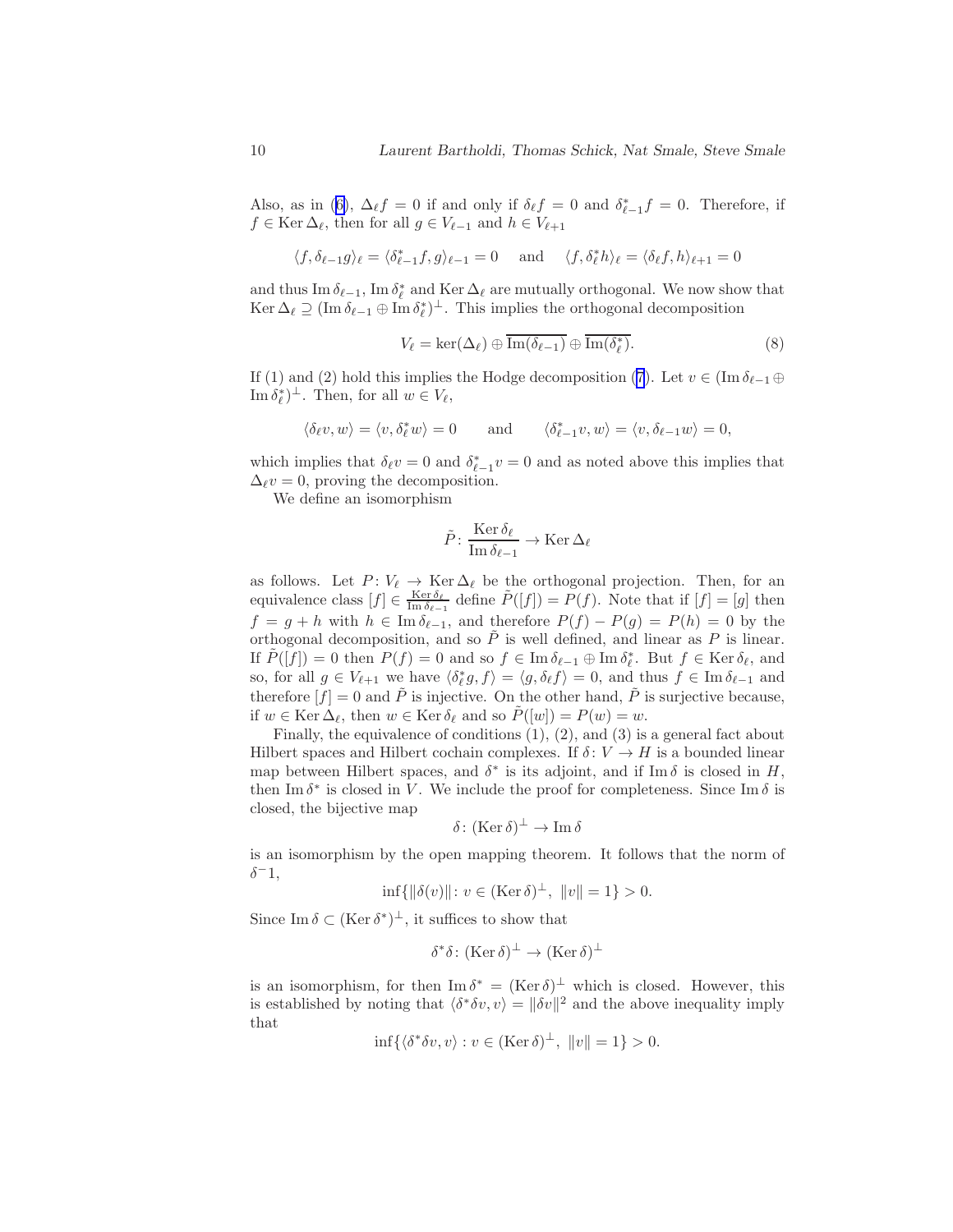Also, as in (6), $\Delta_\ell f = 0$ if and only if $\delta_\ell f = 0$ and $\delta^*_{\ell-1} f = 0$. Therefore, if $f \in \operatorname{Ker} \Delta_\ell$, then for all $g \in V_{\ell-1}$ and $h \in V_{\ell+1}$

$$\langle f, \delta_{\ell-1} g \rangle_\ell = \langle \delta^*_{\ell-1} f, g \rangle_{\ell-1} = 0 \quad \text{and} \quad \langle f, \delta^*_\ell h \rangle_\ell = \langle \delta_\ell f, h \rangle_{\ell+1} = 0$$

and thus $\operatorname{Im} \delta_{\ell-1}$, $\operatorname{Im} \delta^*_\ell$ and $\operatorname{Ker} \Delta_\ell$ are mutually orthogonal. We now show that $\operatorname{Ker} \Delta_\ell \supseteq (\operatorname{Im} \delta_{\ell-1} \oplus \operatorname{Im} \delta^*_\ell)^\perp$. This implies the orthogonal decomposition

$$V_\ell = \ker(\Delta_\ell) \oplus \overline{\operatorname{Im}(\delta_{\ell-1})} \oplus \overline{\operatorname{Im}(\delta^*_\ell)}. \tag{8}$$

If (1) and (2) hold this implies the Hodge decomposition (7). Let $v \in (\operatorname{Im} \delta_{\ell-1} \oplus \operatorname{Im} \delta^*_\ell)^\perp$. Then, for all $w \in V_\ell$,

$$\langle \delta_\ell v, w \rangle = \langle v, \delta^*_\ell w \rangle = 0 \qquad \text{and} \qquad \langle \delta^*_{\ell-1} v, w \rangle = \langle v, \delta_{\ell-1} w \rangle = 0,$$

which implies that $\delta_\ell v = 0$ and $\delta^*_{\ell-1} v = 0$ and as noted above this implies that $\Delta_\ell v = 0$, proving the decomposition.

We define an isomorphism

$$\tilde{P} \colon \frac{\operatorname{Ker} \delta_\ell}{\operatorname{Im} \delta_{\ell-1}} \to \operatorname{Ker} \Delta_\ell$$

as follows. Let $P \colon V_\ell \to \operatorname{Ker} \Delta_\ell$ be the orthogonal projection. Then, for an equivalence class $[f] \in \frac{\operatorname{Ker} \delta_\ell}{\operatorname{Im} \delta_{\ell-1}}$ define $\tilde{P}([f]) = P(f)$. Note that if $[f] = [g]$ then $f = g + h$ with $h \in \operatorname{Im} \delta_{\ell-1}$, and therefore $P(f) - P(g) = P(h) = 0$ by the orthogonal decomposition, and so $\tilde{P}$ is well defined, and linear as $P$ is linear. If $\tilde{P}([f]) = 0$ then $P(f) = 0$ and so $f \in \operatorname{Im} \delta_{\ell-1} \oplus \operatorname{Im} \delta^*_\ell$. But $f \in \operatorname{Ker} \delta_\ell$, and so, for all $g \in V_{\ell+1}$ we have $\langle \delta^*_\ell g, f \rangle = \langle g, \delta_\ell f \rangle = 0$, and thus $f \in \operatorname{Im} \delta_{\ell-1}$ and therefore $[f] = 0$ and $\tilde{P}$ is injective. On the other hand, $\tilde{P}$ is surjective because, if $w \in \operatorname{Ker} \Delta_\ell$, then $w \in \operatorname{Ker} \delta_\ell$ and so $\tilde{P}([w]) = P(w) = w$.

Finally, the equivalence of conditions (1), (2), and (3) is a general fact about Hilbert spaces and Hilbert cochain complexes. If $\delta \colon V \to H$ is a bounded linear map between Hilbert spaces, and $\delta^*$ is its adjoint, and if $\operatorname{Im} \delta$ is closed in $H$, then $\operatorname{Im} \delta^*$ is closed in $V$. We include the proof for completeness. Since $\operatorname{Im} \delta$ is closed, the bijective map

$$\delta \colon (\operatorname{Ker} \delta)^\perp \to \operatorname{Im} \delta$$

is an isomorphism by the open mapping theorem. It follows that the norm of $\delta^-1$,

$$\inf\{\|\delta(v)\| \colon v \in (\operatorname{Ker} \delta)^\perp,\ \|v\| = 1\} > 0.$$

Since $\operatorname{Im} \delta \subset (\operatorname{Ker} \delta^*)^\perp$, it suffices to show that

$$\delta^* \delta \colon (\operatorname{Ker} \delta)^\perp \to (\operatorname{Ker} \delta)^\perp$$

is an isomorphism, for then $\operatorname{Im} \delta^* = (\operatorname{Ker} \delta)^\perp$ which is closed. However, this is established by noting that $\langle \delta^* \delta v, v \rangle = \|\delta v\|^2$ and the above inequality imply that

$$\inf\{\langle \delta^* \delta v, v \rangle : v \in (\operatorname{Ker} \delta)^\perp,\ \|v\| = 1\} > 0.$$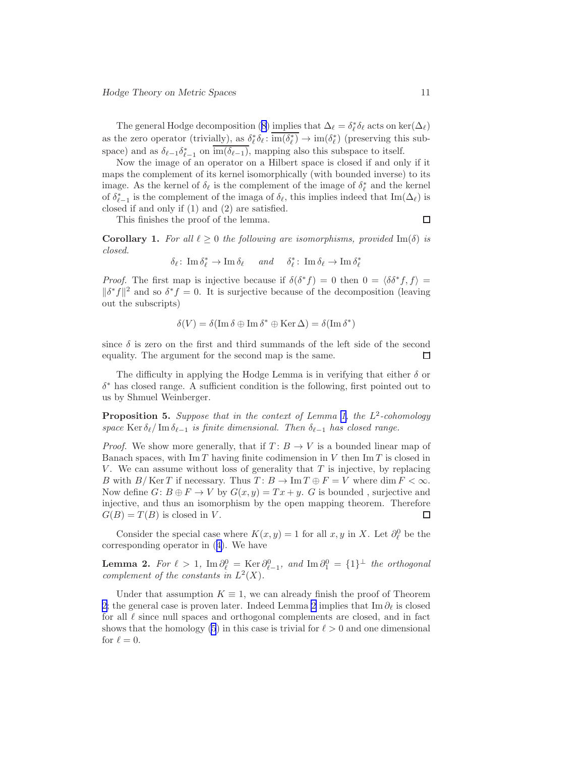The general Hodge decomposition (8) implies that $\Delta_\ell = \delta_\ell^* \delta_\ell$ acts on $\ker(\Delta_\ell)$ as the zero operator (trivially), as $\delta_\ell^*\delta_\ell \colon \overline{\operatorname{im}(\delta_\ell^*)} \to \operatorname{im}(\delta_\ell^*)$ (preserving this subspace) and as $\delta_{\ell-1}\delta_{\ell-1}^*$ on $\overline{\operatorname{im}(\delta_{\ell-1})}$, mapping also this subspace to itself.

Now the image of an operator on a Hilbert space is closed if and only if it maps the complement of its kernel isomorphically (with bounded inverse) to its image. As the kernel of $\delta_\ell$ is the complement of the image of $\delta_\ell^*$ and the kernel of $\delta_{\ell-1}^*$ is the complement of the imaga of $\delta_\ell$, this implies indeed that $\operatorname{Im}(\Delta_\ell)$ is closed if and only if (1) and (2) are satisfied.

This finishes the proof of the lemma. $\square$

**Corollary 1.** *For all $\ell \geq 0$ the following are isomorphisms, provided $\operatorname{Im}(\delta)$ is closed.*

$$\delta_\ell \colon \operatorname{Im}\delta_\ell^* \to \operatorname{Im}\delta_\ell \quad \text{ and } \quad \delta_\ell^* \colon \operatorname{Im}\delta_\ell \to \operatorname{Im}\delta_\ell^*$$

*Proof.* The first map is injective because if $\delta(\delta^* f) = 0$ then $0 = \langle \delta\delta^* f, f\rangle = \|\delta^* f\|^2$ and so $\delta^* f = 0$. It is surjective because of the decomposition (leaving out the subscripts)

$$\delta(V) = \delta(\operatorname{Im}\delta \oplus \operatorname{Im}\delta^* \oplus \operatorname{Ker}\Delta) = \delta(\operatorname{Im}\delta^*)$$

since $\delta$ is zero on the first and third summands of the left side of the second equality. The argument for the second map is the same. $\square$

The difficulty in applying the Hodge Lemma is in verifying that either $\delta$ or $\delta^*$ has closed range. A sufficient condition is the following, first pointed out to us by Shmuel Weinberger.

**Proposition 5.** *Suppose that in the context of Lemma 1, the $L^2$-cohomology space $\operatorname{Ker}\delta_\ell / \operatorname{Im}\delta_{\ell-1}$ is finite dimensional. Then $\delta_{\ell-1}$ has closed range.*

*Proof.* We show more generally, that if $T \colon B \to V$ is a bounded linear map of Banach spaces, with $\operatorname{Im} T$ having finite codimension in $V$ then $\operatorname{Im} T$ is closed in $V$. We can assume without loss of generality that $T$ is injective, by replacing $B$ with $B/\operatorname{Ker} T$ if necessary. Thus $T \colon B \to \operatorname{Im} T \oplus F = V$ where $\dim F < \infty$. Now define $G \colon B \oplus F \to V$ by $G(x, y) = Tx + y$. $G$ is bounded , surjective and injective, and thus an isomorphism by the open mapping theorem. Therefore $G(B) = T(B)$ is closed in $V$. $\square$

Consider the special case where $K(x, y) = 1$ for all $x, y$ in $X$. Let $\partial_\ell^0$ be the corresponding operator in (4). We have

**Lemma 2.** *For $\ell > 1$, $\operatorname{Im}\partial_\ell^0 = \operatorname{Ker}\partial_{\ell-1}^0$, and $\operatorname{Im}\partial_1^0 = \{1\}^\perp$ the orthogonal complement of the constants in $L^2(X)$.*

Under that assumption $K \equiv 1$, we can already finish the proof of Theorem 2; the general case is proven later. Indeed Lemma 2 implies that $\operatorname{Im}\partial_\ell$ is closed for all $\ell$ since null spaces and orthogonal complements are closed, and in fact shows that the homology (5) in this case is trivial for $\ell > 0$ and one dimensional for $\ell = 0$.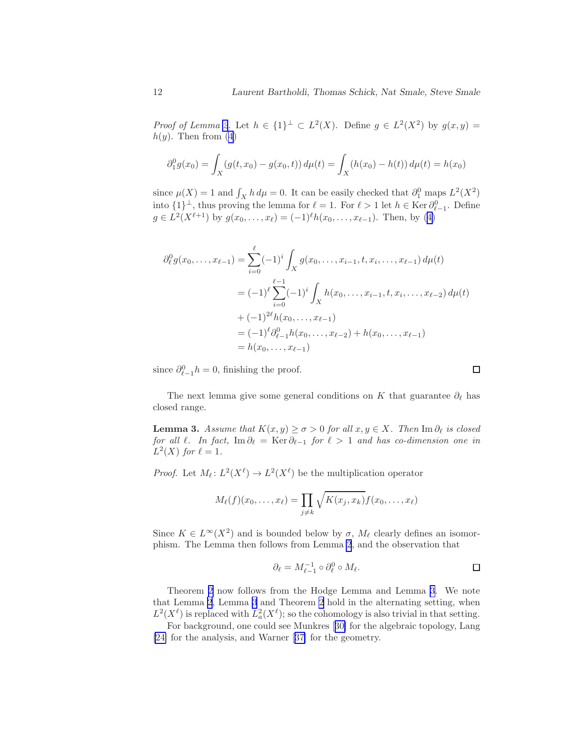*Proof of Lemma 2.* Let $h \in \{1\}^\perp \subset L^2(X)$. Define $g \in L^2(X^2)$ by $g(x,y) = h(y)$. Then from (4)

$$\partial_1^0 g(x_0) = \int_X (g(t,x_0) - g(x_0,t))\, d\mu(t) = \int_X (h(x_0) - h(t))\, d\mu(t) = h(x_0)$$

since $\mu(X) = 1$ and $\int_X h\, d\mu = 0$. It can be easily checked that $\partial_1^0$ maps $L^2(X^2)$ into $\{1\}^\perp$, thus proving the lemma for $\ell = 1$. For $\ell > 1$ let $h \in \operatorname{Ker} \partial_{\ell-1}^0$. Define $g \in L^2(X^{\ell+1})$ by $g(x_0, \ldots, x_\ell) = (-1)^\ell h(x_0, \ldots, x_{\ell-1})$. Then, by (4)

$$\begin{aligned}
\partial_\ell^0 g(x_0, \ldots, x_{\ell-1}) &= \sum_{i=0}^{\ell} (-1)^i \int_X g(x_0, \ldots, x_{i-1}, t, x_i, \ldots, x_{\ell-1})\, d\mu(t) \\
&= (-1)^\ell \sum_{i=0}^{\ell-1} (-1)^i \int_X h(x_0, \ldots, x_{i-1}, t, x_i, \ldots, x_{\ell-2})\, d\mu(t) \\
&+ (-1)^{2\ell} h(x_0, \ldots, x_{\ell-1}) \\
&= (-1)^\ell \partial_{\ell-1}^0 h(x_0, \ldots, x_{\ell-2}) + h(x_0, \ldots, x_{\ell-1}) \\
&= h(x_0, \ldots, x_{\ell-1})
\end{aligned}$$

since $\partial_{\ell-1}^0 h = 0$, finishing the proof. □

The next lemma give some general conditions on $K$ that guarantee $\partial_\ell$ has closed range.

**Lemma 3.** *Assume that $K(x,y) \geq \sigma > 0$ for all $x, y \in X$. Then $\operatorname{Im} \partial_\ell$ is closed for all $\ell$. In fact, $\operatorname{Im} \partial_\ell = \operatorname{Ker} \partial_{\ell-1}$ for $\ell > 1$ and has co-dimension one in $L^2(X)$ for $\ell = 1$.*

*Proof.* Let $M_\ell \colon L^2(X^\ell) \to L^2(X^\ell)$ be the multiplication operator

$$M_\ell(f)(x_0, \ldots, x_\ell) = \prod_{j \neq k} \sqrt{K(x_j, x_k)} f(x_0, \ldots, x_\ell)$$

Since $K \in L^\infty(X^2)$ and is bounded below by $\sigma$, $M_\ell$ clearly defines an isomorphism. The Lemma then follows from Lemma 2, and the observation that

$$\partial_\ell = M_{\ell-1}^{-1} \circ \partial_\ell^0 \circ M_\ell.$$

□

Theorem 2 now follows from the Hodge Lemma and Lemma 3. We note that Lemma 2, Lemma 3 and Theorem 2 hold in the alternating setting, when $L^2(X^\ell)$ is replaced with $L_a^2(X^\ell)$; so the cohomology is also trivial in that setting.

For background, one could see Munkres [30] for the algebraic topology, Lang [24] for the analysis, and Warner [37] for the geometry.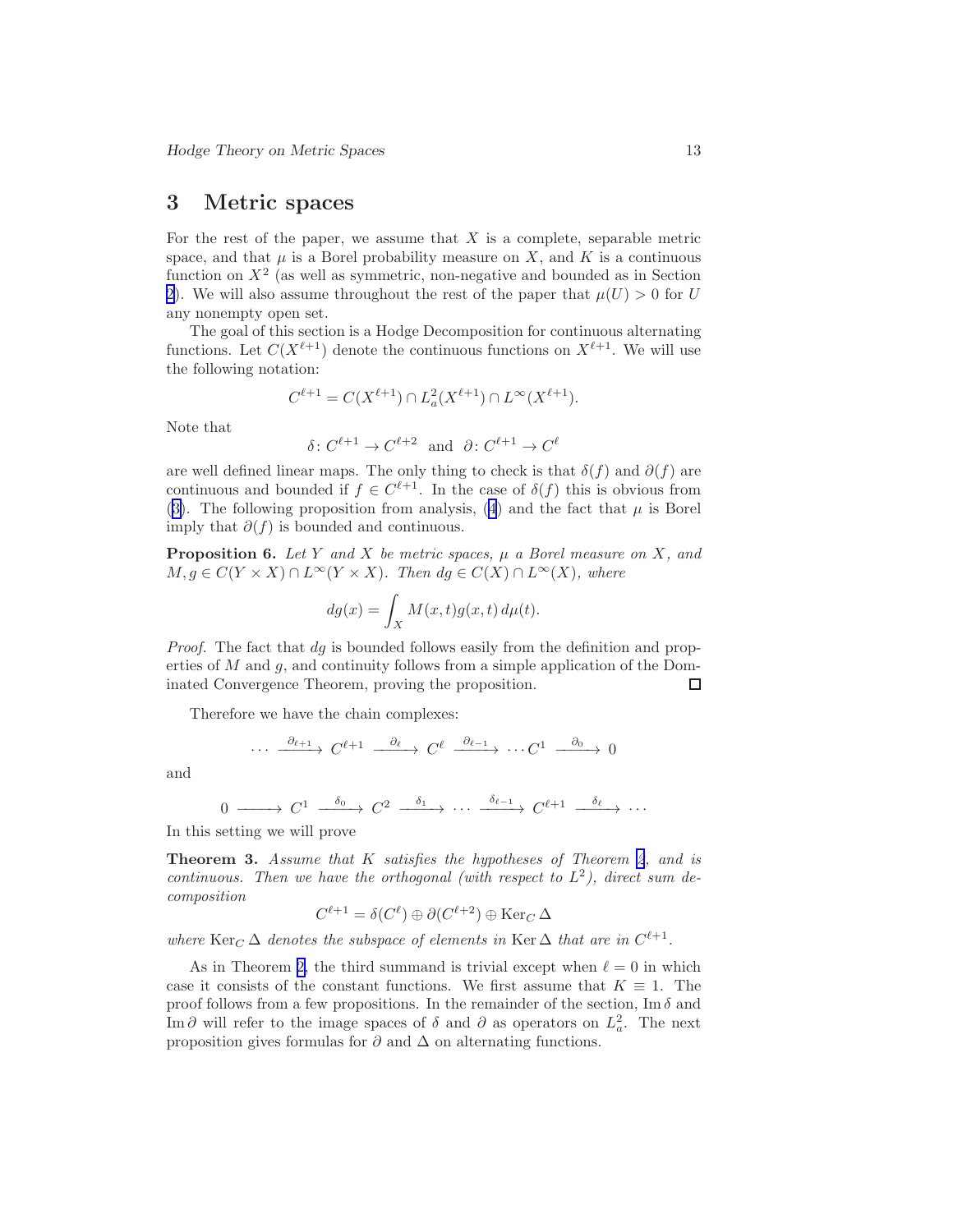## 3 Metric spaces

For the rest of the paper, we assume that $X$ is a complete, separable metric space, and that $\mu$ is a Borel probability measure on $X$, and $K$ is a continuous function on $X^2$ (as well as symmetric, non-negative and bounded as in Section 2). We will also assume throughout the rest of the paper that $\mu(U) > 0$ for $U$ any nonempty open set.

The goal of this section is a Hodge Decomposition for continuous alternating functions. Let $C(X^{\ell+1})$ denote the continuous functions on $X^{\ell+1}$. We will use the following notation:

$$C^{\ell+1} = C(X^{\ell+1}) \cap L^2_a(X^{\ell+1}) \cap L^\infty(X^{\ell+1}).$$

Note that

$$\delta\colon C^{\ell+1} \to C^{\ell+2} \quad \text{and} \quad \partial\colon C^{\ell+1} \to C^{\ell}$$

are well defined linear maps. The only thing to check is that $\delta(f)$ and $\partial(f)$ are continuous and bounded if $f \in C^{\ell+1}$. In the case of $\delta(f)$ this is obvious from (3). The following proposition from analysis, (4) and the fact that $\mu$ is Borel imply that $\partial(f)$ is bounded and continuous.

**Proposition 6.** *Let $Y$ and $X$ be metric spaces, $\mu$ a Borel measure on $X$, and $M, g \in C(Y \times X) \cap L^\infty(Y \times X)$. Then $dg \in C(X) \cap L^\infty(X)$, where*

$$dg(x) = \int_X M(x,t) g(x,t)\, d\mu(t).$$

*Proof.* The fact that $dg$ is bounded follows easily from the definition and properties of $M$ and $g$, and continuity follows from a simple application of the Dominated Convergence Theorem, proving the proposition. $\square$

Therefore we have the chain complexes:

$$\cdots \xrightarrow{\partial_{\ell+1}} C^{\ell+1} \xrightarrow{\partial_\ell} C^\ell \xrightarrow{\partial_{\ell-1}} \cdots C^1 \xrightarrow{\partial_0} 0$$

and

$$0 \longrightarrow C^1 \xrightarrow{\delta_0} C^2 \xrightarrow{\delta_1} \cdots \xrightarrow{\delta_{\ell-1}} C^{\ell+1} \xrightarrow{\delta_\ell} \cdots$$

In this setting we will prove

**Theorem 3.** *Assume that $K$ satisfies the hypotheses of Theorem 2, and is continuous. Then we have the orthogonal (with respect to $L^2$), direct sum decomposition*

$$C^{\ell+1} = \delta(C^\ell) \oplus \partial(C^{\ell+2}) \oplus \operatorname{Ker}_C \Delta$$

*where $\operatorname{Ker}_C \Delta$ denotes the subspace of elements in $\operatorname{Ker} \Delta$ that are in $C^{\ell+1}$.*

As in Theorem 2, the third summand is trivial except when $\ell = 0$ in which case it consists of the constant functions. We first assume that $K \equiv 1$. The proof follows from a few propositions. In the remainder of the section, $\operatorname{Im} \delta$ and $\operatorname{Im} \partial$ will refer to the image spaces of $\delta$ and $\partial$ as operators on $L^2_a$. The next proposition gives formulas for $\partial$ and $\Delta$ on alternating functions.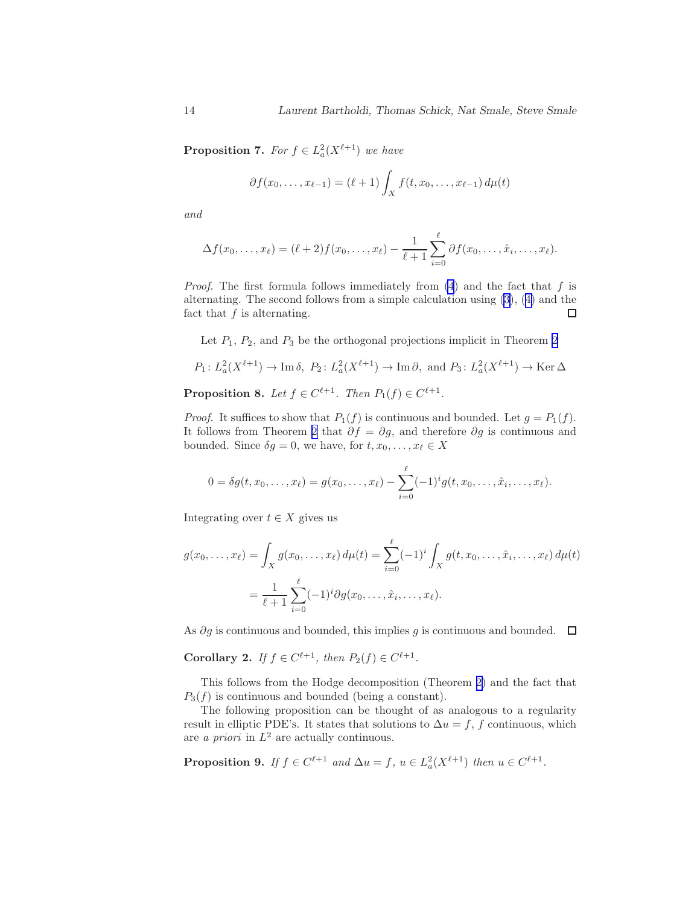**Proposition 7.** *For $f \in L_a^2(X^{\ell+1})$ we have*

$$\partial f(x_0, \dots, x_{\ell-1}) = (\ell+1) \int_X f(t, x_0, \dots, x_{\ell-1})\, d\mu(t)$$

*and*

$$\Delta f(x_0, \dots, x_\ell) = (\ell+2) f(x_0, \dots, x_\ell) - \frac{1}{\ell+1} \sum_{i=0}^{\ell} \partial f(x_0, \dots, \hat{x}_i, \dots, x_\ell).$$

*Proof.* The first formula follows immediately from (4) and the fact that $f$ is alternating. The second follows from a simple calculation using (3), (4) and the fact that $f$ is alternating. □

Let $P_1$, $P_2$, and $P_3$ be the orthogonal projections implicit in Theorem 2

$$P_1 \colon L_a^2(X^{\ell+1}) \to \operatorname{Im} \delta,\ P_2 \colon L_a^2(X^{\ell+1}) \to \operatorname{Im} \partial,\ \text{and}\ P_3 \colon L_a^2(X^{\ell+1}) \to \operatorname{Ker} \Delta$$

**Proposition 8.** *Let $f \in C^{\ell+1}$. Then $P_1(f) \in C^{\ell+1}$.*

*Proof.* It suffices to show that $P_1(f)$ is continuous and bounded. Let $g = P_1(f)$. It follows from Theorem 2 that $\partial f = \partial g$, and therefore $\partial g$ is continuous and bounded. Since $\delta g = 0$, we have, for $t, x_0, \dots, x_\ell \in X$

$$0 = \delta g(t, x_0, \dots, x_\ell) = g(x_0, \dots, x_\ell) - \sum_{i=0}^{\ell} (-1)^i g(t, x_0, \dots, \hat{x}_i, \dots, x_\ell).$$

Integrating over $t \in X$ gives us

$$\begin{aligned}
g(x_0, \dots, x_\ell) = \int_X g(x_0, \dots, x_\ell)\, d\mu(t) &= \sum_{i=0}^{\ell} (-1)^i \int_X g(t, x_0, \dots, \hat{x}_i, \dots, x_\ell)\, d\mu(t) \\
&= \frac{1}{\ell+1} \sum_{i=0}^{\ell} (-1)^i \partial g(x_0, \dots, \hat{x}_i, \dots, x_\ell).
\end{aligned}$$

As $\partial g$ is continuous and bounded, this implies $g$ is continuous and bounded. □

**Corollary 2.** *If $f \in C^{\ell+1}$, then $P_2(f) \in C^{\ell+1}$.*

This follows from the Hodge decomposition (Theorem 2) and the fact that $P_3(f)$ is continuous and bounded (being a constant).

The following proposition can be thought of as analogous to a regularity result in elliptic PDE's. It states that solutions to $\Delta u = f$, $f$ continuous, which are *a priori* in $L^2$ are actually continuous.

**Proposition 9.** *If $f \in C^{\ell+1}$ and $\Delta u = f$, $u \in L_a^2(X^{\ell+1})$ then $u \in C^{\ell+1}$.*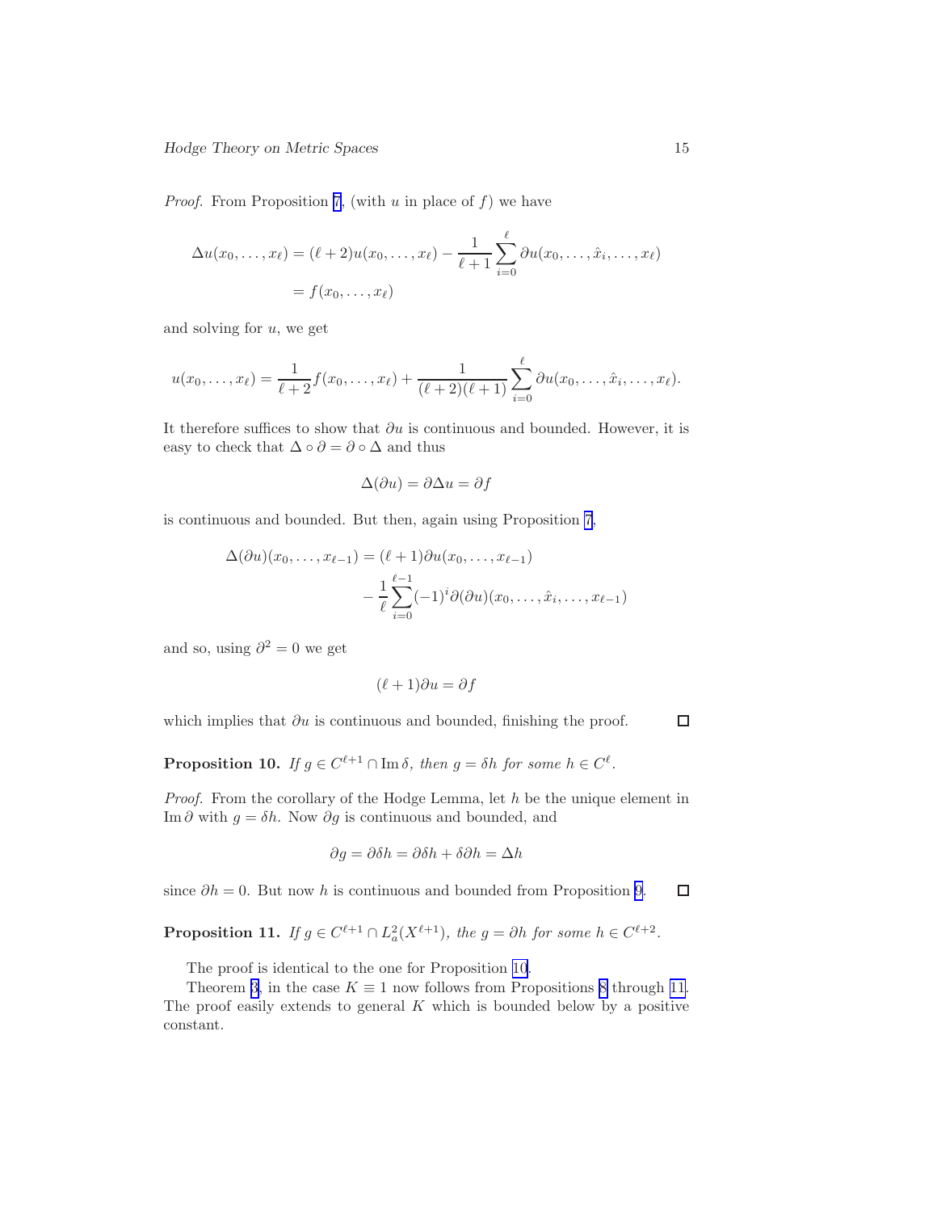*Proof.* From Proposition 7, (with $u$ in place of $f$) we have

$$\Delta u(x_0,\ldots,x_\ell) = (\ell+2)u(x_0,\ldots,x_\ell) - \frac{1}{\ell+1}\sum_{i=0}^{\ell} \partial u(x_0,\ldots,\hat{x}_i,\ldots,x_\ell)$$
$$= f(x_0,\ldots,x_\ell)$$

and solving for $u$, we get

$$u(x_0,\ldots,x_\ell) = \frac{1}{\ell+2}f(x_0,\ldots,x_\ell) + \frac{1}{(\ell+2)(\ell+1)}\sum_{i=0}^{\ell} \partial u(x_0,\ldots,\hat{x}_i,\ldots,x_\ell).$$

It therefore suffices to show that $\partial u$ is continuous and bounded. However, it is easy to check that $\Delta \circ \partial = \partial \circ \Delta$ and thus

$$\Delta(\partial u) = \partial \Delta u = \partial f$$

is continuous and bounded. But then, again using Proposition 7,

$$\Delta(\partial u)(x_0,\ldots,x_{\ell-1}) = (\ell+1)\partial u(x_0,\ldots,x_{\ell-1})$$
$$- \frac{1}{\ell}\sum_{i=0}^{\ell-1}(-1)^i \partial(\partial u)(x_0,\ldots,\hat{x}_i,\ldots,x_{\ell-1})$$

and so, using $\partial^2 = 0$ we get

$$(\ell+1)\partial u = \partial f$$

which implies that $\partial u$ is continuous and bounded, finishing the proof. ∎

**Proposition 10.** *If $g \in C^{\ell+1} \cap \operatorname{Im}\delta$, then $g = \delta h$ for some $h \in C^\ell$.*

*Proof.* From the corollary of the Hodge Lemma, let $h$ be the unique element in $\operatorname{Im}\partial$ with $g = \delta h$. Now $\partial g$ is continuous and bounded, and

$$\partial g = \partial \delta h = \partial \delta h + \delta \partial h = \Delta h$$

since $\partial h = 0$. But now $h$ is continuous and bounded from Proposition 9. ∎

**Proposition 11.** *If $g \in C^{\ell+1} \cap L^2_a(X^{\ell+1})$, the $g = \partial h$ for some $h \in C^{\ell+2}$.*

The proof is identical to the one for Proposition 10.

Theorem 3, in the case $K \equiv 1$ now follows from Propositions 8 through 11. The proof easily extends to general $K$ which is bounded below by a positive constant.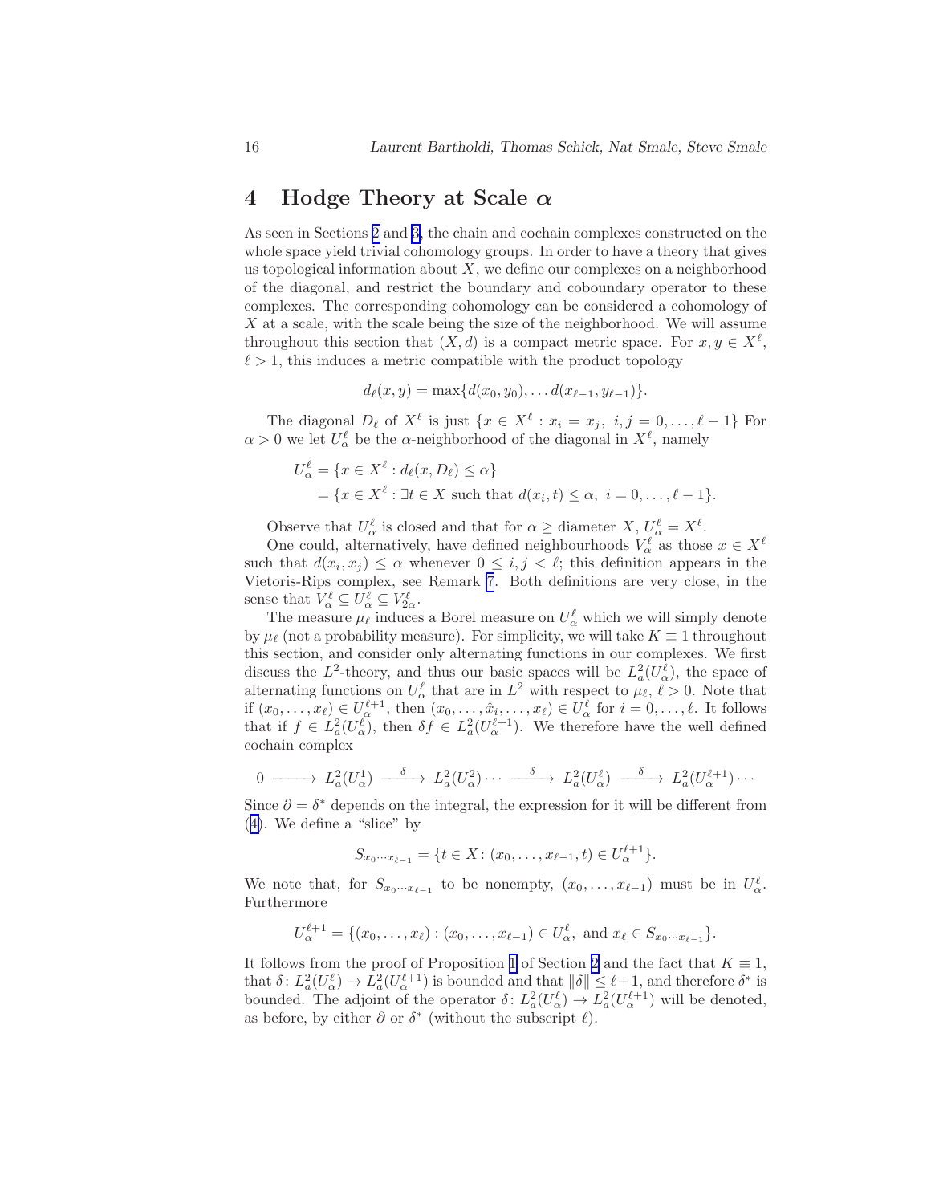## 4 Hodge Theory at Scale $\alpha$

As seen in Sections 2 and 3, the chain and cochain complexes constructed on the whole space yield trivial cohomology groups. In order to have a theory that gives us topological information about $X$, we define our complexes on a neighborhood of the diagonal, and restrict the boundary and coboundary operator to these complexes. The corresponding cohomology can be considered a cohomology of $X$ at a scale, with the scale being the size of the neighborhood. We will assume throughout this section that $(X, d)$ is a compact metric space. For $x, y \in X^\ell$, $\ell > 1$, this induces a metric compatible with the product topology

$$d_\ell(x, y) = \max\{d(x_0, y_0), \dots d(x_{\ell-1}, y_{\ell-1})\}.$$

The diagonal $D_\ell$ of $X^\ell$ is just $\{x \in X^\ell : x_i = x_j,\ i, j = 0, \dots, \ell - 1\}$ For $\alpha > 0$ we let $U^\ell_\alpha$ be the $\alpha$-neighborhood of the diagonal in $X^\ell$, namely

$$\begin{aligned}
U^\ell_\alpha &= \{x \in X^\ell : d_\ell(x, D_\ell) \le \alpha\} \\
&= \{x \in X^\ell : \exists t \in X \text{ such that } d(x_i, t) \le \alpha,\ i = 0, \dots, \ell - 1\}.
\end{aligned}$$

Observe that $U^\ell_\alpha$ is closed and that for $\alpha \ge$ diameter $X$, $U^\ell_\alpha = X^\ell$.

One could, alternatively, have defined neighbourhoods $V^\ell_\alpha$ as those $x \in X^\ell$ such that $d(x_i, x_j) \le \alpha$ whenever $0 \le i, j < \ell$; this definition appears in the Vietoris-Rips complex, see Remark 7. Both definitions are very close, in the sense that $V^\ell_\alpha \subseteq U^\ell_\alpha \subseteq V^\ell_{2\alpha}$.

The measure $\mu_\ell$ induces a Borel measure on $U^\ell_\alpha$ which we will simply denote by $\mu_\ell$ (not a probability measure). For simplicity, we will take $K \equiv 1$ throughout this section, and consider only alternating functions in our complexes. We first discuss the $L^2$-theory, and thus our basic spaces will be $L^2_a(U^\ell_\alpha)$, the space of alternating functions on $U^\ell_\alpha$ that are in $L^2$ with respect to $\mu_\ell$, $\ell > 0$. Note that if $(x_0, \dots, x_\ell) \in U^{\ell+1}_\alpha$, then $(x_0, \dots, \hat{x}_i, \dots, x_\ell) \in U^\ell_\alpha$ for $i = 0, \dots, \ell$. It follows that if $f \in L^2_a(U^\ell_\alpha)$, then $\delta f \in L^2_a(U^{\ell+1}_\alpha)$. We therefore have the well defined cochain complex

$$0 \longrightarrow L^2_a(U^1_\alpha) \xrightarrow{\ \delta\ } L^2_a(U^2_\alpha) \cdots \xrightarrow{\ \delta\ } L^2_a(U^\ell_\alpha) \xrightarrow{\ \delta\ } L^2_a(U^{\ell+1}_\alpha) \cdots$$

Since $\partial = \delta^*$ depends on the integral, the expression for it will be different from (4). We define a "slice" by

$$S_{x_0 \cdots x_{\ell-1}} = \{t \in X : (x_0, \dots, x_{\ell-1}, t) \in U^{\ell+1}_\alpha\}.$$

We note that, for $S_{x_0 \cdots x_{\ell-1}}$ to be nonempty, $(x_0, \dots, x_{\ell-1})$ must be in $U^\ell_\alpha$. Furthermore

$$U^{\ell+1}_\alpha = \{(x_0, \dots, x_\ell) : (x_0, \dots, x_{\ell-1}) \in U^\ell_\alpha, \text{ and } x_\ell \in S_{x_0 \cdots x_{\ell-1}}\}.$$

It follows from the proof of Proposition 1 of Section 2 and the fact that $K \equiv 1$, that $\delta \colon L^2_a(U^\ell_\alpha) \to L^2_a(U^{\ell+1}_\alpha)$ is bounded and that $\|\delta\| \le \ell + 1$, and therefore $\delta^*$ is bounded. The adjoint of the operator $\delta \colon L^2_a(U^\ell_\alpha) \to L^2_a(U^{\ell+1}_\alpha)$ will be denoted, as before, by either $\partial$ or $\delta^*$ (without the subscript $\ell$).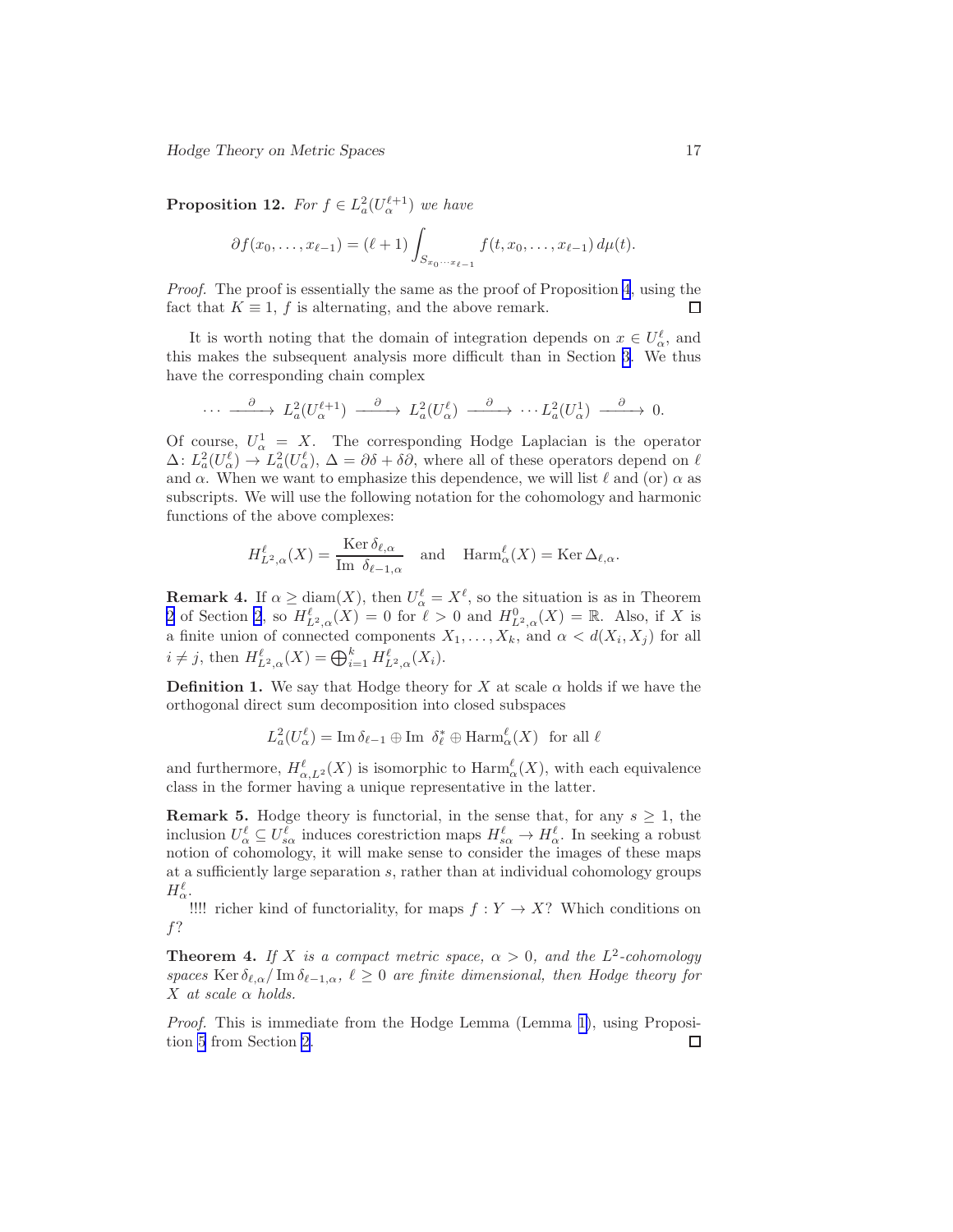**Proposition 12.** *For $f \in L^2_a(U^{\ell+1}_\alpha)$ we have*

$$\partial f(x_0, \ldots, x_{\ell-1}) = (\ell+1) \int_{S_{x_0 \cdots x_{\ell-1}}} f(t, x_0, \ldots, x_{\ell-1})\, d\mu(t).$$

*Proof.* The proof is essentially the same as the proof of Proposition 4, using the fact that $K \equiv 1$, $f$ is alternating, and the above remark. □

It is worth noting that the domain of integration depends on $x \in U^\ell_\alpha$, and this makes the subsequent analysis more difficult than in Section 3. We thus have the corresponding chain complex

$$\cdots \xrightarrow{\ \partial\ } L^2_a(U^{\ell+1}_\alpha) \xrightarrow{\ \partial\ } L^2_a(U^\ell_\alpha) \xrightarrow{\ \partial\ } \cdots L^2_a(U^1_\alpha) \xrightarrow{\ \partial\ } 0.$$

Of course, $U^1_\alpha = X$. The corresponding Hodge Laplacian is the operator $\Delta\colon L^2_a(U^\ell_\alpha) \to L^2_a(U^\ell_\alpha)$, $\Delta = \partial\delta + \delta\partial$, where all of these operators depend on $\ell$ and $\alpha$. When we want to emphasize this dependence, we will list $\ell$ and (or) $\alpha$ as subscripts. We will use the following notation for the cohomology and harmonic functions of the above complexes:

$$H^\ell_{L^2,\alpha}(X) = \frac{\operatorname{Ker} \delta_{\ell,\alpha}}{\operatorname{Im}\ \delta_{\ell-1,\alpha}} \quad \text{and} \quad \operatorname{Harm}^\ell_\alpha(X) = \operatorname{Ker} \Delta_{\ell,\alpha}.$$

**Remark 4.** If $\alpha \geq \operatorname{diam}(X)$, then $U^\ell_\alpha = X^\ell$, so the situation is as in Theorem 2 of Section 2, so $H^\ell_{L^2,\alpha}(X) = 0$ for $\ell > 0$ and $H^0_{L^2,\alpha}(X) = \mathbb{R}$. Also, if $X$ is a finite union of connected components $X_1, \ldots, X_k$, and $\alpha < d(X_i, X_j)$ for all $i \neq j$, then $H^\ell_{L^2,\alpha}(X) = \bigoplus_{i=1}^k H^\ell_{L^2,\alpha}(X_i)$.

**Definition 1.** We say that Hodge theory for $X$ at scale $\alpha$ holds if we have the orthogonal direct sum decomposition into closed subspaces

$$L^2_a(U^\ell_\alpha) = \operatorname{Im} \delta_{\ell-1} \oplus \operatorname{Im}\ \delta^*_\ell \oplus \operatorname{Harm}^\ell_\alpha(X) \ \text{ for all } \ell$$

and furthermore, $H^\ell_{\alpha,L^2}(X)$ is isomorphic to $\operatorname{Harm}^\ell_\alpha(X)$, with each equivalence class in the former having a unique representative in the latter.

**Remark 5.** Hodge theory is functorial, in the sense that, for any $s \geq 1$, the inclusion $U^\ell_\alpha \subseteq U^\ell_{s\alpha}$ induces corestriction maps $H^\ell_{s\alpha} \to H^\ell_\alpha$. In seeking a robust notion of cohomology, it will make sense to consider the images of these maps at a sufficiently large separation $s$, rather than at individual cohomology groups $H^\ell_\alpha$.

!!!! richer kind of functoriality, for maps $f : Y \to X$? Which conditions on $f$?

**Theorem 4.** *If $X$ is a compact metric space, $\alpha > 0$, and the $L^2$-cohomology spaces $\operatorname{Ker} \delta_{\ell,\alpha}/\operatorname{Im} \delta_{\ell-1,\alpha}$, $\ell \geq 0$ are finite dimensional, then Hodge theory for $X$ at scale $\alpha$ holds.*

*Proof.* This is immediate from the Hodge Lemma (Lemma 1), using Proposition 5 from Section 2. □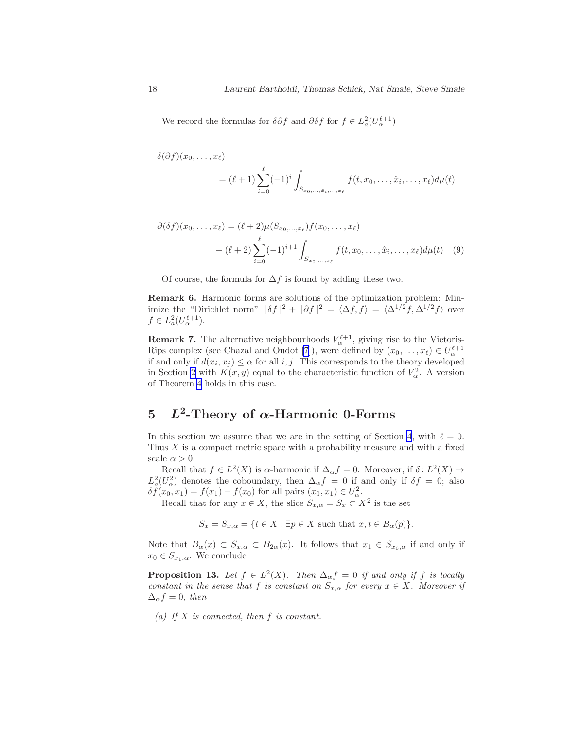We record the formulas for $\delta\partial f$ and $\partial\delta f$ for $f \in L^2_a(U_\alpha^{\ell+1})$

$$
\begin{aligned}
\delta(\partial f)(x_0, \dots, x_\ell) \\
&= (\ell+1) \sum_{i=0}^{\ell} (-1)^i \int_{S_{x_0,\dots,\hat{x}_i,\dots,x_\ell}} f(t, x_0, \dots, \hat{x}_i, \dots, x_\ell) d\mu(t)
\end{aligned}
$$

$$
\begin{aligned}
\partial(\delta f)(x_0, \dots, x_\ell) &= (\ell+2)\mu(S_{x_0,\dots,x_\ell}) f(x_0, \dots, x_\ell) \\
&\quad + (\ell+2) \sum_{i=0}^{\ell} (-1)^{i+1} \int_{S_{x_0,\dots,x_\ell}} f(t, x_0, \dots, \hat{x}_i, \dots, x_\ell) d\mu(t) \qquad (9)
\end{aligned}
$$

Of course, the formula for $\Delta f$ is found by adding these two.

**Remark 6.** Harmonic forms are solutions of the optimization problem: Minimize the "Dirichlet norm" $\|\delta f\|^2 + \|\partial f\|^2 = \langle \Delta f, f \rangle = \langle \Delta^{1/2} f, \Delta^{1/2} f \rangle$ over $f \in L^2_a(U_\alpha^{\ell+1})$.

**Remark 7.** The alternative neighbourhoods $V_\alpha^{\ell+1}$, giving rise to the Vietoris-Rips complex (see Chazal and Oudot [7]), were defined by $(x_0, \dots, x_\ell) \in U_\alpha^{\ell+1}$ if and only if $d(x_i, x_j) \le \alpha$ for all $i, j$. This corresponds to the theory developed in Section 2 with $K(x, y)$ equal to the characteristic function of $V_\alpha^2$. A version of Theorem 4 holds in this case.

## 5 $L^2$-Theory of $\alpha$-Harmonic 0-Forms

In this section we assume that we are in the setting of Section 4, with $\ell = 0$. Thus $X$ is a compact metric space with a probability measure and with a fixed scale $\alpha > 0$.

Recall that $f \in L^2(X)$ is $\alpha$-harmonic if $\Delta_\alpha f = 0$. Moreover, if $\delta \colon L^2(X) \to L^2_a(U_\alpha^2)$ denotes the coboundary, then $\Delta_\alpha f = 0$ if and only if $\delta f = 0$; also $\delta f(x_0, x_1) = f(x_1) - f(x_0)$ for all pairs $(x_0, x_1) \in U_\alpha^2$.

Recall that for any $x \in X$, the slice $S_{x,\alpha} = S_x \subset X^2$ is the set

$$
S_x = S_{x,\alpha} = \{t \in X : \exists p \in X \text{ such that } x, t \in B_\alpha(p)\}.
$$

Note that $B_\alpha(x) \subset S_{x,\alpha} \subset B_{2\alpha}(x)$. It follows that $x_1 \in S_{x_0,\alpha}$ if and only if $x_0 \in S_{x_1,\alpha}$. We conclude

**Proposition 13.** *Let $f \in L^2(X)$. Then $\Delta_\alpha f = 0$ if and only if $f$ is locally constant in the sense that $f$ is constant on $S_{x,\alpha}$ for every $x \in X$. Moreover if $\Delta_\alpha f = 0$, then*

*(a) If $X$ is connected, then $f$ is constant.*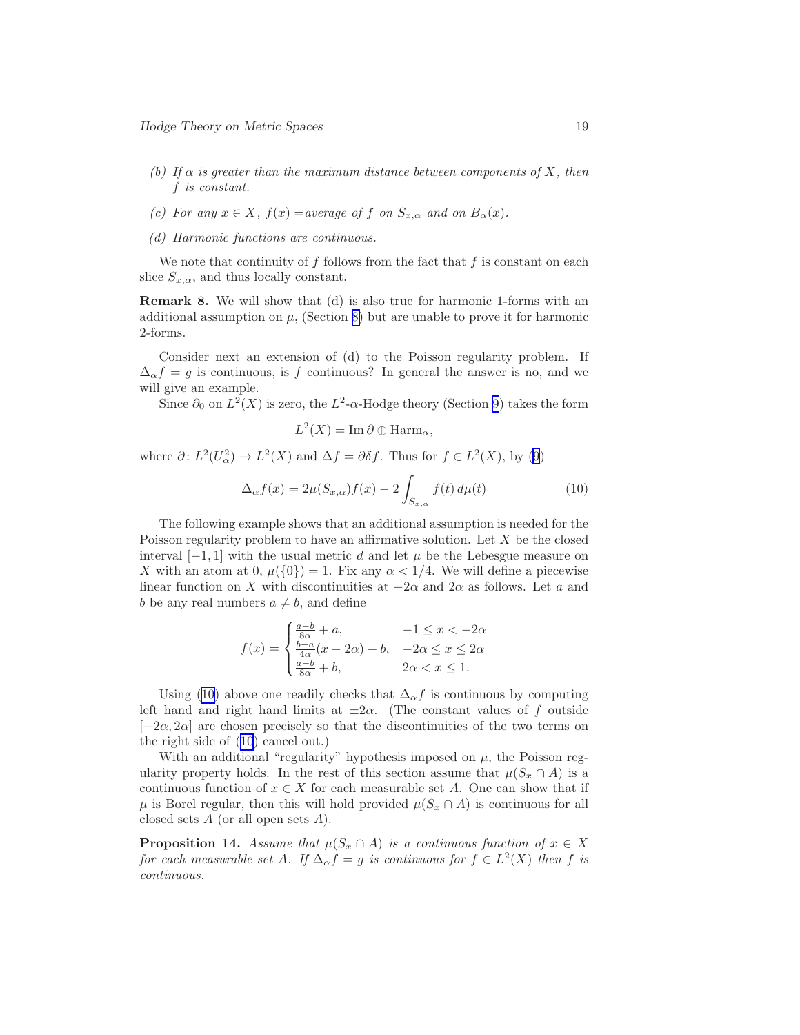*(b) If $\alpha$ is greater than the maximum distance between components of $X$, then $f$ is constant.*

*(c) For any $x \in X$, $f(x) =$average of $f$ on $S_{x,\alpha}$ and on $B_\alpha(x)$.*

*(d) Harmonic functions are continuous.*

We note that continuity of $f$ follows from the fact that $f$ is constant on each slice $S_{x,\alpha}$, and thus locally constant.

**Remark 8.** We will show that (d) is also true for harmonic 1-forms with an additional assumption on $\mu$, (Section 8) but are unable to prove it for harmonic 2-forms.

Consider next an extension of (d) to the Poisson regularity problem. If $\Delta_\alpha f = g$ is continuous, is $f$ continuous? In general the answer is no, and we will give an example.

Since $\partial_0$ on $L^2(X)$ is zero, the $L^2$-$\alpha$-Hodge theory (Section 9) takes the form

$$L^2(X) = \operatorname{Im} \partial \oplus \operatorname{Harm}_\alpha,$$

where $\partial \colon L^2(U^2_\alpha) \to L^2(X)$ and $\Delta f = \partial \delta f$. Thus for $f \in L^2(X)$, by (9)

$$\Delta_\alpha f(x) = 2\mu(S_{x,\alpha}) f(x) - 2 \int_{S_{x,\alpha}} f(t)\, d\mu(t) \tag{10}$$

The following example shows that an additional assumption is needed for the Poisson regularity problem to have an affirmative solution. Let $X$ be the closed interval $[-1, 1]$ with the usual metric $d$ and let $\mu$ be the Lebesgue measure on $X$ with an atom at 0, $\mu(\{0\}) = 1$. Fix any $\alpha < 1/4$. We will define a piecewise linear function on $X$ with discontinuities at $-2\alpha$ and $2\alpha$ as follows. Let $a$ and $b$ be any real numbers $a \neq b$, and define

$$f(x) = \begin{cases} \frac{a-b}{8\alpha} + a, & -1 \le x < -2\alpha \\ \frac{b-a}{4\alpha}(x - 2\alpha) + b, & -2\alpha \le x \le 2\alpha \\ \frac{a-b}{8\alpha} + b, & 2\alpha < x \le 1. \end{cases}$$

Using (10) above one readily checks that $\Delta_\alpha f$ is continuous by computing left hand and right hand limits at $\pm 2\alpha$. (The constant values of $f$ outside $[-2\alpha, 2\alpha]$ are chosen precisely so that the discontinuities of the two terms on the right side of (10) cancel out.)

With an additional "regularity" hypothesis imposed on $\mu$, the Poisson regularity property holds. In the rest of this section assume that $\mu(S_x \cap A)$ is a continuous function of $x \in X$ for each measurable set $A$. One can show that if $\mu$ is Borel regular, then this will hold provided $\mu(S_x \cap A)$ is continuous for all closed sets $A$ (or all open sets $A$).

**Proposition 14.** *Assume that $\mu(S_x \cap A)$ is a continuous function of $x \in X$ for each measurable set $A$. If $\Delta_\alpha f = g$ is continuous for $f \in L^2(X)$ then $f$ is continuous.*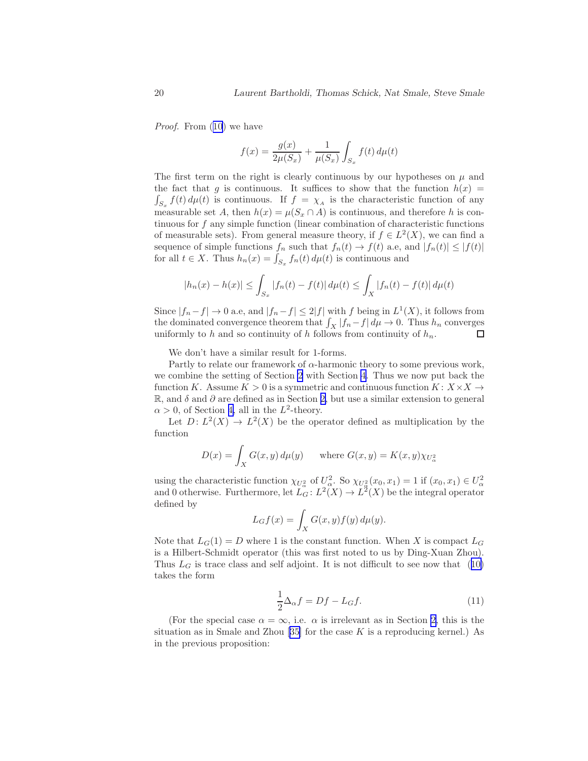*Proof.* From (10) we have

$$f(x) = \frac{g(x)}{2\mu(S_x)} + \frac{1}{\mu(S_x)} \int_{S_x} f(t)\, d\mu(t)$$

The first term on the right is clearly continuous by our hypotheses on $\mu$ and the fact that $g$ is continuous. It suffices to show that the function $h(x) = \int_{S_x} f(t)\, d\mu(t)$ is continuous. If $f = \chi_A$ is the characteristic function of any measurable set $A$, then $h(x) = \mu(S_x \cap A)$ is continuous, and therefore $h$ is continuous for $f$ any simple function (linear combination of characteristic functions of measurable sets). From general measure theory, if $f \in L^2(X)$, we can find a sequence of simple functions $f_n$ such that $f_n(t) \to f(t)$ a.e, and $|f_n(t)| \leq |f(t)|$ for all $t \in X$. Thus $h_n(x) = \int_{S_x} f_n(t)\, d\mu(t)$ is continuous and

$$|h_n(x) - h(x)| \leq \int_{S_x} |f_n(t) - f(t)|\, d\mu(t) \leq \int_X |f_n(t) - f(t)|\, d\mu(t)$$

Since $|f_n - f| \to 0$ a.e, and $|f_n - f| \leq 2|f|$ with $f$ being in $L^1(X)$, it follows from the dominated convergence theorem that $\int_X |f_n - f|\, d\mu \to 0$. Thus $h_n$ converges uniformly to $h$ and so continuity of $h$ follows from continuity of $h_n$. □

We don't have a similar result for 1-forms.

Partly to relate our framework of $\alpha$-harmonic theory to some previous work, we combine the setting of Section 2 with Section 4. Thus we now put back the function $K$. Assume $K > 0$ is a symmetric and continuous function $K\colon X \times X \to \mathbb{R}$, and $\delta$ and $\partial$ are defined as in Section 2, but use a similar extension to general $\alpha > 0$, of Section 4, all in the $L^2$-theory.

Let $D\colon L^2(X) \to L^2(X)$ be the operator defined as multiplication by the function

$$D(x) = \int_X G(x,y)\, d\mu(y) \qquad \text{where } G(x,y) = K(x,y)\chi_{U_\alpha^2}$$

using the characteristic function $\chi_{U_\alpha^2}$ of $U_\alpha^2$. So $\chi_{U_\alpha^2}(x_0, x_1) = 1$ if $(x_0, x_1) \in U_\alpha^2$ and 0 otherwise. Furthermore, let $L_G\colon L^2(X) \to L^2(X)$ be the integral operator defined by

$$L_G f(x) = \int_X G(x,y) f(y)\, d\mu(y).$$

Note that $L_G(1) = D$ where 1 is the constant function. When $X$ is compact $L_G$ is a Hilbert-Schmidt operator (this was first noted to us by Ding-Xuan Zhou). Thus $L_G$ is trace class and self adjoint. It is not difficult to see now that (10) takes the form

$$\frac{1}{2}\Delta_\alpha f = Df - L_G f. \tag{11}$$

(For the special case $\alpha = \infty$, i.e. $\alpha$ is irrelevant as in Section 2, this is the situation as in Smale and Zhou [35] for the case $K$ is a reproducing kernel.) As in the previous proposition: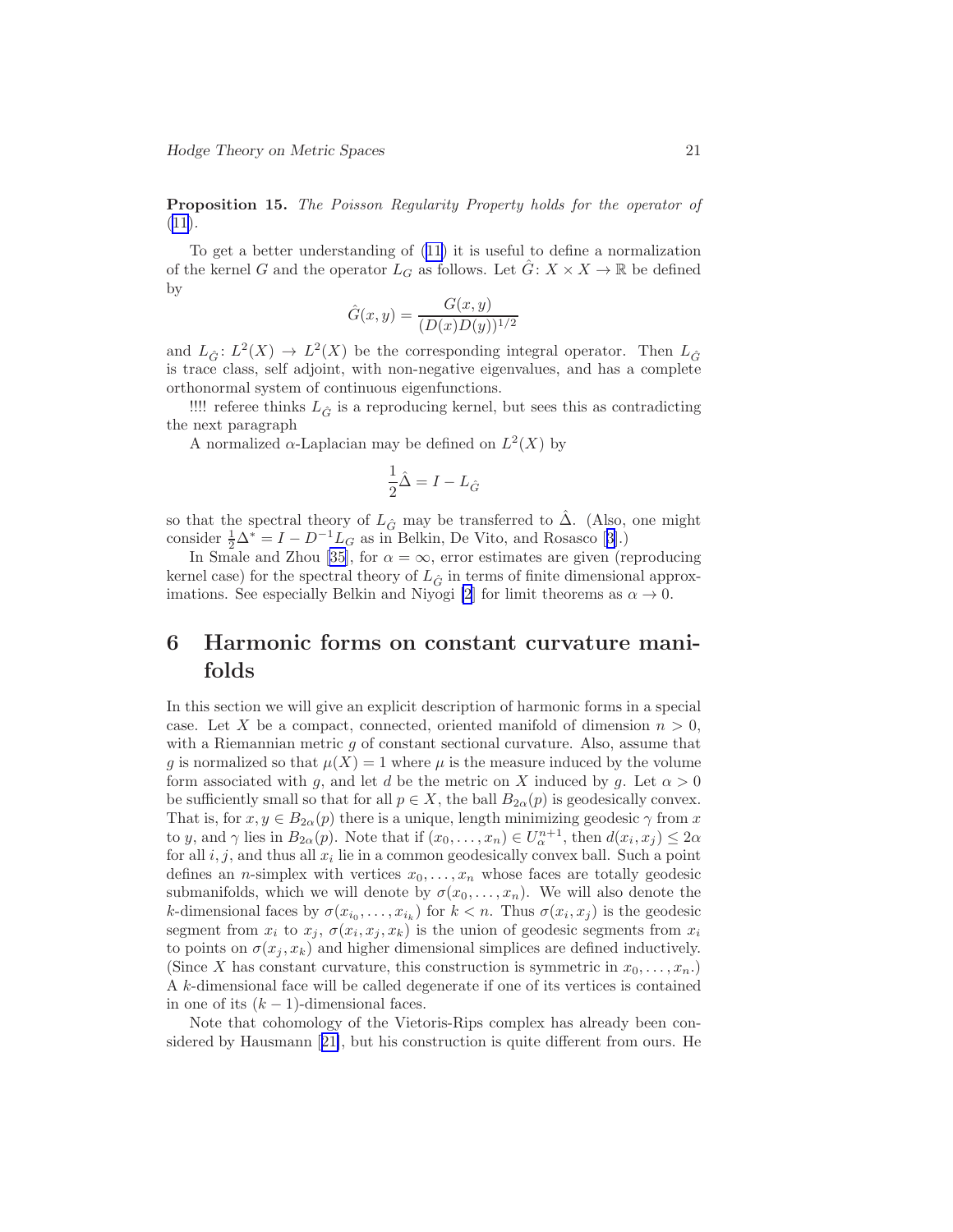**Proposition 15.** *The Poisson Regularity Property holds for the operator of* (11).

To get a better understanding of (11) it is useful to define a normalization of the kernel $G$ and the operator $L_G$ as follows. Let $\hat{G}\colon X \times X \to \mathbb{R}$ be defined by

$$\hat{G}(x,y) = \frac{G(x,y)}{(D(x)D(y))^{1/2}}$$

and $L_{\hat{G}}\colon L^2(X) \to L^2(X)$ be the corresponding integral operator. Then $L_{\hat{G}}$ is trace class, self adjoint, with non-negative eigenvalues, and has a complete orthonormal system of continuous eigenfunctions.

!!!! referee thinks $L_{\hat{G}}$ is a reproducing kernel, but sees this as contradicting the next paragraph

A normalized $\alpha$-Laplacian may be defined on $L^2(X)$ by

$$\frac{1}{2}\hat{\Delta} = I - L_{\hat{G}}$$

so that the spectral theory of $L_{\hat{G}}$ may be transferred to $\hat{\Delta}$. (Also, one might consider $\frac{1}{2}\Delta^* = I - D^{-1}L_G$ as in Belkin, De Vito, and Rosasco [3].)

In Smale and Zhou [35], for $\alpha = \infty$, error estimates are given (reproducing kernel case) for the spectral theory of $L_{\hat{G}}$ in terms of finite dimensional approximations. See especially Belkin and Niyogi [2] for limit theorems as $\alpha \to 0$.

# 6 Harmonic forms on constant curvature manifolds

In this section we will give an explicit description of harmonic forms in a special case. Let $X$ be a compact, connected, oriented manifold of dimension $n > 0$, with a Riemannian metric $g$ of constant sectional curvature. Also, assume that $g$ is normalized so that $\mu(X) = 1$ where $\mu$ is the measure induced by the volume form associated with $g$, and let $d$ be the metric on $X$ induced by $g$. Let $\alpha > 0$ be sufficiently small so that for all $p \in X$, the ball $B_{2\alpha}(p)$ is geodesically convex. That is, for $x, y \in B_{2\alpha}(p)$ there is a unique, length minimizing geodesic $\gamma$ from $x$ to $y$, and $\gamma$ lies in $B_{2\alpha}(p)$. Note that if $(x_0, \ldots, x_n) \in U_\alpha^{n+1}$, then $d(x_i, x_j) \le 2\alpha$ for all $i, j$, and thus all $x_i$ lie in a common geodesically convex ball. Such a point defines an $n$-simplex with vertices $x_0, \ldots, x_n$ whose faces are totally geodesic submanifolds, which we will denote by $\sigma(x_0, \ldots, x_n)$. We will also denote the $k$-dimensional faces by $\sigma(x_{i_0}, \ldots, x_{i_k})$ for $k < n$. Thus $\sigma(x_i, x_j)$ is the geodesic segment from $x_i$ to $x_j$, $\sigma(x_i, x_j, x_k)$ is the union of geodesic segments from $x_i$ to points on $\sigma(x_j, x_k)$ and higher dimensional simplices are defined inductively. (Since $X$ has constant curvature, this construction is symmetric in $x_0, \ldots, x_n$.) A $k$-dimensional face will be called degenerate if one of its vertices is contained in one of its $(k-1)$-dimensional faces.

Note that cohomology of the Vietoris-Rips complex has already been considered by Hausmann [21], but his construction is quite different from ours. He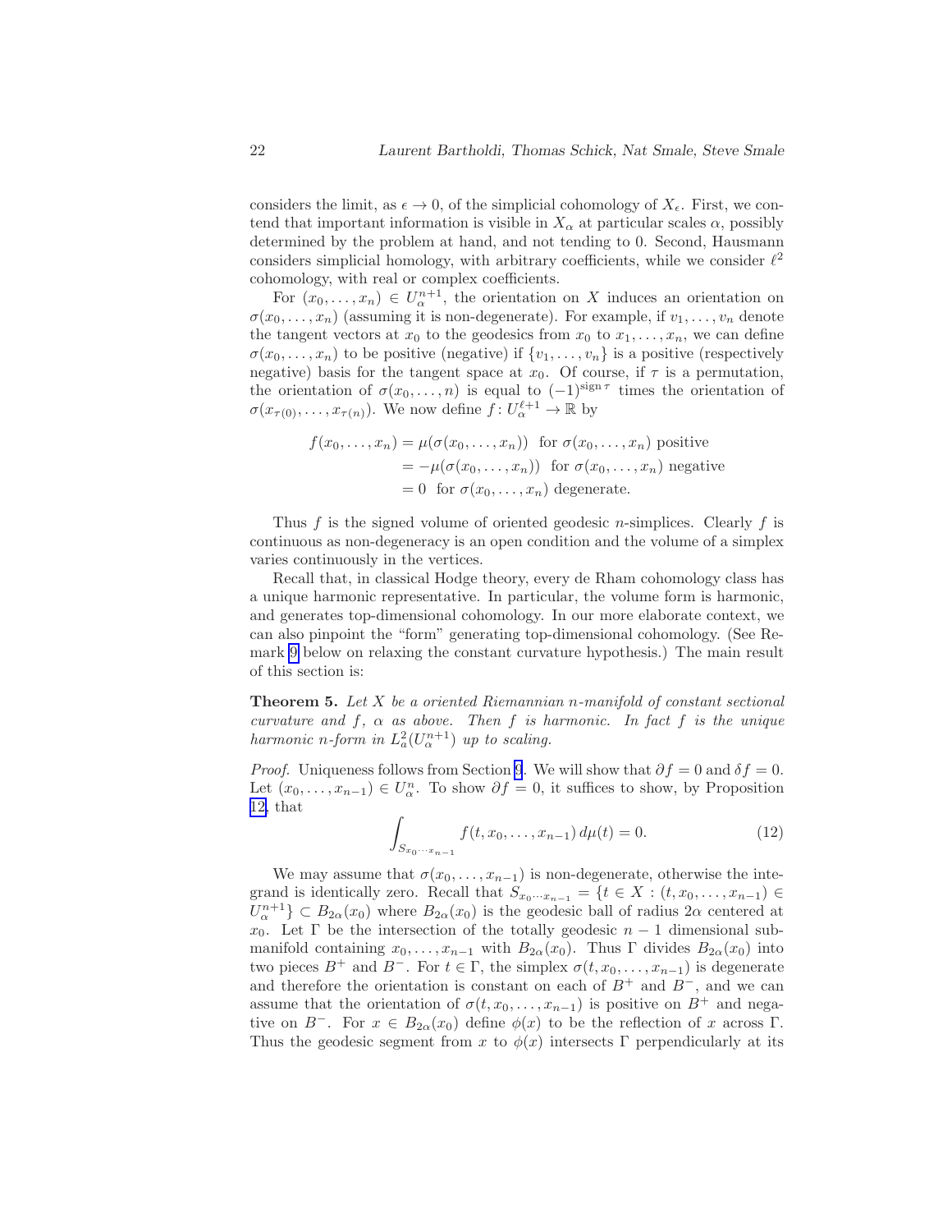considers the limit, as $\epsilon \to 0$, of the simplicial cohomology of $X_\epsilon$. First, we contend that important information is visible in $X_\alpha$ at particular scales $\alpha$, possibly determined by the problem at hand, and not tending to 0. Second, Hausmann considers simplicial homology, with arbitrary coefficients, while we consider $\ell^2$ cohomology, with real or complex coefficients.

For $(x_0, \dots, x_n) \in U_\alpha^{n+1}$, the orientation on $X$ induces an orientation on $\sigma(x_0, \dots, x_n)$ (assuming it is non-degenerate). For example, if $v_1, \dots, v_n$ denote the tangent vectors at $x_0$ to the geodesics from $x_0$ to $x_1, \dots, x_n$, we can define $\sigma(x_0, \dots, x_n)$ to be positive (negative) if $\{v_1, \dots, v_n\}$ is a positive (respectively negative) basis for the tangent space at $x_0$. Of course, if $\tau$ is a permutation, the orientation of $\sigma(x_0, \dots, n)$ is equal to $(-1)^{\operatorname{sign} \tau}$ times the orientation of $\sigma(x_{\tau(0)}, \dots, x_{\tau(n)})$. We now define $f \colon U_\alpha^{\ell+1} \to \mathbb{R}$ by

$$
\begin{aligned}
f(x_0, \dots, x_n) &= \mu(\sigma(x_0, \dots, x_n)) \ \text{ for } \sigma(x_0, \dots, x_n) \text{ positive} \\
&= -\mu(\sigma(x_0, \dots, x_n)) \ \text{ for } \sigma(x_0, \dots, x_n) \text{ negative} \\
&= 0 \ \text{ for } \sigma(x_0, \dots, x_n) \text{ degenerate.}
\end{aligned}
$$

Thus $f$ is the signed volume of oriented geodesic $n$-simplices. Clearly $f$ is continuous as non-degeneracy is an open condition and the volume of a simplex varies continuously in the vertices.

Recall that, in classical Hodge theory, every de Rham cohomology class has a unique harmonic representative. In particular, the volume form is harmonic, and generates top-dimensional cohomology. In our more elaborate context, we can also pinpoint the "form" generating top-dimensional cohomology. (See Remark 9 below on relaxing the constant curvature hypothesis.) The main result of this section is:

**Theorem 5.** *Let $X$ be a oriented Riemannian $n$-manifold of constant sectional curvature and $f$, $\alpha$ as above. Then $f$ is harmonic. In fact $f$ is the unique harmonic $n$-form in $L^2_a(U_\alpha^{n+1})$ up to scaling.*

*Proof.* Uniqueness follows from Section 9. We will show that $\partial f = 0$ and $\delta f = 0$. Let $(x_0, \dots, x_{n-1}) \in U_\alpha^n$. To show $\partial f = 0$, it suffices to show, by Proposition 12, that

$$
\int_{S_{x_0 \cdots x_{n-1}}} f(t, x_0, \dots, x_{n-1}) \, d\mu(t) = 0. \tag{12}
$$

We may assume that $\sigma(x_0, \dots, x_{n-1})$ is non-degenerate, otherwise the integrand is identically zero. Recall that $S_{x_0 \cdots x_{n-1}} = \{t \in X : (t, x_0, \dots, x_{n-1}) \in U_\alpha^{n+1}\} \subset B_{2\alpha}(x_0)$ where $B_{2\alpha}(x_0)$ is the geodesic ball of radius $2\alpha$ centered at $x_0$. Let $\Gamma$ be the intersection of the totally geodesic $n-1$ dimensional submanifold containing $x_0, \dots, x_{n-1}$ with $B_{2\alpha}(x_0)$. Thus $\Gamma$ divides $B_{2\alpha}(x_0)$ into two pieces $B^+$ and $B^-$. For $t \in \Gamma$, the simplex $\sigma(t, x_0, \dots, x_{n-1})$ is degenerate and therefore the orientation is constant on each of $B^+$ and $B^-$, and we can assume that the orientation of $\sigma(t, x_0, \dots, x_{n-1})$ is positive on $B^+$ and negative on $B^-$. For $x \in B_{2\alpha}(x_0)$ define $\phi(x)$ to be the reflection of $x$ across $\Gamma$. Thus the geodesic segment from $x$ to $\phi(x)$ intersects $\Gamma$ perpendicularly at its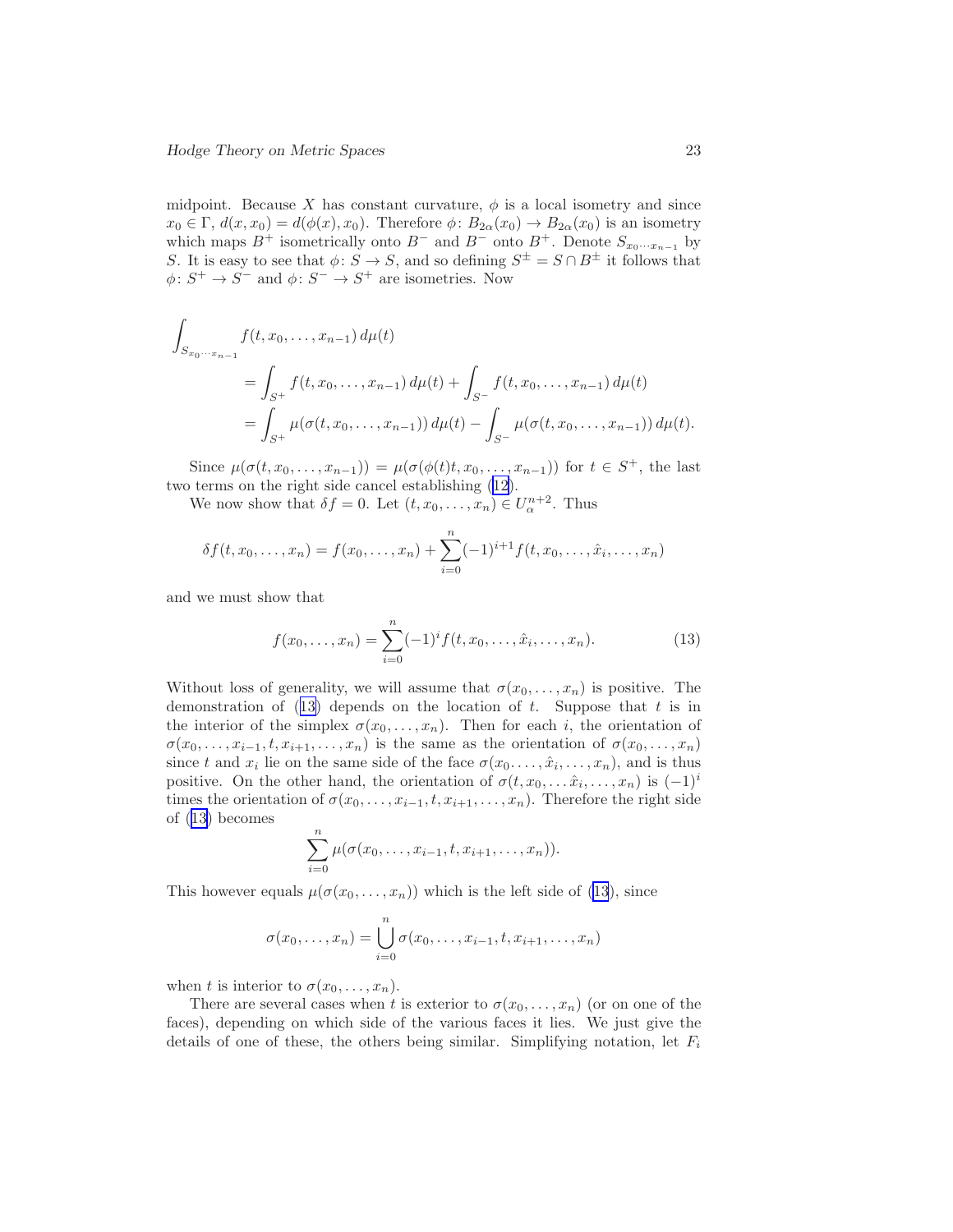midpoint. Because $X$ has constant curvature, $\phi$ is a local isometry and since $x_0 \in \Gamma$, $d(x, x_0) = d(\phi(x), x_0)$. Therefore $\phi\colon B_{2\alpha}(x_0) \to B_{2\alpha}(x_0)$ is an isometry which maps $B^+$ isometrically onto $B^-$ and $B^-$ onto $B^+$. Denote $S_{x_0 \cdots x_{n-1}}$ by $S$. It is easy to see that $\phi\colon S \to S$, and so defining $S^{\pm} = S \cap B^{\pm}$ it follows that $\phi\colon S^+ \to S^-$ and $\phi\colon S^- \to S^+$ are isometries. Now

$$
\begin{aligned}
\int_{S_{x_0 \cdots x_{n-1}}} & f(t, x_0, \ldots, x_{n-1})\, d\mu(t) \\
&= \int_{S^+} f(t, x_0, \ldots, x_{n-1})\, d\mu(t) + \int_{S^-} f(t, x_0, \ldots, x_{n-1})\, d\mu(t) \\
&= \int_{S^+} \mu(\sigma(t, x_0, \ldots, x_{n-1}))\, d\mu(t) - \int_{S^-} \mu(\sigma(t, x_0, \ldots, x_{n-1}))\, d\mu(t).
\end{aligned}
$$

Since $\mu(\sigma(t, x_0, \ldots, x_{n-1})) = \mu(\sigma(\phi(t)t, x_0, \ldots, x_{n-1}))$ for $t \in S^+$, the last two terms on the right side cancel establishing (12).

We now show that $\delta f = 0$. Let $(t, x_0, \ldots, x_n) \in U_\alpha^{n+2}$. Thus

$$
\delta f(t, x_0, \ldots, x_n) = f(x_0, \ldots, x_n) + \sum_{i=0}^{n} (-1)^{i+1} f(t, x_0, \ldots, \hat{x}_i, \ldots, x_n)
$$

and we must show that

$$
f(x_0, \ldots, x_n) = \sum_{i=0}^{n} (-1)^i f(t, x_0, \ldots, \hat{x}_i, \ldots, x_n). \tag{13}
$$

Without loss of generality, we will assume that $\sigma(x_0, \ldots, x_n)$ is positive. The demonstration of (13) depends on the location of $t$. Suppose that $t$ is in the interior of the simplex $\sigma(x_0, \ldots, x_n)$. Then for each $i$, the orientation of $\sigma(x_0, \ldots, x_{i-1}, t, x_{i+1}, \ldots, x_n)$ is the same as the orientation of $\sigma(x_0, \ldots, x_n)$ since $t$ and $x_i$ lie on the same side of the face $\sigma(x_0 \ldots, \hat{x}_i, \ldots, x_n)$, and is thus positive. On the other hand, the orientation of $\sigma(t, x_0, \ldots \hat{x}_i, \ldots, x_n)$ is $(-1)^i$ times the orientation of $\sigma(x_0, \ldots, x_{i-1}, t, x_{i+1}, \ldots, x_n)$. Therefore the right side of (13) becomes

$$
\sum_{i=0}^{n} \mu(\sigma(x_0, \ldots, x_{i-1}, t, x_{i+1}, \ldots, x_n)).
$$

This however equals $\mu(\sigma(x_0, \ldots, x_n))$ which is the left side of (13), since

$$
\sigma(x_0, \ldots, x_n) = \bigcup_{i=0}^{n} \sigma(x_0, \ldots, x_{i-1}, t, x_{i+1}, \ldots, x_n)
$$

when $t$ is interior to $\sigma(x_0, \ldots, x_n)$.

There are several cases when $t$ is exterior to $\sigma(x_0, \ldots, x_n)$ (or on one of the faces), depending on which side of the various faces it lies. We just give the details of one of these, the others being similar. Simplifying notation, let $F_i$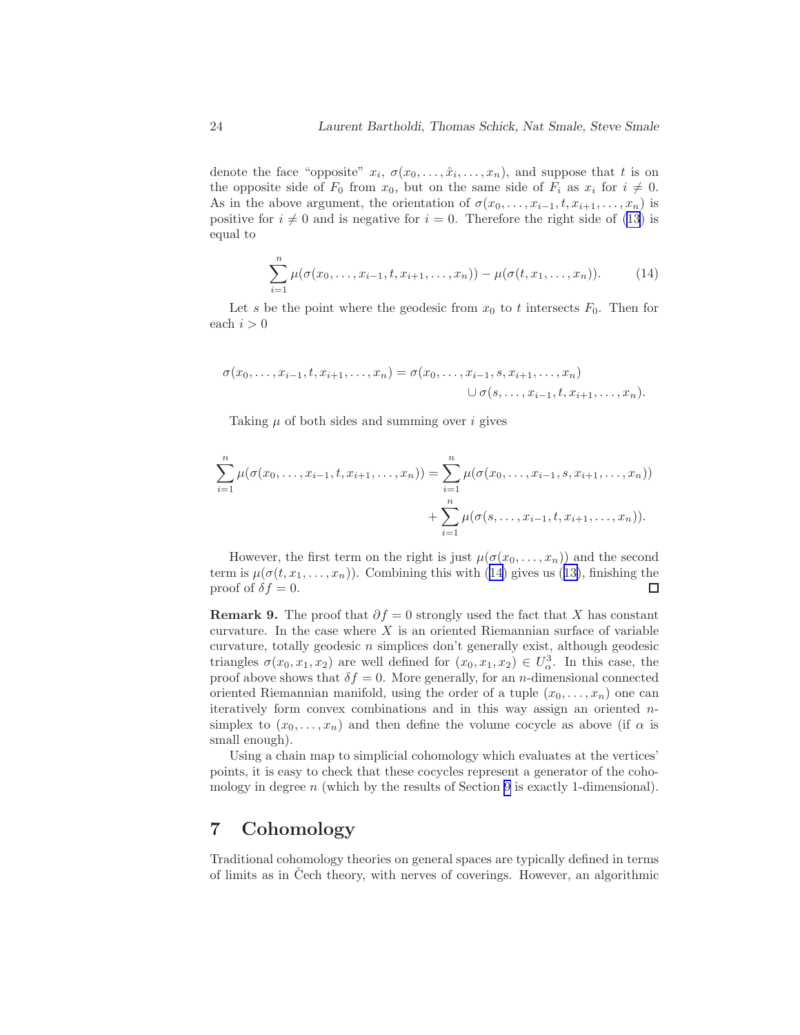denote the face "opposite" $x_i$, $\sigma(x_0, \ldots, \hat{x}_i, \ldots, x_n)$, and suppose that $t$ is on the opposite side of $F_0$ from $x_0$, but on the same side of $F_i$ as $x_i$ for $i \neq 0$. As in the above argument, the orientation of $\sigma(x_0, \ldots, x_{i-1}, t, x_{i+1}, \ldots, x_n)$ is positive for $i \neq 0$ and is negative for $i = 0$. Therefore the right side of (13) is equal to

$$\sum_{i=1}^{n} \mu(\sigma(x_0, \ldots, x_{i-1}, t, x_{i+1}, \ldots, x_n)) - \mu(\sigma(t, x_1, \ldots, x_n)). \tag{14}$$

Let $s$ be the point where the geodesic from $x_0$ to $t$ intersects $F_0$. Then for each $i > 0$

$$\begin{aligned}\sigma(x_0, \ldots, x_{i-1}, t, x_{i+1}, \ldots, x_n) = \sigma(x_0, \ldots, x_{i-1}, s, x_{i+1}, \ldots, x_n) \\ \cup \, \sigma(s, \ldots, x_{i-1}, t, x_{i+1}, \ldots, x_n).\end{aligned}$$

Taking $\mu$ of both sides and summing over $i$ gives

$$\begin{aligned}\sum_{i=1}^{n} \mu(\sigma(x_0, \ldots, x_{i-1}, t, x_{i+1}, \ldots, x_n)) = \sum_{i=1}^{n} \mu(\sigma(x_0, \ldots, x_{i-1}, s, x_{i+1}, \ldots, x_n)) \\ + \sum_{i=1}^{n} \mu(\sigma(s, \ldots, x_{i-1}, t, x_{i+1}, \ldots, x_n)).\end{aligned}$$

However, the first term on the right is just $\mu(\sigma(x_0, \ldots, x_n))$ and the second term is $\mu(\sigma(t, x_1, \ldots, x_n))$. Combining this with (14) gives us (13), finishing the proof of $\delta f = 0$. □

**Remark 9.** The proof that $\partial f = 0$ strongly used the fact that $X$ has constant curvature. In the case where $X$ is an oriented Riemannian surface of variable curvature, totally geodesic $n$ simplices don't generally exist, although geodesic triangles $\sigma(x_0, x_1, x_2)$ are well defined for $(x_0, x_1, x_2) \in U_\alpha^3$. In this case, the proof above shows that $\delta f = 0$. More generally, for an $n$-dimensional connected oriented Riemannian manifold, using the order of a tuple $(x_0, \ldots, x_n)$ one can iteratively form convex combinations and in this way assign an oriented $n$-simplex to $(x_0, \ldots, x_n)$ and then define the volume cocycle as above (if $\alpha$ is small enough).

Using a chain map to simplicial cohomology which evaluates at the vertices' points, it is easy to check that these cocycles represent a generator of the cohomology in degree $n$ (which by the results of Section 9 is exactly 1-dimensional).

## 7 Cohomology

Traditional cohomology theories on general spaces are typically defined in terms of limits as in Čech theory, with nerves of coverings. However, an algorithmic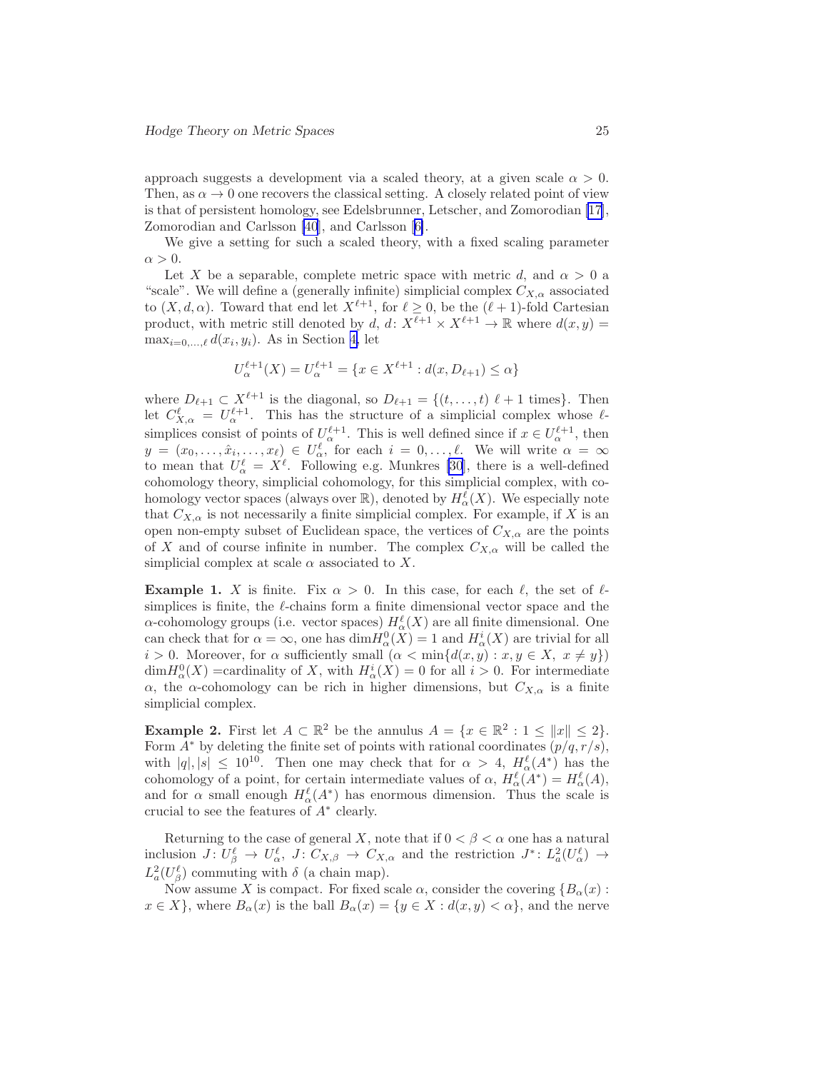approach suggests a development via a scaled theory, at a given scale $\alpha > 0$. Then, as $\alpha \to 0$ one recovers the classical setting. A closely related point of view is that of persistent homology, see Edelsbrunner, Letscher, and Zomorodian [17], Zomorodian and Carlsson [40], and Carlsson [6].

We give a setting for such a scaled theory, with a fixed scaling parameter $\alpha > 0$.

Let $X$ be a separable, complete metric space with metric $d$, and $\alpha > 0$ a "scale". We will define a (generally infinite) simplicial complex $C_{X,\alpha}$ associated to $(X, d, \alpha)$. Toward that end let $X^{\ell+1}$, for $\ell \geq 0$, be the $(\ell+1)$-fold Cartesian product, with metric still denoted by $d$, $d\colon X^{\ell+1} \times X^{\ell+1} \to \mathbb{R}$ where $d(x,y) = \max_{i=0,\ldots,\ell} d(x_i, y_i)$. As in Section 4, let

$$U_\alpha^{\ell+1}(X) = U_\alpha^{\ell+1} = \{x \in X^{\ell+1} : d(x, D_{\ell+1}) \leq \alpha\}$$

where $D_{\ell+1} \subset X^{\ell+1}$ is the diagonal, so $D_{\ell+1} = \{(t,\ldots,t)\ \ell+1 \text{ times}\}$. Then let $C_{X,\alpha}^\ell = U_\alpha^{\ell+1}$. This has the structure of a simplicial complex whose $\ell$-simplices consist of points of $U_\alpha^{\ell+1}$. This is well defined since if $x \in U_\alpha^{\ell+1}$, then $y = (x_0, \ldots, \hat{x}_i, \ldots, x_\ell) \in U_\alpha^\ell$, for each $i = 0, \ldots, \ell$. We will write $\alpha = \infty$ to mean that $U_\alpha^\ell = X^\ell$. Following e.g. Munkres [30], there is a well-defined cohomology theory, simplicial cohomology, for this simplicial complex, with cohomology vector spaces (always over $\mathbb{R}$), denoted by $H_\alpha^\ell(X)$. We especially note that $C_{X,\alpha}$ is not necessarily a finite simplicial complex. For example, if $X$ is an open non-empty subset of Euclidean space, the vertices of $C_{X,\alpha}$ are the points of $X$ and of course infinite in number. The complex $C_{X,\alpha}$ will be called the simplicial complex at scale $\alpha$ associated to $X$.

**Example 1.** $X$ is finite. Fix $\alpha > 0$. In this case, for each $\ell$, the set of $\ell$-simplices is finite, the $\ell$-chains form a finite dimensional vector space and the $\alpha$-cohomology groups (i.e. vector spaces) $H_\alpha^\ell(X)$ are all finite dimensional. One can check that for $\alpha = \infty$, one has $\dim H_\alpha^0(X) = 1$ and $H_\alpha^i(X)$ are trivial for all $i > 0$. Moreover, for $\alpha$ sufficiently small ($\alpha < \min\{d(x,y) : x, y \in X,\ x \neq y\}$) $\dim H_\alpha^0(X)$ =cardinality of $X$, with $H_\alpha^i(X) = 0$ for all $i > 0$. For intermediate $\alpha$, the $\alpha$-cohomology can be rich in higher dimensions, but $C_{X,\alpha}$ is a finite simplicial complex.

**Example 2.** First let $A \subset \mathbb{R}^2$ be the annulus $A = \{x \in \mathbb{R}^2 : 1 \leq \|x\| \leq 2\}$. Form $A^*$ by deleting the finite set of points with rational coordinates $(p/q, r/s)$, with $|q|, |s| \leq 10^{10}$. Then one may check that for $\alpha > 4$, $H_\alpha^\ell(A^*)$ has the cohomology of a point, for certain intermediate values of $\alpha$, $H_\alpha^\ell(A^*) = H_\alpha^\ell(A)$, and for $\alpha$ small enough $H_\alpha^\ell(A^*)$ has enormous dimension. Thus the scale is crucial to see the features of $A^*$ clearly.

Returning to the case of general $X$, note that if $0 < \beta < \alpha$ one has a natural inclusion $J\colon U_\beta^\ell \to U_\alpha^\ell$, $J\colon C_{X,\beta} \to C_{X,\alpha}$ and the restriction $J^*\colon L_a^2(U_\alpha^\ell) \to L_a^2(U_\beta^\ell)$ commuting with $\delta$ (a chain map).

Now assume $X$ is compact. For fixed scale $\alpha$, consider the covering $\{B_\alpha(x) : x \in X\}$, where $B_\alpha(x)$ is the ball $B_\alpha(x) = \{y \in X : d(x,y) < \alpha\}$, and the nerve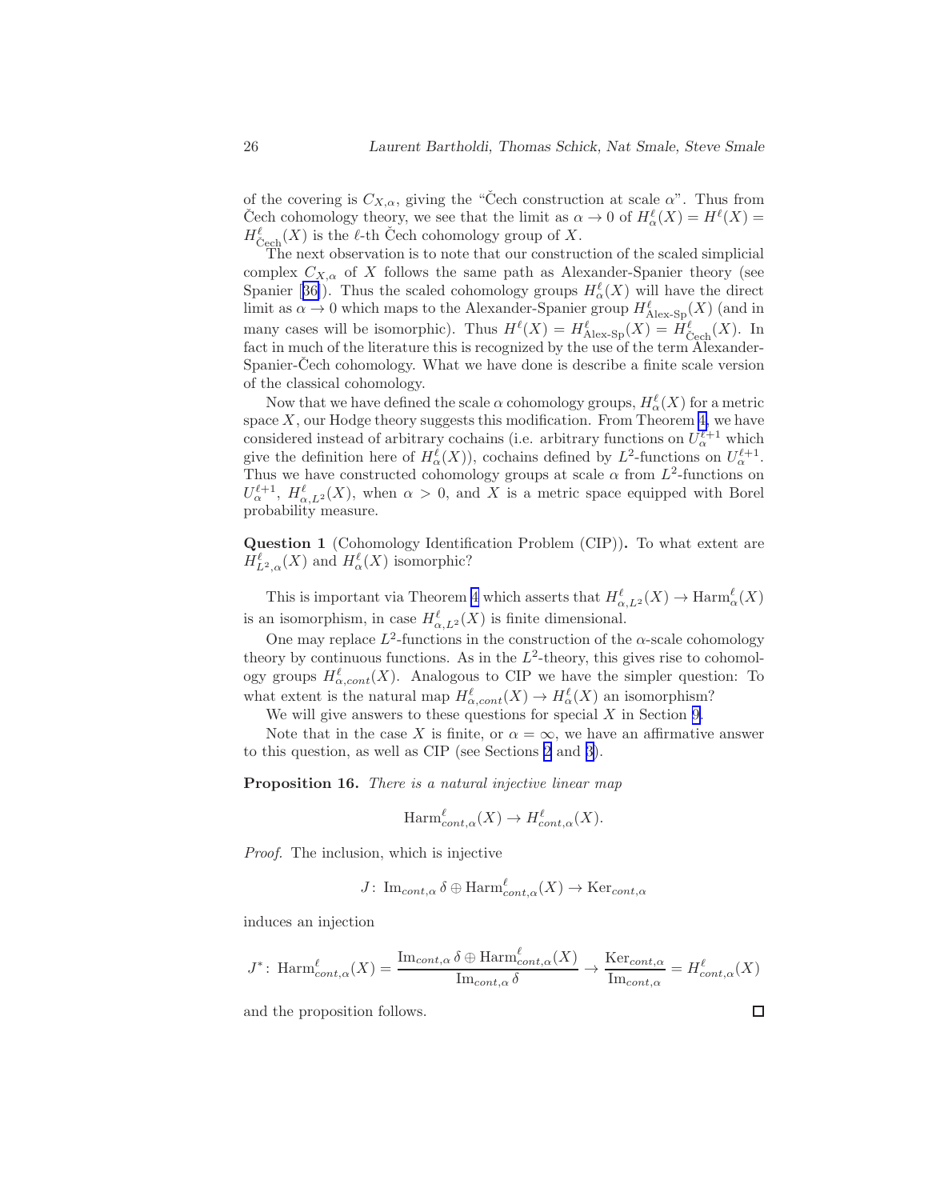of the covering is $C_{X,\alpha}$, giving the "Čech construction at scale $\alpha$". Thus from Čech cohomology theory, we see that the limit as $\alpha \to 0$ of $H^\ell_\alpha(X) = H^\ell(X) = H^\ell_{\text{Čech}}(X)$ is the $\ell$-th Čech cohomology group of $X$.

The next observation is to note that our construction of the scaled simplicial complex $C_{X,\alpha}$ of $X$ follows the same path as Alexander-Spanier theory (see Spanier [36]). Thus the scaled cohomology groups $H^\ell_\alpha(X)$ will have the direct limit as $\alpha \to 0$ which maps to the Alexander-Spanier group $H^\ell_{\text{Alex-Sp}}(X)$ (and in many cases will be isomorphic). Thus $H^\ell(X) = H^\ell_{\text{Alex-Sp}}(X) = H^\ell_{\text{Čech}}(X)$. In fact in much of the literature this is recognized by the use of the term Alexander-Spanier-Čech cohomology. What we have done is describe a finite scale version of the classical cohomology.

Now that we have defined the scale $\alpha$ cohomology groups, $H^\ell_\alpha(X)$ for a metric space $X$, our Hodge theory suggests this modification. From Theorem 4, we have considered instead of arbitrary cochains (i.e. arbitrary functions on $U^{\ell+1}_\alpha$ which give the definition here of $H^\ell_\alpha(X)$), cochains defined by $L^2$-functions on $U^{\ell+1}_\alpha$. Thus we have constructed cohomology groups at scale $\alpha$ from $L^2$-functions on $U^{\ell+1}_\alpha$, $H^\ell_{\alpha,L^2}(X)$, when $\alpha > 0$, and $X$ is a metric space equipped with Borel probability measure.

**Question 1** (Cohomology Identification Problem (CIP))**.** To what extent are $H^\ell_{L^2,\alpha}(X)$ and $H^\ell_\alpha(X)$ isomorphic?

This is important via Theorem 4 which asserts that $H^\ell_{\alpha,L^2}(X) \to \text{Harm}^\ell_\alpha(X)$ is an isomorphism, in case $H^\ell_{\alpha,L^2}(X)$ is finite dimensional.

One may replace $L^2$-functions in the construction of the $\alpha$-scale cohomology theory by continuous functions. As in the $L^2$-theory, this gives rise to cohomology groups $H^\ell_{\alpha,cont}(X)$. Analogous to CIP we have the simpler question: To what extent is the natural map $H^\ell_{\alpha,cont}(X) \to H^\ell_\alpha(X)$ an isomorphism?

We will give answers to these questions for special $X$ in Section 9.

Note that in the case $X$ is finite, or $\alpha = \infty$, we have an affirmative answer to this question, as well as CIP (see Sections 2 and 3).

**Proposition 16.** *There is a natural injective linear map*

$$\text{Harm}^\ell_{cont,\alpha}(X) \to H^\ell_{cont,\alpha}(X).$$

*Proof.* The inclusion, which is injective

$$J\colon\ \text{Im}_{cont,\alpha}\,\delta \oplus \text{Harm}^\ell_{cont,\alpha}(X) \to \text{Ker}_{cont,\alpha}$$

induces an injection

$$J^*\colon\ \text{Harm}^\ell_{cont,\alpha}(X) = \frac{\text{Im}_{cont,\alpha}\,\delta \oplus \text{Harm}^\ell_{cont,\alpha}(X)}{\text{Im}_{cont,\alpha}\,\delta} \to \frac{\text{Ker}_{cont,\alpha}}{\text{Im}_{cont,\alpha}} = H^\ell_{cont,\alpha}(X)$$

and the proposition follows. □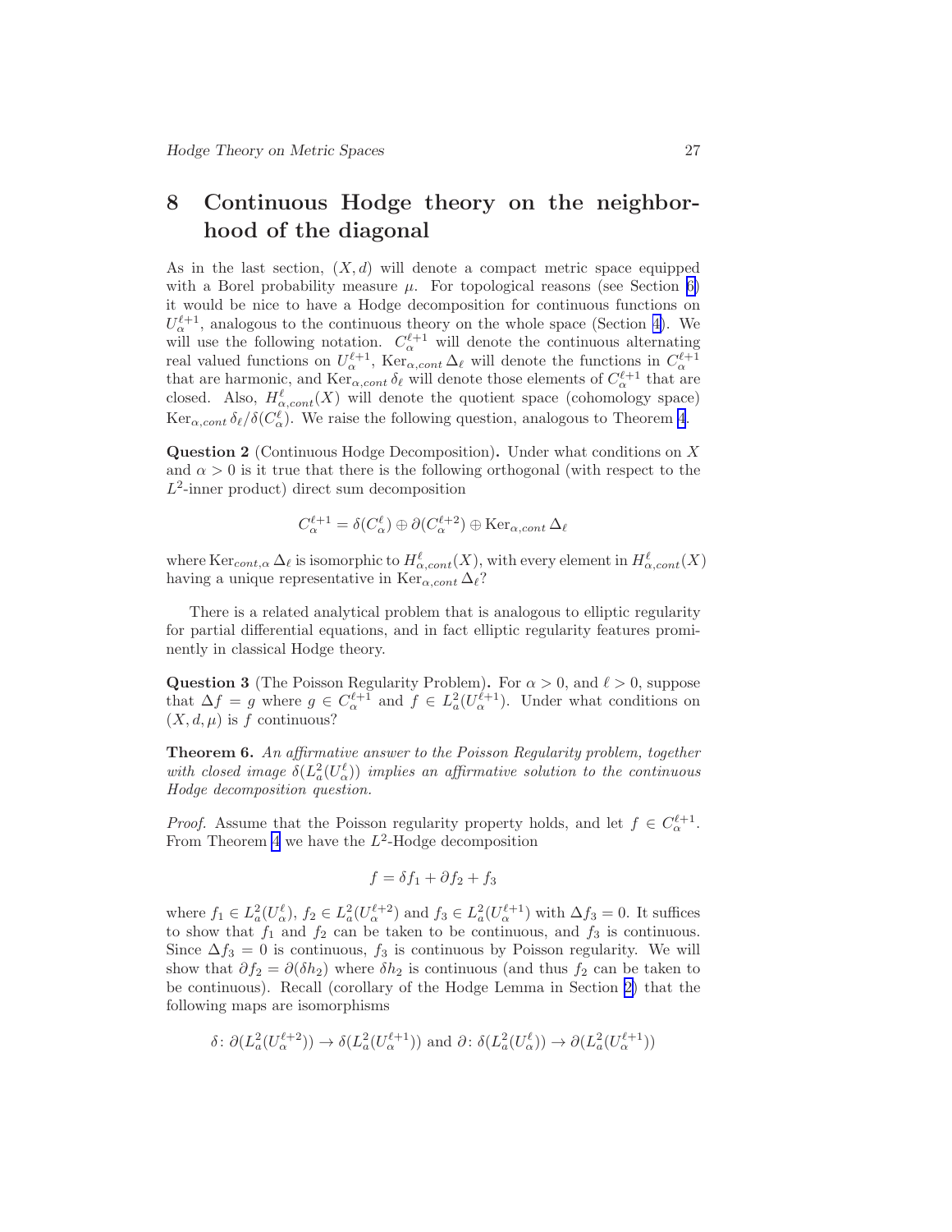# 8 Continuous Hodge theory on the neighborhood of the diagonal

As in the last section, $(X, d)$ will denote a compact metric space equipped with a Borel probability measure $\mu$. For topological reasons (see Section 6) it would be nice to have a Hodge decomposition for continuous functions on $U_\alpha^{\ell+1}$, analogous to the continuous theory on the whole space (Section 4). We will use the following notation. $C_\alpha^{\ell+1}$ will denote the continuous alternating real valued functions on $U_\alpha^{\ell+1}$, $\operatorname{Ker}_{\alpha,cont} \Delta_\ell$ will denote the functions in $C_\alpha^{\ell+1}$ that are harmonic, and $\operatorname{Ker}_{\alpha,cont} \delta_\ell$ will denote those elements of $C_\alpha^{\ell+1}$ that are closed. Also, $H_{\alpha,cont}^\ell(X)$ will denote the quotient space (cohomology space) $\operatorname{Ker}_{\alpha,cont} \delta_\ell / \delta(C_\alpha^\ell)$. We raise the following question, analogous to Theorem 4.

**Question 2** (Continuous Hodge Decomposition)**.** Under what conditions on $X$ and $\alpha > 0$ is it true that there is the following orthogonal (with respect to the $L^2$-inner product) direct sum decomposition

$$C_\alpha^{\ell+1} = \delta(C_\alpha^\ell) \oplus \partial(C_\alpha^{\ell+2}) \oplus \operatorname{Ker}_{\alpha,cont} \Delta_\ell$$

where $\operatorname{Ker}_{cont,\alpha} \Delta_\ell$ is isomorphic to $H_{\alpha,cont}^\ell(X)$, with every element in $H_{\alpha,cont}^\ell(X)$ having a unique representative in $\operatorname{Ker}_{\alpha,cont} \Delta_\ell$?

There is a related analytical problem that is analogous to elliptic regularity for partial differential equations, and in fact elliptic regularity features prominently in classical Hodge theory.

**Question 3** (The Poisson Regularity Problem)**.** For $\alpha > 0$, and $\ell > 0$, suppose that $\Delta f = g$ where $g \in C_\alpha^{\ell+1}$ and $f \in L_a^2(U_\alpha^{\ell+1})$. Under what conditions on $(X, d, \mu)$ is $f$ continuous?

**Theorem 6.** *An affirmative answer to the Poisson Regularity problem, together with closed image $\delta(L_a^2(U_\alpha^\ell))$ implies an affirmative solution to the continuous Hodge decomposition question.*

*Proof.* Assume that the Poisson regularity property holds, and let $f \in C_\alpha^{\ell+1}$. From Theorem 4 we have the $L^2$-Hodge decomposition

$$f = \delta f_1 + \partial f_2 + f_3$$

where $f_1 \in L_a^2(U_\alpha^\ell)$, $f_2 \in L_a^2(U_\alpha^{\ell+2})$ and $f_3 \in L_a^2(U_\alpha^{\ell+1})$ with $\Delta f_3 = 0$. It suffices to show that $f_1$ and $f_2$ can be taken to be continuous, and $f_3$ is continuous. Since $\Delta f_3 = 0$ is continuous, $f_3$ is continuous by Poisson regularity. We will show that $\partial f_2 = \partial(\delta h_2)$ where $\delta h_2$ is continuous (and thus $f_2$ can be taken to be continuous). Recall (corollary of the Hodge Lemma in Section 2) that the following maps are isomorphisms

$$\delta\colon \partial(L_a^2(U_\alpha^{\ell+2})) \to \delta(L_a^2(U_\alpha^{\ell+1})) \text{ and } \partial\colon \delta(L_a^2(U_\alpha^\ell)) \to \partial(L_a^2(U_\alpha^{\ell+1}))$$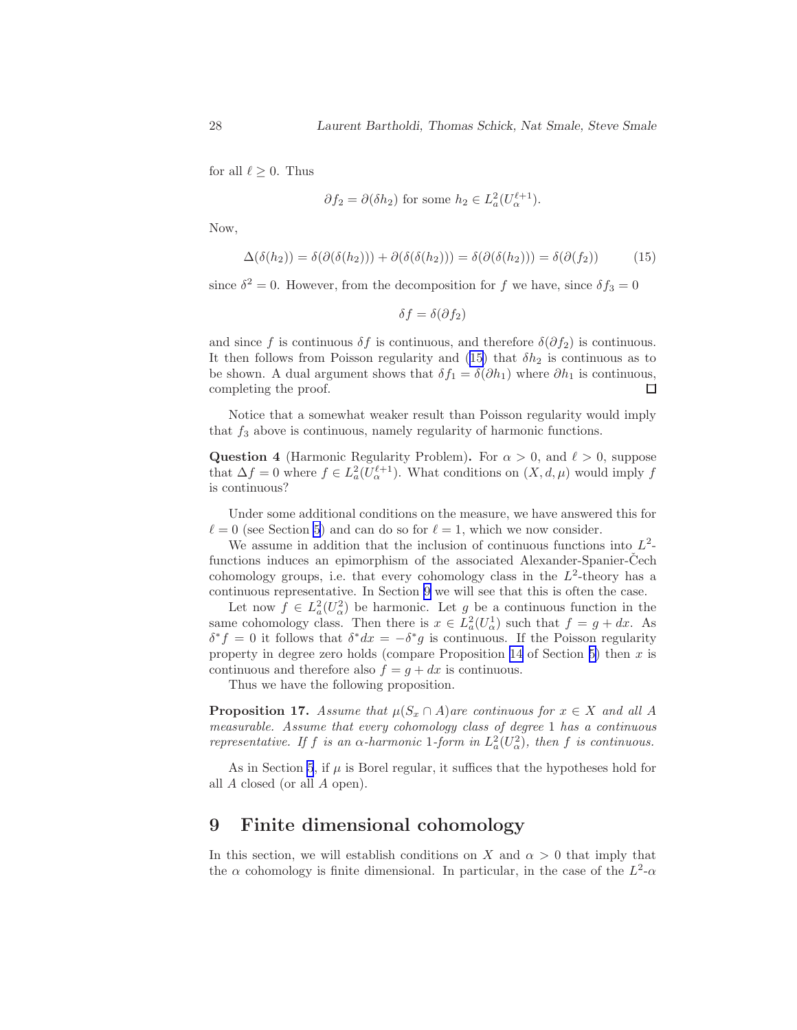for all $\ell \geq 0$. Thus

$$\partial f_2 = \partial(\delta h_2) \text{ for some } h_2 \in L^2_a(U^{\ell+1}_\alpha).$$

Now,

$$\Delta(\delta(h_2)) = \delta(\partial(\delta(h_2))) + \partial(\delta(\delta(h_2))) = \delta(\partial(\delta(h_2))) = \delta(\partial(f_2)) \tag{15}$$

since $\delta^2 = 0$. However, from the decomposition for $f$ we have, since $\delta f_3 = 0$

$$\delta f = \delta(\partial f_2)$$

and since $f$ is continuous $\delta f$ is continuous, and therefore $\delta(\partial f_2)$ is continuous. It then follows from Poisson regularity and (15) that $\delta h_2$ is continuous as to be shown. A dual argument shows that $\delta f_1 = \delta(\partial h_1)$ where $\partial h_1$ is continuous, completing the proof. □

Notice that a somewhat weaker result than Poisson regularity would imply that $f_3$ above is continuous, namely regularity of harmonic functions.

**Question 4** (Harmonic Regularity Problem)**.** For $\alpha > 0$, and $\ell > 0$, suppose that $\Delta f = 0$ where $f \in L^2_a(U^{\ell+1}_\alpha)$. What conditions on $(X, d, \mu)$ would imply $f$ is continuous?

Under some additional conditions on the measure, we have answered this for $\ell = 0$ (see Section 5) and can do so for $\ell = 1$, which we now consider.

We assume in addition that the inclusion of continuous functions into $L^2$-functions induces an epimorphism of the associated Alexander-Spanier-Čech cohomology groups, i.e. that every cohomology class in the $L^2$-theory has a continuous representative. In Section 9 we will see that this is often the case.

Let now $f \in L^2_a(U^2_\alpha)$ be harmonic. Let $g$ be a continuous function in the same cohomology class. Then there is $x \in L^2_a(U^1_\alpha)$ such that $f = g + dx$. As $\delta^* f = 0$ it follows that $\delta^* dx = -\delta^* g$ is continuous. If the Poisson regularity property in degree zero holds (compare Proposition 14 of Section 5) then $x$ is continuous and therefore also $f = g + dx$ is continuous.

Thus we have the following proposition.

**Proposition 17.** *Assume that $\mu(S_x \cap A)$are continuous for $x \in X$ and all $A$ measurable. Assume that every cohomology class of degree 1 has a continuous representative. If $f$ is an $\alpha$-harmonic 1-form in $L^2_a(U^2_\alpha)$, then $f$ is continuous.*

As in Section 5, if $\mu$ is Borel regular, it suffices that the hypotheses hold for all $A$ closed (or all $A$ open).

# 9 Finite dimensional cohomology

In this section, we will establish conditions on $X$ and $\alpha > 0$ that imply that the $\alpha$ cohomology is finite dimensional. In particular, in the case of the $L^2$-$\alpha$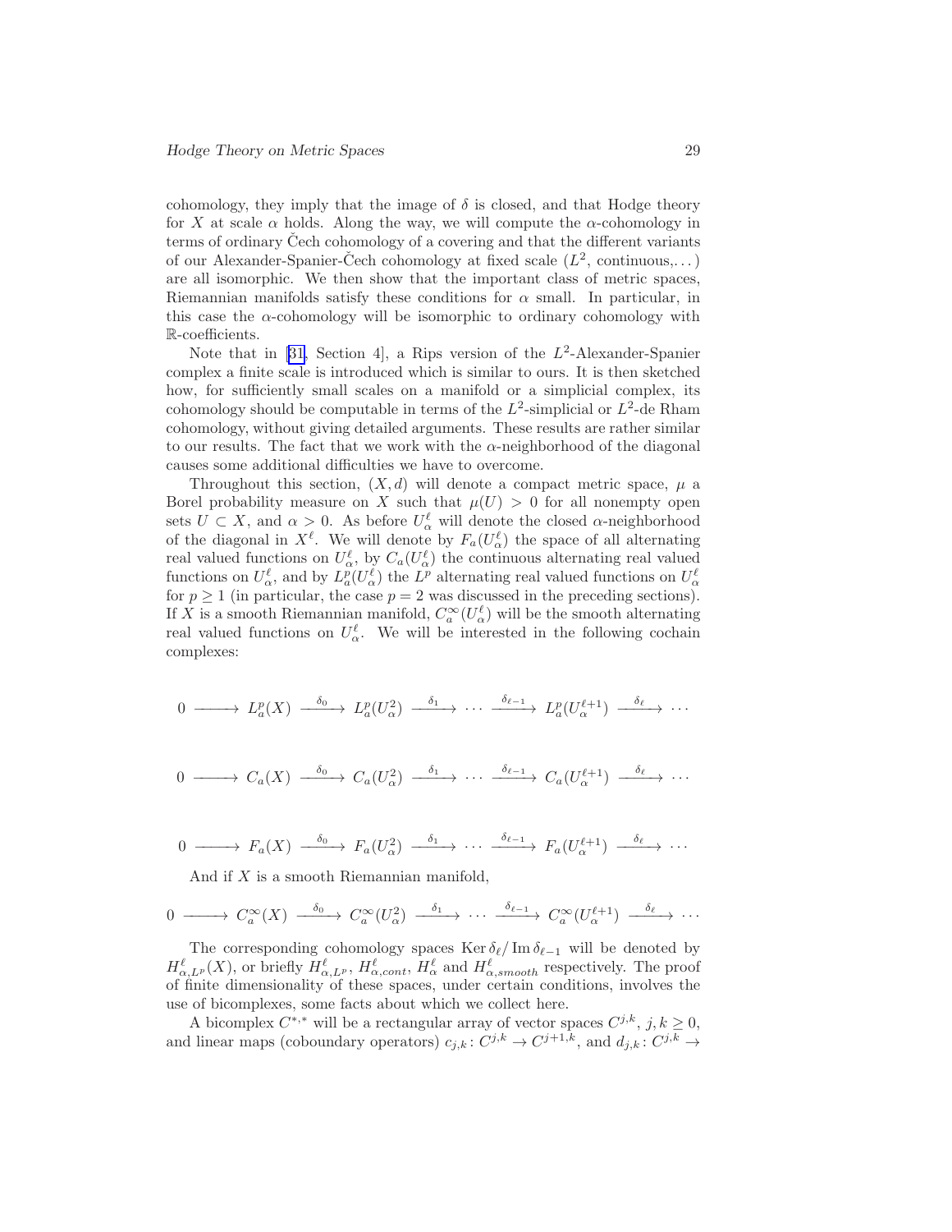cohomology, they imply that the image of $\delta$ is closed, and that Hodge theory for $X$ at scale $\alpha$ holds. Along the way, we will compute the $\alpha$-cohomology in terms of ordinary Čech cohomology of a covering and that the different variants of our Alexander-Spanier-Čech cohomology at fixed scale ($L^2$, continuous,...) are all isomorphic. We then show that the important class of metric spaces, Riemannian manifolds satisfy these conditions for $\alpha$ small. In particular, in this case the $\alpha$-cohomology will be isomorphic to ordinary cohomology with $\mathbb{R}$-coefficients.

Note that in [31, Section 4], a Rips version of the $L^2$-Alexander-Spanier complex a finite scale is introduced which is similar to ours. It is then sketched how, for sufficiently small scales on a manifold or a simplicial complex, its cohomology should be computable in terms of the $L^2$-simplicial or $L^2$-de Rham cohomology, without giving detailed arguments. These results are rather similar to our results. The fact that we work with the $\alpha$-neighborhood of the diagonal causes some additional difficulties we have to overcome.

Throughout this section, $(X, d)$ will denote a compact metric space, $\mu$ a Borel probability measure on $X$ such that $\mu(U) > 0$ for all nonempty open sets $U \subset X$, and $\alpha > 0$. As before $U_\alpha^\ell$ will denote the closed $\alpha$-neighborhood of the diagonal in $X^\ell$. We will denote by $F_a(U_\alpha^\ell)$ the space of all alternating real valued functions on $U_\alpha^\ell$, by $C_a(U_\alpha^\ell)$ the continuous alternating real valued functions on $U_\alpha^\ell$, and by $L_a^p(U_\alpha^\ell)$ the $L^p$ alternating real valued functions on $U_\alpha^\ell$ for $p \geq 1$ (in particular, the case $p = 2$ was discussed in the preceding sections). If $X$ is a smooth Riemannian manifold, $C_a^\infty(U_\alpha^\ell)$ will be the smooth alternating real valued functions on $U_\alpha^\ell$. We will be interested in the following cochain complexes:

$$0 \longrightarrow L_a^p(X) \xrightarrow{\delta_0} L_a^p(U_\alpha^2) \xrightarrow{\delta_1} \cdots \xrightarrow{\delta_{\ell-1}} L_a^p(U_\alpha^{\ell+1}) \xrightarrow{\delta_\ell} \cdots$$

$$0 \longrightarrow C_a(X) \xrightarrow{\delta_0} C_a(U_\alpha^2) \xrightarrow{\delta_1} \cdots \xrightarrow{\delta_{\ell-1}} C_a(U_\alpha^{\ell+1}) \xrightarrow{\delta_\ell} \cdots$$

$$0 \longrightarrow F_a(X) \xrightarrow{\delta_0} F_a(U_\alpha^2) \xrightarrow{\delta_1} \cdots \xrightarrow{\delta_{\ell-1}} F_a(U_\alpha^{\ell+1}) \xrightarrow{\delta_\ell} \cdots$$

And if $X$ is a smooth Riemannian manifold,

$$0 \longrightarrow C_a^\infty(X) \xrightarrow{\delta_0} C_a^\infty(U_\alpha^2) \xrightarrow{\delta_1} \cdots \xrightarrow{\delta_{\ell-1}} C_a^\infty(U_\alpha^{\ell+1}) \xrightarrow{\delta_\ell} \cdots$$

The corresponding cohomology spaces $\operatorname{Ker}\delta_\ell / \operatorname{Im}\delta_{\ell-1}$ will be denoted by $H^\ell_{\alpha,L^p}(X)$, or briefly $H^\ell_{\alpha,L^p}$, $H^\ell_{\alpha,cont}$, $H^\ell_\alpha$ and $H^\ell_{\alpha,smooth}$ respectively. The proof of finite dimensionality of these spaces, under certain conditions, involves the use of bicomplexes, some facts about which we collect here.

A bicomplex $C^{*,*}$ will be a rectangular array of vector spaces $C^{j,k}$, $j, k \geq 0$, and linear maps (coboundary operators) $c_{j,k}\colon C^{j,k} \to C^{j+1,k}$, and $d_{j,k}\colon C^{j,k} \to$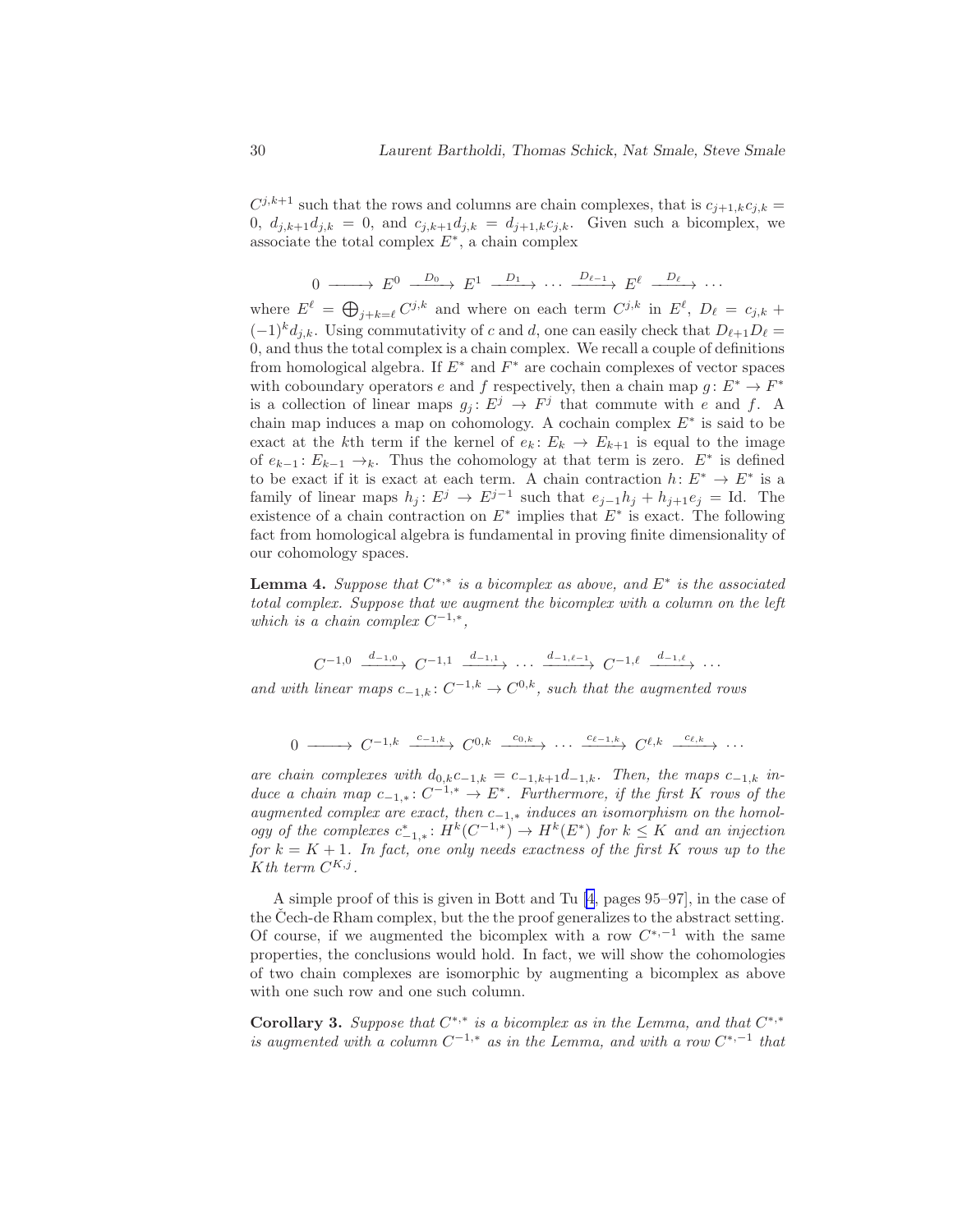$C^{j,k+1}$ such that the rows and columns are chain complexes, that is $c_{j+1,k}c_{j,k} = 0$, $d_{j,k+1}d_{j,k} = 0$, and $c_{j,k+1}d_{j,k} = d_{j+1,k}c_{j,k}$. Given such a bicomplex, we associate the total complex $E^*$, a chain complex

$$0 \longrightarrow E^0 \xrightarrow{D_0} E^1 \xrightarrow{D_1} \cdots \xrightarrow{D_{\ell-1}} E^\ell \xrightarrow{D_\ell} \cdots$$

where $E^\ell = \bigoplus_{j+k=\ell} C^{j,k}$ and where on each term $C^{j,k}$ in $E^\ell$, $D_\ell = c_{j,k} + (-1)^k d_{j,k}$. Using commutativity of $c$ and $d$, one can easily check that $D_{\ell+1}D_\ell = 0$, and thus the total complex is a chain complex. We recall a couple of definitions from homological algebra. If $E^*$ and $F^*$ are cochain complexes of vector spaces with coboundary operators $e$ and $f$ respectively, then a chain map $g\colon E^* \to F^*$ is a collection of linear maps $g_j\colon E^j \to F^j$ that commute with $e$ and $f$. A chain map induces a map on cohomology. A cochain complex $E^*$ is said to be exact at the $k$th term if the kernel of $e_k\colon E_k \to E_{k+1}$ is equal to the image of $e_{k-1}\colon E_{k-1} \to_k$. Thus the cohomology at that term is zero. $E^*$ is defined to be exact if it is exact at each term. A chain contraction $h\colon E^* \to E^*$ is a family of linear maps $h_j\colon E^j \to E^{j-1}$ such that $e_{j-1}h_j + h_{j+1}e_j = \mathrm{Id}$. The existence of a chain contraction on $E^*$ implies that $E^*$ is exact. The following fact from homological algebra is fundamental in proving finite dimensionality of our cohomology spaces.

**Lemma 4.** *Suppose that $C^{*,*}$ is a bicomplex as above, and $E^*$ is the associated total complex. Suppose that we augment the bicomplex with a column on the left which is a chain complex $C^{-1,*}$,*

$$C^{-1,0} \xrightarrow{d_{-1,0}} C^{-1,1} \xrightarrow{d_{-1,1}} \cdots \xrightarrow{d_{-1,\ell-1}} C^{-1,\ell} \xrightarrow{d_{-1,\ell}} \cdots$$

*and with linear maps $c_{-1,k}\colon C^{-1,k} \to C^{0,k}$, such that the augmented rows*

$$0 \longrightarrow C^{-1,k} \xrightarrow{c_{-1,k}} C^{0,k} \xrightarrow{c_{0,k}} \cdots \xrightarrow{c_{\ell-1,k}} C^{\ell,k} \xrightarrow{c_{\ell,k}} \cdots$$

*are chain complexes with $d_{0,k}c_{-1,k} = c_{-1,k+1}d_{-1,k}$. Then, the maps $c_{-1,k}$ induce a chain map $c_{-1,*}\colon C^{-1,*} \to E^*$. Furthermore, if the first $K$ rows of the augmented complex are exact, then $c_{-1,*}$ induces an isomorphism on the homology of the complexes $c^*_{-1,*}\colon H^k(C^{-1,*}) \to H^k(E^*)$ for $k \le K$ and an injection for $k = K+1$. In fact, one only needs exactness of the first $K$ rows up to the $K$th term $C^{K,j}$.*

A simple proof of this is given in Bott and Tu [4, pages 95–97], in the case of the Čech-de Rham complex, but the the proof generalizes to the abstract setting. Of course, if we augmented the bicomplex with a row $C^{*,-1}$ with the same properties, the conclusions would hold. In fact, we will show the cohomologies of two chain complexes are isomorphic by augmenting a bicomplex as above with one such row and one such column.

**Corollary 3.** *Suppose that $C^{*,*}$ is a bicomplex as in the Lemma, and that $C^{*,*}$ is augmented with a column $C^{-1,*}$ as in the Lemma, and with a row $C^{*,-1}$ that*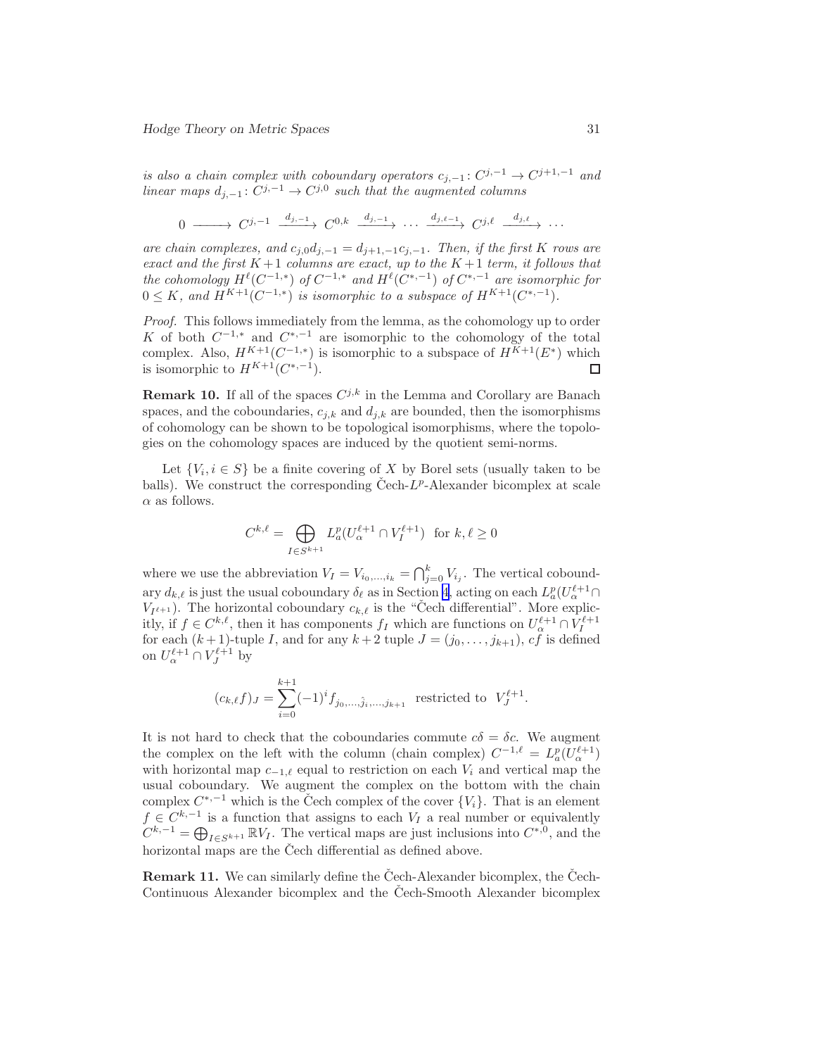*is also a chain complex with coboundary operators $c_{j,-1}\colon C^{j,-1} \to C^{j+1,-1}$ and linear maps $d_{j,-1}\colon C^{j,-1} \to C^{j,0}$ such that the augmented columns*

$$0 \longrightarrow C^{j,-1} \xrightarrow{d_{j,-1}} C^{0,k} \xrightarrow{d_{j,-1}} \cdots \xrightarrow{d_{j,\ell-1}} C^{j,\ell} \xrightarrow{d_{j,\ell}} \cdots$$

*are chain complexes, and $c_{j,0}d_{j,-1} = d_{j+1,-1}c_{j,-1}$. Then, if the first $K$ rows are exact and the first $K+1$ columns are exact, up to the $K+1$ term, it follows that the cohomology $H^\ell(C^{-1,*})$ of $C^{-1,*}$ and $H^\ell(C^{*,-1})$ of $C^{*,-1}$ are isomorphic for $0 \le K$, and $H^{K+1}(C^{-1,*})$ is isomorphic to a subspace of $H^{K+1}(C^{*,-1})$.*

*Proof.* This follows immediately from the lemma, as the cohomology up to order $K$ of both $C^{-1,*}$ and $C^{*,-1}$ are isomorphic to the cohomology of the total complex. Also, $H^{K+1}(C^{-1,*})$ is isomorphic to a subspace of $H^{K+1}(E^*)$ which is isomorphic to $H^{K+1}(C^{*,-1})$. □

**Remark 10.** If all of the spaces $C^{j,k}$ in the Lemma and Corollary are Banach spaces, and the coboundaries, $c_{j,k}$ and $d_{j,k}$ are bounded, then the isomorphisms of cohomology can be shown to be topological isomorphisms, where the topologies on the cohomology spaces are induced by the quotient semi-norms.

Let $\{V_i, i \in S\}$ be a finite covering of $X$ by Borel sets (usually taken to be balls). We construct the corresponding Čech-$L^p$-Alexander bicomplex at scale $\alpha$ as follows.

$$C^{k,\ell} = \bigoplus_{I \in S^{k+1}} L^p_a(U^{\ell+1}_\alpha \cap V^{\ell+1}_I) \ \text{ for } k, \ell \ge 0$$

where we use the abbreviation $V_I = V_{i_0,\ldots,i_k} = \bigcap_{j=0}^k V_{i_j}$. The vertical coboundary $d_{k,\ell}$ is just the usual coboundary $\delta_\ell$ as in Section 4, acting on each $L^p_a(U^{\ell+1}_\alpha \cap V_{I^{\ell+1}})$. The horizontal coboundary $c_{k,\ell}$ is the "Čech differential". More explicitly, if $f \in C^{k,\ell}$, then it has components $f_I$ which are functions on $U^{\ell+1}_\alpha \cap V^{\ell+1}_I$ for each $(k+1)$-tuple $I$, and for any $k+2$ tuple $J = (j_0, \ldots, j_{k+1})$, $cf$ is defined on $U^{\ell+1}_\alpha \cap V^{\ell+1}_J$ by

$$(c_{k,\ell}f)_J = \sum_{i=0}^{k+1} (-1)^i f_{j_0,\ldots,\hat{j}_i,\ldots,j_{k+1}} \ \text{ restricted to } \ V^{\ell+1}_J.$$

It is not hard to check that the coboundaries commute $c\delta = \delta c$. We augment the complex on the left with the column (chain complex) $C^{-1,\ell} = L^p_a(U^{\ell+1}_\alpha)$ with horizontal map $c_{-1,\ell}$ equal to restriction on each $V_i$ and vertical map the usual coboundary. We augment the complex on the bottom with the chain complex $C^{*,-1}$ which is the Čech complex of the cover $\{V_i\}$. That is an element $f \in C^{k,-1}$ is a function that assigns to each $V_I$ a real number or equivalently $C^{k,-1} = \bigoplus_{I \in S^{k+1}} \mathbb{R}V_I$. The vertical maps are just inclusions into $C^{*,0}$, and the horizontal maps are the Čech differential as defined above.

**Remark 11.** We can similarly define the Čech-Alexander bicomplex, the Čech-Continuous Alexander bicomplex and the Čech-Smooth Alexander bicomplex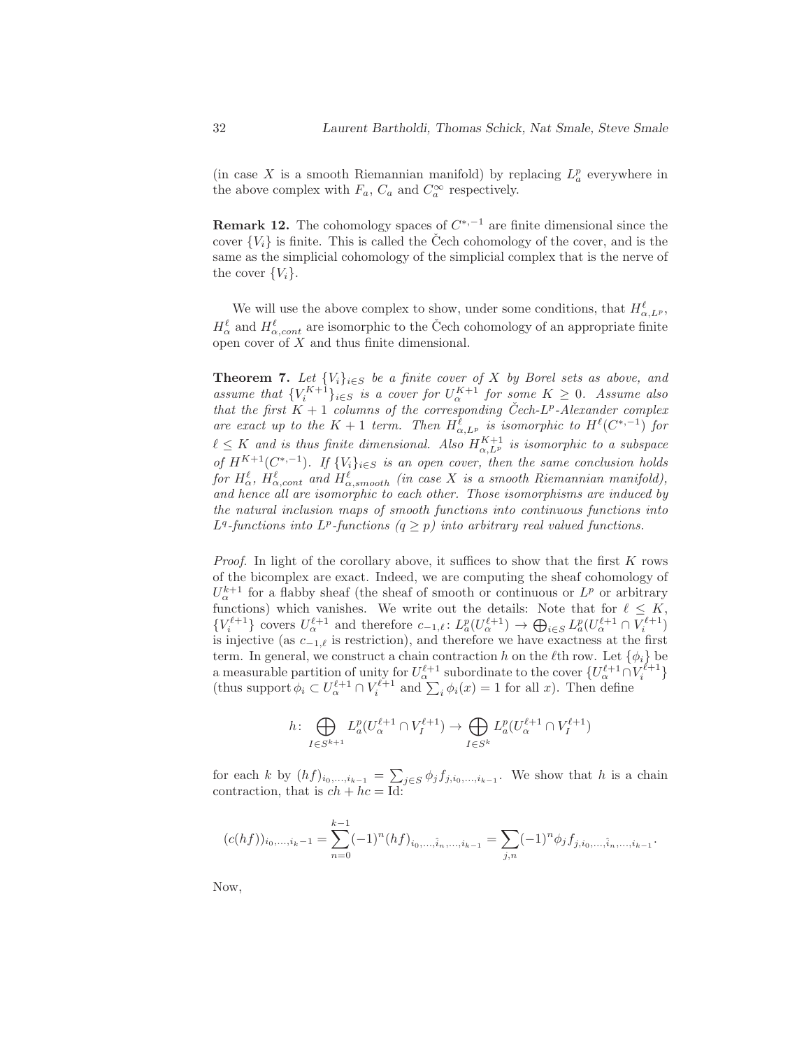(in case $X$ is a smooth Riemannian manifold) by replacing $L^p_a$ everywhere in the above complex with $F_a$, $C_a$ and $C^\infty_a$ respectively.

**Remark 12.** The cohomology spaces of $C^{*,-1}$ are finite dimensional since the cover $\{V_i\}$ is finite. This is called the Čech cohomology of the cover, and is the same as the simplicial cohomology of the simplicial complex that is the nerve of the cover $\{V_i\}$.

We will use the above complex to show, under some conditions, that $H^\ell_{\alpha,L^p}$, $H^\ell_\alpha$ and $H^\ell_{\alpha,cont}$ are isomorphic to the Čech cohomology of an appropriate finite open cover of $X$ and thus finite dimensional.

**Theorem 7.** *Let $\{V_i\}_{i\in S}$ be a finite cover of $X$ by Borel sets as above, and assume that $\{V_i^{K+1}\}_{i\in S}$ is a cover for $U_\alpha^{K+1}$ for some $K \geq 0$. Assume also that the first $K+1$ columns of the corresponding Čech-$L^p$-Alexander complex are exact up to the $K+1$ term. Then $H^\ell_{\alpha,L^p}$ is isomorphic to $H^\ell(C^{*,-1})$ for $\ell \leq K$ and is thus finite dimensional. Also $H^{K+1}_{\alpha,L^p}$ is isomorphic to a subspace of $H^{K+1}(C^{*,-1})$. If $\{V_i\}_{i\in S}$ is an open cover, then the same conclusion holds for $H^\ell_\alpha$, $H^\ell_{\alpha,cont}$ and $H^\ell_{\alpha,smooth}$ (in case $X$ is a smooth Riemannian manifold), and hence all are isomorphic to each other. Those isomorphisms are induced by the natural inclusion maps of smooth functions into continuous functions into $L^q$-functions into $L^p$-functions ($q \geq p$) into arbitrary real valued functions.*

*Proof.* In light of the corollary above, it suffices to show that the first $K$ rows of the bicomplex are exact. Indeed, we are computing the sheaf cohomology of $U_\alpha^{k+1}$ for a flabby sheaf (the sheaf of smooth or continuous or $L^p$ or arbitrary functions) which vanishes. We write out the details: Note that for $\ell \leq K$, $\{V_i^{\ell+1}\}$ covers $U_\alpha^{\ell+1}$ and therefore $c_{-1,\ell}\colon L^p_a(U_\alpha^{\ell+1}) \to \bigoplus_{i\in S} L^p_a(U_\alpha^{\ell+1}\cap V_i^{\ell+1})$ is injective (as $c_{-1,\ell}$ is restriction), and therefore we have exactness at the first term. In general, we construct a chain contraction $h$ on the $\ell$th row. Let $\{\phi_i\}$ be a measurable partition of unity for $U_\alpha^{\ell+1}$ subordinate to the cover $\{U_\alpha^{\ell+1}\cap V_i^{\ell+1}\}$ (thus support $\phi_i \subset U_\alpha^{\ell+1}\cap V_i^{\ell+1}$ and $\sum_i \phi_i(x) = 1$ for all $x$). Then define

$$h\colon \bigoplus_{I\in S^{k+1}} L^p_a(U_\alpha^{\ell+1}\cap V_I^{\ell+1}) \to \bigoplus_{I\in S^k} L^p_a(U_\alpha^{\ell+1}\cap V_I^{\ell+1})$$

for each $k$ by $(hf)_{i_0,\dots,i_{k-1}} = \sum_{j\in S}\phi_j f_{j,i_0,\dots,i_{k-1}}$. We show that $h$ is a chain contraction, that is $ch + hc = \mathrm{Id}$:

$$(c(hf))_{i_0,\dots,i_k-1} = \sum_{n=0}^{k-1}(-1)^n (hf)_{i_0,\dots,\hat{i}_n,\dots,i_{k-1}} = \sum_{j,n}(-1)^n \phi_j f_{j,i_0,\dots,\hat{i}_n,\dots,i_{k-1}}.$$

Now,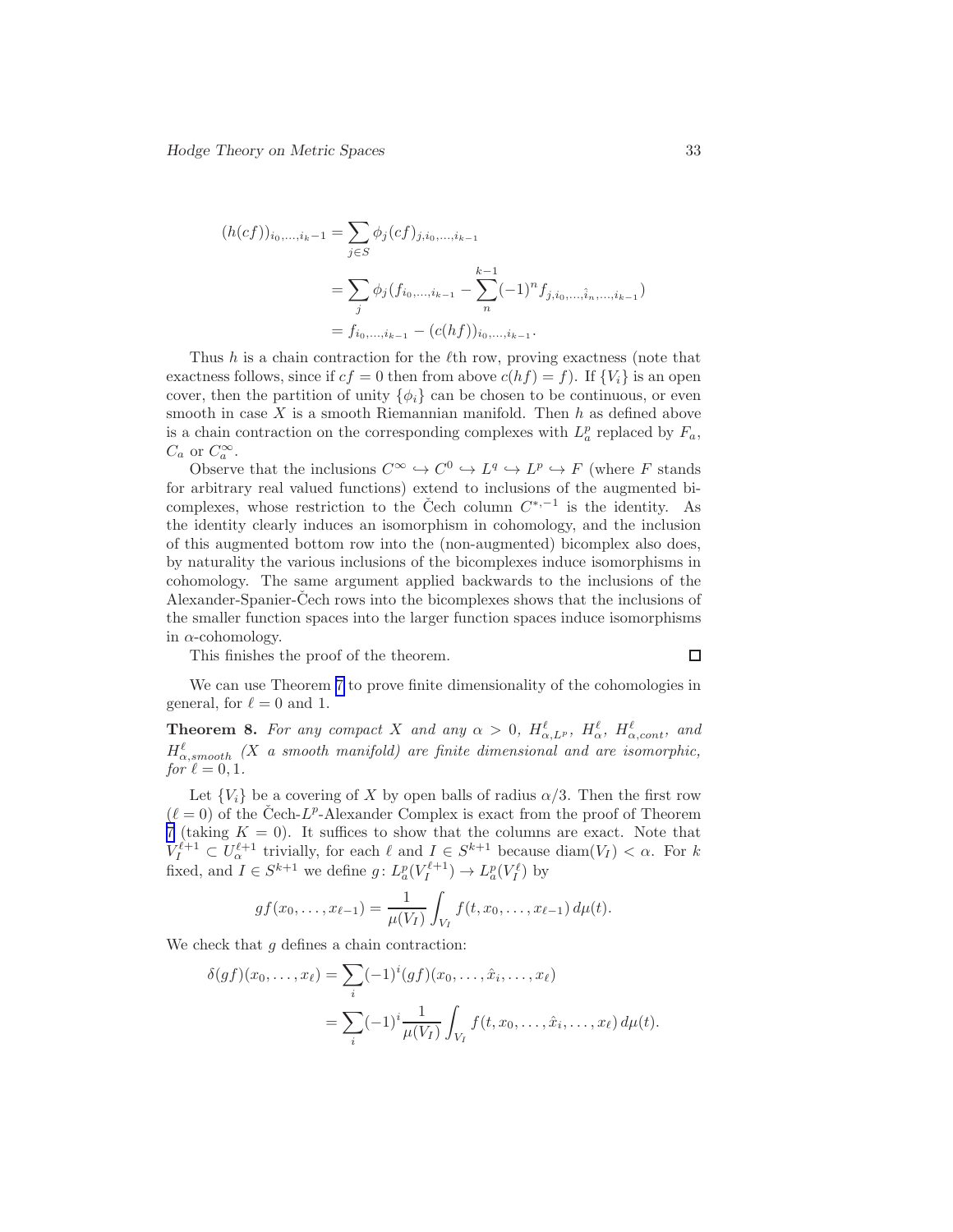$$
\begin{aligned}
(h(cf))_{i_0,\ldots,i_k-1} &= \sum_{j\in S} \phi_j (cf)_{j,i_0,\ldots,i_{k-1}} \\
&= \sum_j \phi_j (f_{i_0,\ldots,i_{k-1}} - \sum_n^{k-1} (-1)^n f_{j,i_0,\ldots,\hat{i}_n,\ldots,i_{k-1}}) \\
&= f_{i_0,\ldots,i_{k-1}} - (c(hf))_{i_0,\ldots,i_{k-1}}.
\end{aligned}
$$

Thus $h$ is a chain contraction for the $\ell$th row, proving exactness (note that exactness follows, since if $cf = 0$ then from above $c(hf) = f$). If $\{V_i\}$ is an open cover, then the partition of unity $\{\phi_i\}$ can be chosen to be continuous, or even smooth in case $X$ is a smooth Riemannian manifold. Then $h$ as defined above is a chain contraction on the corresponding complexes with $L^p_a$ replaced by $F_a$, $C_a$ or $C^\infty_a$.

Observe that the inclusions $C^\infty \hookrightarrow C^0 \hookrightarrow L^q \hookrightarrow L^p \hookrightarrow F$ (where $F$ stands for arbitrary real valued functions) extend to inclusions of the augmented bicomplexes, whose restriction to the Čech column $C^{*,-1}$ is the identity. As the identity clearly induces an isomorphism in cohomology, and the inclusion of this augmented bottom row into the (non-augmented) bicomplex also does, by naturality the various inclusions of the bicomplexes induce isomorphisms in cohomology. The same argument applied backwards to the inclusions of the Alexander-Spanier-Čech rows into the bicomplexes shows that the inclusions of the smaller function spaces into the larger function spaces induce isomorphisms in $\alpha$-cohomology.

This finishes the proof of the theorem. □

We can use Theorem 7 to prove finite dimensionality of the cohomologies in general, for $\ell = 0$ and 1.

**Theorem 8.** *For any compact $X$ and any $\alpha > 0$, $H^\ell_{\alpha,L^p}$, $H^\ell_\alpha$, $H^\ell_{\alpha,cont}$, and $H^\ell_{\alpha,smooth}$ ($X$ a smooth manifold) are finite dimensional and are isomorphic, for $\ell = 0, 1$.*

Let $\{V_i\}$ be a covering of $X$ by open balls of radius $\alpha/3$. Then the first row ($\ell = 0$) of the Čech-$L^p$-Alexander Complex is exact from the proof of Theorem 7 (taking $K = 0$). It suffices to show that the columns are exact. Note that $V_I^{\ell+1} \subset U_\alpha^{\ell+1}$ trivially, for each $\ell$ and $I \in S^{k+1}$ because $\operatorname{diam}(V_I) < \alpha$. For $k$ fixed, and $I \in S^{k+1}$ we define $g\colon L^p_a(V_I^{\ell+1}) \to L^p_a(V_I^\ell)$ by

$$
gf(x_0,\ldots,x_{\ell-1}) = \frac{1}{\mu(V_I)} \int_{V_I} f(t, x_0, \ldots, x_{\ell-1})\, d\mu(t).
$$

We check that $g$ defines a chain contraction:

$$
\begin{aligned}
\delta(gf)(x_0,\ldots,x_\ell) &= \sum_i (-1)^i (gf)(x_0,\ldots,\hat{x}_i,\ldots,x_\ell) \\
&= \sum_i (-1)^i \frac{1}{\mu(V_I)} \int_{V_I} f(t, x_0, \ldots, \hat{x}_i, \ldots, x_\ell)\, d\mu(t).
\end{aligned}
$$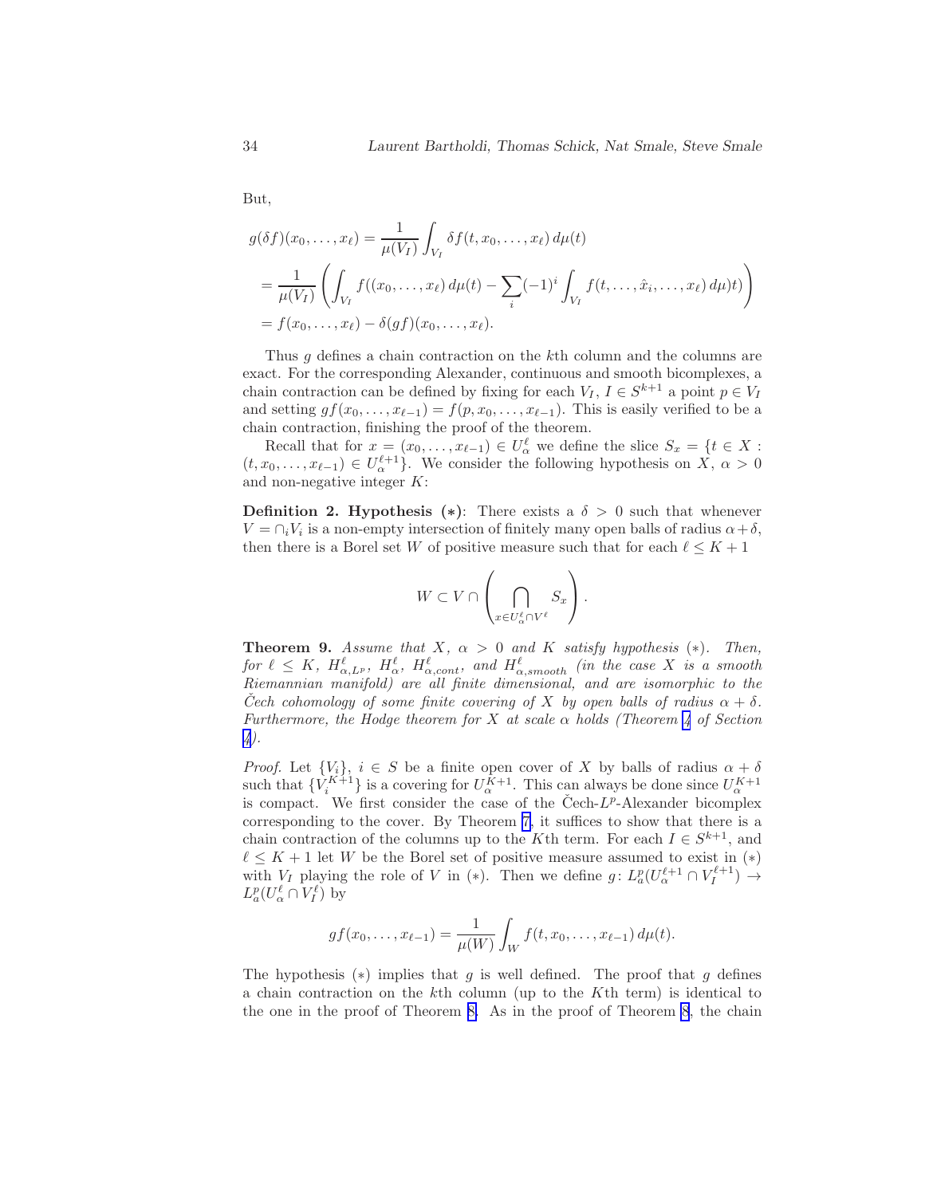But,

$$
\begin{aligned}
g(\delta f)(x_0,\ldots,x_\ell) &= \frac{1}{\mu(V_I)}\int_{V_I} \delta f(t,x_0,\ldots,x_\ell)\,d\mu(t) \\
&= \frac{1}{\mu(V_I)}\left(\int_{V_I} f((x_0,\ldots,x_\ell)\,d\mu(t) - \sum_i (-1)^i \int_{V_I} f(t,\ldots,\hat{x}_i,\ldots,x_\ell)\,d\mu)t)\right) \\
&= f(x_0,\ldots,x_\ell) - \delta(gf)(x_0,\ldots,x_\ell).
\end{aligned}
$$

Thus $g$ defines a chain contraction on the $k$th column and the columns are exact. For the corresponding Alexander, continuous and smooth bicomplexes, a chain contraction can be defined by fixing for each $V_I$, $I \in S^{k+1}$ a point $p \in V_I$ and setting $gf(x_0,\ldots,x_{\ell-1}) = f(p,x_0,\ldots,x_{\ell-1})$. This is easily verified to be a chain contraction, finishing the proof of the theorem.

Recall that for $x = (x_0,\ldots,x_{\ell-1}) \in U_\alpha^\ell$ we define the slice $S_x = \{t \in X : (t,x_0,\ldots,x_{\ell-1}) \in U_\alpha^{\ell+1}\}$. We consider the following hypothesis on $X$, $\alpha > 0$ and non-negative integer $K$:

**Definition 2. Hypothesis (∗)**: There exists a $\delta > 0$ such that whenever $V = \cap_i V_i$ is a non-empty intersection of finitely many open balls of radius $\alpha+\delta$, then there is a Borel set $W$ of positive measure such that for each $\ell \le K+1$

$$
W \subset V \cap \left( \bigcap_{x \in U_\alpha^\ell \cap V^\ell} S_x \right).
$$

**Theorem 9.** *Assume that $X$, $\alpha > 0$ and $K$ satisfy hypothesis (∗). Then, for $\ell \le K$, $H^\ell_{\alpha,L^p}$, $H^\ell_\alpha$, $H^\ell_{\alpha,cont}$, and $H^\ell_{\alpha,smooth}$ (in the case $X$ is a smooth Riemannian manifold) are all finite dimensional, and are isomorphic to the Čech cohomology of some finite covering of $X$ by open balls of radius $\alpha+\delta$. Furthermore, the Hodge theorem for $X$ at scale $\alpha$ holds (Theorem 4 of Section 4).*

*Proof.* Let $\{V_i\}$, $i \in S$ be a finite open cover of $X$ by balls of radius $\alpha+\delta$ such that $\{V_i^{K+1}\}$ is a covering for $U_\alpha^{K+1}$. This can always be done since $U_\alpha^{K+1}$ is compact. We first consider the case of the Čech-$L^p$-Alexander bicomplex corresponding to the cover. By Theorem 7, it suffices to show that there is a chain contraction of the columns up to the $K$th term. For each $I \in S^{k+1}$, and $\ell \le K+1$ let $W$ be the Borel set of positive measure assumed to exist in (∗) with $V_I$ playing the role of $V$ in (∗). Then we define $g\colon L^p_a(U_\alpha^{\ell+1} \cap V_I^{\ell+1}) \to L^p_a(U_\alpha^\ell \cap V_I^\ell)$ by

$$
gf(x_0,\ldots,x_{\ell-1}) = \frac{1}{\mu(W)}\int_W f(t,x_0,\ldots,x_{\ell-1})\,d\mu(t).
$$

The hypothesis (∗) implies that $g$ is well defined. The proof that $g$ defines a chain contraction on the $k$th column (up to the $K$th term) is identical to the one in the proof of Theorem 8. As in the proof of Theorem 8, the chain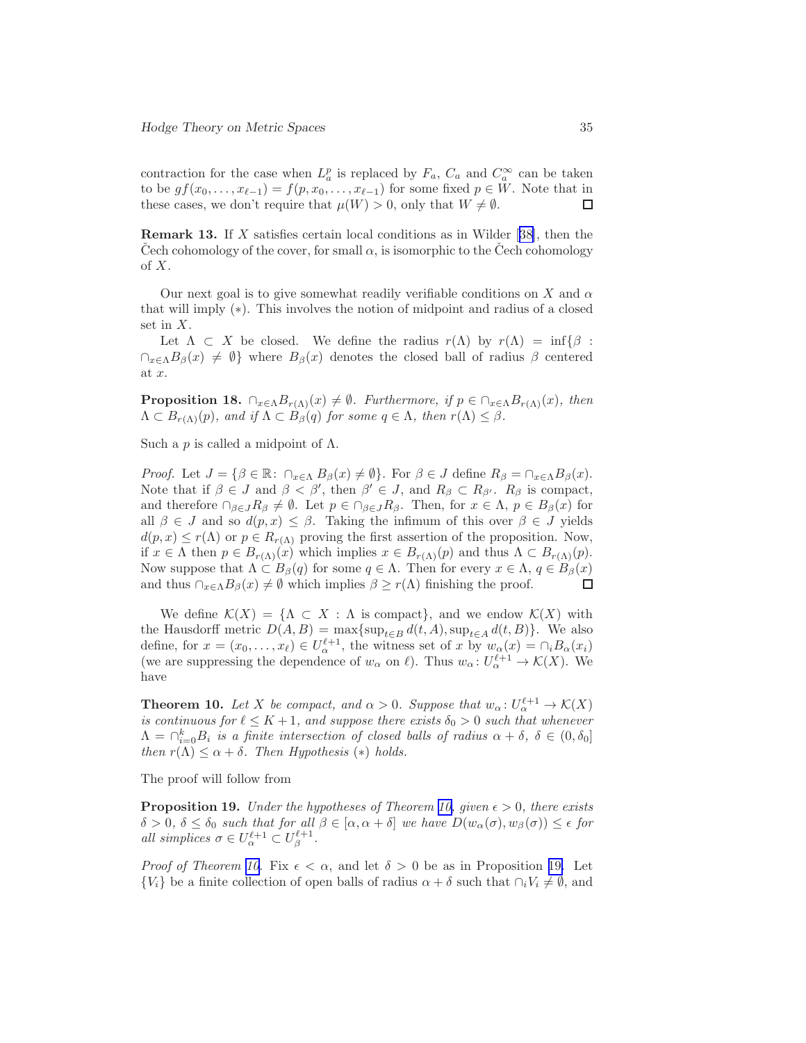contraction for the case when $L^p_a$ is replaced by $F_a$, $C_a$ and $C^\infty_a$ can be taken to be $gf(x_0,\ldots,x_{\ell-1}) = f(p,x_0,\ldots,x_{\ell-1})$ for some fixed $p \in W$. Note that in these cases, we don't require that $\mu(W) > 0$, only that $W \neq \emptyset$. □

**Remark 13.** If $X$ satisfies certain local conditions as in Wilder [38], then the Čech cohomology of the cover, for small $\alpha$, is isomorphic to the Čech cohomology of $X$.

Our next goal is to give somewhat readily verifiable conditions on $X$ and $\alpha$ that will imply $(*)$. This involves the notion of midpoint and radius of a closed set in $X$.

Let $\Lambda \subset X$ be closed. We define the radius $r(\Lambda)$ by $r(\Lambda) = \inf\{\beta : \cap_{x\in\Lambda} B_\beta(x) \neq \emptyset\}$ where $B_\beta(x)$ denotes the closed ball of radius $\beta$ centered at $x$.

**Proposition 18.** *$\cap_{x\in\Lambda} B_{r(\Lambda)}(x) \neq \emptyset$. Furthermore, if $p \in \cap_{x\in\Lambda} B_{r(\Lambda)}(x)$, then $\Lambda \subset B_{r(\Lambda)}(p)$, and if $\Lambda \subset B_\beta(q)$ for some $q \in \Lambda$, then $r(\Lambda) \leq \beta$.*

Such a $p$ is called a midpoint of $\Lambda$.

*Proof.* Let $J = \{\beta \in \mathbb{R} \colon \cap_{x\in\Lambda} B_\beta(x) \neq \emptyset\}$. For $\beta \in J$ define $R_\beta = \cap_{x\in\Lambda} B_\beta(x)$. Note that if $\beta \in J$ and $\beta < \beta'$, then $\beta' \in J$, and $R_\beta \subset R_{\beta'}$. $R_\beta$ is compact, and therefore $\cap_{\beta\in J} R_\beta \neq \emptyset$. Let $p \in \cap_{\beta\in J} R_\beta$. Then, for $x \in \Lambda$, $p \in B_\beta(x)$ for all $\beta \in J$ and so $d(p,x) \leq \beta$. Taking the infimum of this over $\beta \in J$ yields $d(p,x) \leq r(\Lambda)$ or $p \in R_{r(\Lambda)}$ proving the first assertion of the proposition. Now, if $x \in \Lambda$ then $p \in B_{r(\Lambda)}(x)$ which implies $x \in B_{r(\Lambda)}(p)$ and thus $\Lambda \subset B_{r(\Lambda)}(p)$. Now suppose that $\Lambda \subset B_\beta(q)$ for some $q \in \Lambda$. Then for every $x \in \Lambda$, $q \in B_\beta(x)$ and thus $\cap_{x\in\Lambda} B_\beta(x) \neq \emptyset$ which implies $\beta \geq r(\Lambda)$ finishing the proof. □

We define $\mathcal{K}(X) = \{\Lambda \subset X : \Lambda \text{ is compact}\}$, and we endow $\mathcal{K}(X)$ with the Hausdorff metric $D(A,B) = \max\{\sup_{t\in B} d(t,A), \sup_{t\in A} d(t,B)\}$. We also define, for $x = (x_0,\ldots,x_\ell) \in U^{\ell+1}_\alpha$, the witness set of $x$ by $w_\alpha(x) = \cap_i B_\alpha(x_i)$ (we are suppressing the dependence of $w_\alpha$ on $\ell$). Thus $w_\alpha \colon U^{\ell+1}_\alpha \to \mathcal{K}(X)$. We have

**Theorem 10.** *Let $X$ be compact, and $\alpha > 0$. Suppose that $w_\alpha \colon U^{\ell+1}_\alpha \to \mathcal{K}(X)$ is continuous for $\ell \leq K+1$, and suppose there exists $\delta_0 > 0$ such that whenever $\Lambda = \cap_{i=0}^k B_i$ is a finite intersection of closed balls of radius $\alpha + \delta$, $\delta \in (0, \delta_0]$ then $r(\Lambda) \leq \alpha + \delta$. Then Hypothesis $(*)$ holds.*

The proof will follow from

**Proposition 19.** *Under the hypotheses of Theorem 10, given $\epsilon > 0$, there exists $\delta > 0$, $\delta \leq \delta_0$ such that for all $\beta \in [\alpha, \alpha+\delta]$ we have $D(w_\alpha(\sigma), w_\beta(\sigma)) \leq \epsilon$ for all simplices $\sigma \in U^{\ell+1}_\alpha \subset U^{\ell+1}_\beta$.*

*Proof of Theorem 10.* Fix $\epsilon < \alpha$, and let $\delta > 0$ be as in Proposition 19. Let $\{V_i\}$ be a finite collection of open balls of radius $\alpha + \delta$ such that $\cap_i V_i \neq \emptyset$, and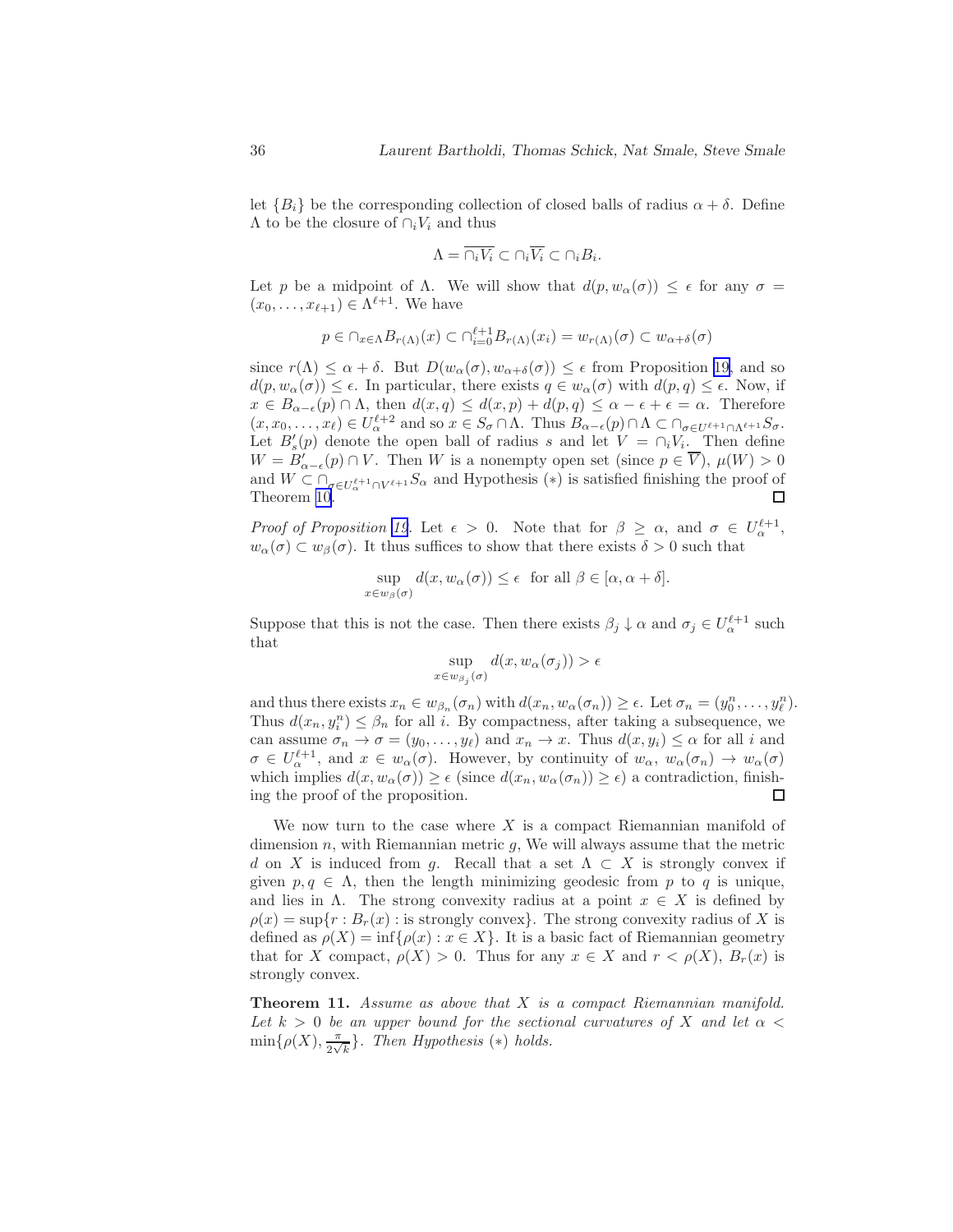let $\{B_i\}$ be the corresponding collection of closed balls of radius $\alpha + \delta$. Define $\Lambda$ to be the closure of $\cap_i V_i$ and thus

$$\Lambda = \overline{\cap_i V_i} \subset \cap_i \overline{V_i} \subset \cap_i B_i.$$

Let $p$ be a midpoint of $\Lambda$. We will show that $d(p, w_\alpha(\sigma)) \leq \epsilon$ for any $\sigma = (x_0, \ldots, x_{\ell+1}) \in \Lambda^{\ell+1}$. We have

$$p \in \cap_{x \in \Lambda} B_{r(\Lambda)}(x) \subset \cap_{i=0}^{\ell+1} B_{r(\Lambda)}(x_i) = w_{r(\Lambda)}(\sigma) \subset w_{\alpha+\delta}(\sigma)$$

since $r(\Lambda) \leq \alpha + \delta$. But $D(w_\alpha(\sigma), w_{\alpha+\delta}(\sigma)) \leq \epsilon$ from Proposition 19, and so $d(p, w_\alpha(\sigma)) \leq \epsilon$. In particular, there exists $q \in w_\alpha(\sigma)$ with $d(p,q) \leq \epsilon$. Now, if $x \in B_{\alpha-\epsilon}(p) \cap \Lambda$, then $d(x,q) \leq d(x,p) + d(p,q) \leq \alpha - \epsilon + \epsilon = \alpha$. Therefore $(x, x_0, \ldots, x_\ell) \in U_\alpha^{\ell+2}$ and so $x \in S_\sigma \cap \Lambda$. Thus $B_{\alpha-\epsilon}(p) \cap \Lambda \subset \cap_{\sigma \in U^{\ell+1} \cap \Lambda^{\ell+1}} S_\sigma$. Let $B'_s(p)$ denote the open ball of radius $s$ and let $V = \cap_i V_i$. Then define $W = B'_{\alpha-\epsilon}(p) \cap V$. Then $W$ is a nonempty open set (since $p \in \overline{V}$), $\mu(W) > 0$ and $W \subset \cap_{\sigma \in U_\alpha^{\ell+1} \cap V^{\ell+1}} S_\alpha$ and Hypothesis $(*)$ is satisfied finishing the proof of Theorem 10. $\square$

*Proof of Proposition 19.* Let $\epsilon > 0$. Note that for $\beta \geq \alpha$, and $\sigma \in U_\alpha^{\ell+1}$, $w_\alpha(\sigma) \subset w_\beta(\sigma)$. It thus suffices to show that there exists $\delta > 0$ such that

$$\sup_{x \in w_\beta(\sigma)} d(x, w_\alpha(\sigma)) \leq \epsilon \;\text{ for all } \beta \in [\alpha, \alpha + \delta].$$

Suppose that this is not the case. Then there exists $\beta_j \downarrow \alpha$ and $\sigma_j \in U_\alpha^{\ell+1}$ such that

$$\sup_{x \in w_{\beta_j}(\sigma)} d(x, w_\alpha(\sigma_j)) > \epsilon$$

and thus there exists $x_n \in w_{\beta_n}(\sigma_n)$ with $d(x_n, w_\alpha(\sigma_n)) \geq \epsilon$. Let $\sigma_n = (y_0^n, \ldots, y_\ell^n)$. Thus $d(x_n, y_i^n) \leq \beta_n$ for all $i$. By compactness, after taking a subsequence, we can assume $\sigma_n \to \sigma = (y_0, \ldots, y_\ell)$ and $x_n \to x$. Thus $d(x, y_i) \leq \alpha$ for all $i$ and $\sigma \in U_\alpha^{\ell+1}$, and $x \in w_\alpha(\sigma)$. However, by continuity of $w_\alpha$, $w_\alpha(\sigma_n) \to w_\alpha(\sigma)$ which implies $d(x, w_\alpha(\sigma)) \geq \epsilon$ (since $d(x_n, w_\alpha(\sigma_n)) \geq \epsilon$) a contradiction, finishing the proof of the proposition. $\square$

We now turn to the case where $X$ is a compact Riemannian manifold of dimension $n$, with Riemannian metric $g$, We will always assume that the metric $d$ on $X$ is induced from $g$. Recall that a set $\Lambda \subset X$ is strongly convex if given $p, q \in \Lambda$, then the length minimizing geodesic from $p$ to $q$ is unique, and lies in $\Lambda$. The strong convexity radius at a point $x \in X$ is defined by $\rho(x) = \sup\{r : B_r(x) : \text{is strongly convex}\}$. The strong convexity radius of $X$ is defined as $\rho(X) = \inf\{\rho(x) : x \in X\}$. It is a basic fact of Riemannian geometry that for $X$ compact, $\rho(X) > 0$. Thus for any $x \in X$ and $r < \rho(X)$, $B_r(x)$ is strongly convex.

**Theorem 11.** *Assume as above that $X$ is a compact Riemannian manifold. Let $k > 0$ be an upper bound for the sectional curvatures of $X$ and let $\alpha < \min\{\rho(X), \frac{\pi}{2\sqrt{k}}\}$. Then Hypothesis $(*)$ holds.*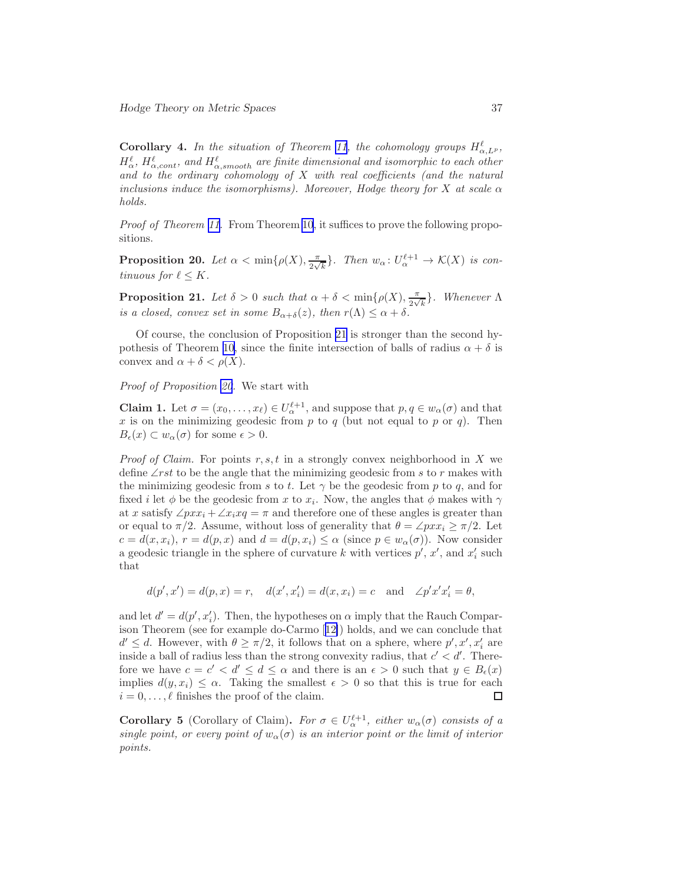**Corollary 4.** *In the situation of Theorem 11, the cohomology groups $H^{\ell}_{\alpha,L^p}$, $H^{\ell}_{\alpha}$, $H^{\ell}_{\alpha,cont}$, and $H^{\ell}_{\alpha,smooth}$ are finite dimensional and isomorphic to each other and to the ordinary cohomology of $X$ with real coefficients (and the natural inclusions induce the isomorphisms). Moreover, Hodge theory for $X$ at scale $\alpha$ holds.*

*Proof of Theorem 11.* From Theorem 10, it suffices to prove the following propositions.

**Proposition 20.** *Let $\alpha < \min\{\rho(X), \frac{\pi}{2\sqrt{k}}\}$. Then $w_\alpha \colon U^{\ell+1}_{\alpha} \to \mathcal{K}(X)$ is continuous for $\ell \leq K$.*

**Proposition 21.** *Let $\delta > 0$ such that $\alpha + \delta < \min\{\rho(X), \frac{\pi}{2\sqrt{k}}\}$. Whenever $\Lambda$ is a closed, convex set in some $B_{\alpha+\delta}(z)$, then $r(\Lambda) \leq \alpha + \delta$.*

Of course, the conclusion of Proposition 21 is stronger than the second hypothesis of Theorem 10, since the finite intersection of balls of radius $\alpha + \delta$ is convex and $\alpha + \delta < \rho(X)$.

*Proof of Proposition 20.* We start with

**Claim 1.** Let $\sigma = (x_0, \ldots, x_\ell) \in U^{\ell+1}_{\alpha}$, and suppose that $p, q \in w_\alpha(\sigma)$ and that $x$ is on the minimizing geodesic from $p$ to $q$ (but not equal to $p$ or $q$). Then $B_\epsilon(x) \subset w_\alpha(\sigma)$ for some $\epsilon > 0$.

*Proof of Claim.* For points $r, s, t$ in a strongly convex neighborhood in $X$ we define $\angle rst$ to be the angle that the minimizing geodesic from $s$ to $r$ makes with the minimizing geodesic from $s$ to $t$. Let $\gamma$ be the geodesic from $p$ to $q$, and for fixed $i$ let $\phi$ be the geodesic from $x$ to $x_i$. Now, the angles that $\phi$ makes with $\gamma$ at $x$ satisfy $\angle pxx_i + \angle x_i xq = \pi$ and therefore one of these angles is greater than or equal to $\pi/2$. Assume, without loss of generality that $\theta = \angle pxx_i \geq \pi/2$. Let $c = d(x, x_i)$, $r = d(p, x)$ and $d = d(p, x_i) \leq \alpha$ (since $p \in w_\alpha(\sigma)$). Now consider a geodesic triangle in the sphere of curvature $k$ with vertices $p'$, $x'$, and $x'_i$ such that

$$d(p', x') = d(p, x) = r, \quad d(x', x'_i) = d(x, x_i) = c \quad \text{and} \quad \angle p'x'x'_i = \theta,$$

and let $d' = d(p', x'_i)$. Then, the hypotheses on $\alpha$ imply that the Rauch Comparison Theorem (see for example do-Carmo [12]) holds, and we can conclude that $d' \leq d$. However, with $\theta \geq \pi/2$, it follows that on a sphere, where $p', x', x'_i$ are inside a ball of radius less than the strong convexity radius, that $c' < d'$. Therefore we have $c = c' < d' \leq d \leq \alpha$ and there is an $\epsilon > 0$ such that $y \in B_\epsilon(x)$ implies $d(y, x_i) \leq \alpha$. Taking the smallest $\epsilon > 0$ so that this is true for each $i = 0, \ldots, \ell$ finishes the proof of the claim. ◻

**Corollary 5** (Corollary of Claim)**.** *For $\sigma \in U^{\ell+1}_{\alpha}$, either $w_\alpha(\sigma)$ consists of a single point, or every point of $w_\alpha(\sigma)$ is an interior point or the limit of interior points.*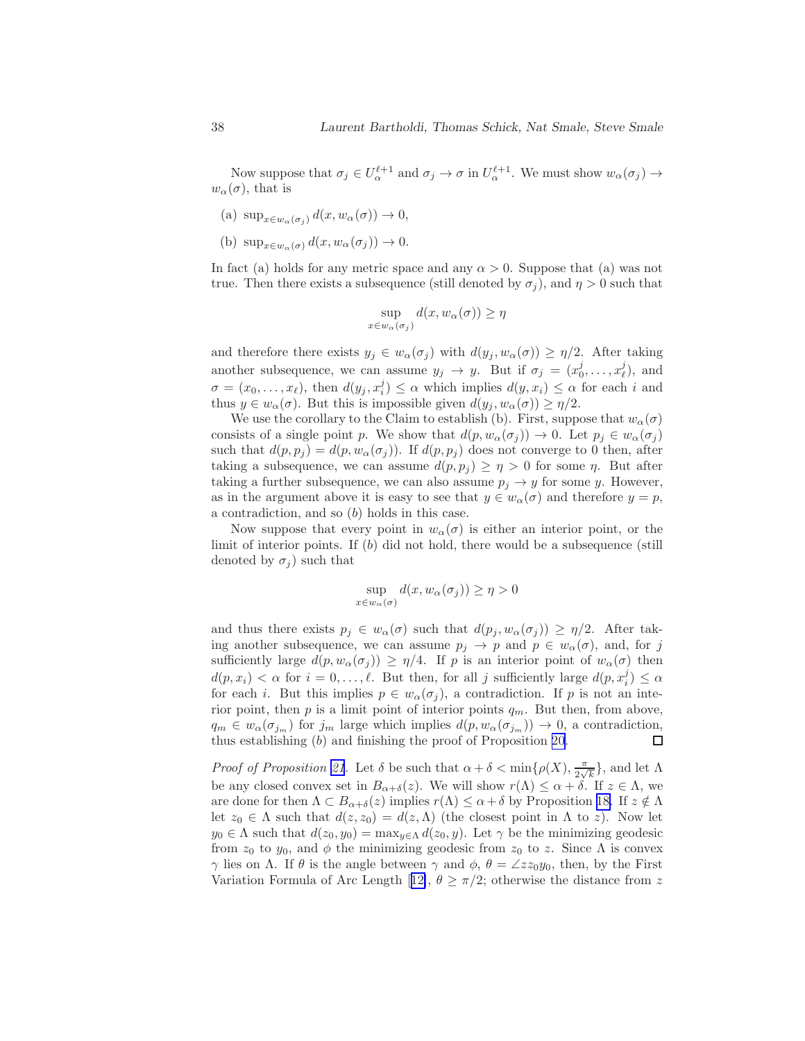Now suppose that $\sigma_j \in U_\alpha^{\ell+1}$ and $\sigma_j \to \sigma$ in $U_\alpha^{\ell+1}$. We must show $w_\alpha(\sigma_j) \to w_\alpha(\sigma)$, that is

(a) $\sup_{x \in w_\alpha(\sigma_j)} d(x, w_\alpha(\sigma)) \to 0$,

(b) $\sup_{x \in w_\alpha(\sigma)} d(x, w_\alpha(\sigma_j)) \to 0$.

In fact (a) holds for any metric space and any $\alpha > 0$. Suppose that (a) was not true. Then there exists a subsequence (still denoted by $\sigma_j$), and $\eta > 0$ such that

$$\sup_{x \in w_\alpha(\sigma_j)} d(x, w_\alpha(\sigma)) \geq \eta$$

and therefore there exists $y_j \in w_\alpha(\sigma_j)$ with $d(y_j, w_\alpha(\sigma)) \geq \eta/2$. After taking another subsequence, we can assume $y_j \to y$. But if $\sigma_j = (x_0^j, \ldots, x_\ell^j)$, and $\sigma = (x_0, \ldots, x_\ell)$, then $d(y_j, x_i^j) \leq \alpha$ which implies $d(y, x_i) \leq \alpha$ for each $i$ and thus $y \in w_\alpha(\sigma)$. But this is impossible given $d(y_j, w_\alpha(\sigma)) \geq \eta/2$.

We use the corollary to the Claim to establish (b). First, suppose that $w_\alpha(\sigma)$ consists of a single point $p$. We show that $d(p, w_\alpha(\sigma_j)) \to 0$. Let $p_j \in w_\alpha(\sigma_j)$ such that $d(p, p_j) = d(p, w_\alpha(\sigma_j))$. If $d(p, p_j)$ does not converge to 0 then, after taking a subsequence, we can assume $d(p, p_j) \geq \eta > 0$ for some $\eta$. But after taking a further subsequence, we can also assume $p_j \to y$ for some $y$. However, as in the argument above it is easy to see that $y \in w_\alpha(\sigma)$ and therefore $y = p$, a contradiction, and so $(b)$ holds in this case.

Now suppose that every point in $w_\alpha(\sigma)$ is either an interior point, or the limit of interior points. If $(b)$ did not hold, there would be a subsequence (still denoted by $\sigma_j$) such that

$$\sup_{x \in w_\alpha(\sigma)} d(x, w_\alpha(\sigma_j)) \geq \eta > 0$$

and thus there exists $p_j \in w_\alpha(\sigma)$ such that $d(p_j, w_\alpha(\sigma_j)) \geq \eta/2$. After taking another subsequence, we can assume $p_j \to p$ and $p \in w_\alpha(\sigma)$, and, for $j$ sufficiently large $d(p, w_\alpha(\sigma_j)) \geq \eta/4$. If $p$ is an interior point of $w_\alpha(\sigma)$ then $d(p, x_i) < \alpha$ for $i = 0, \ldots, \ell$. But then, for all $j$ sufficiently large $d(p, x_i^j) \leq \alpha$ for each $i$. But this implies $p \in w_\alpha(\sigma_j)$, a contradiction. If $p$ is not an interior point, then $p$ is a limit point of interior points $q_m$. But then, from above, $q_m \in w_\alpha(\sigma_{j_m})$ for $j_m$ large which implies $d(p, w_\alpha(\sigma_{j_m})) \to 0$, a contradiction, thus establishing $(b)$ and finishing the proof of Proposition 20. □

*Proof of Proposition 21.* Let $\delta$ be such that $\alpha + \delta < \min\{\rho(X), \frac{\pi}{2\sqrt{k}}\}$, and let $\Lambda$ be any closed convex set in $B_{\alpha+\delta}(z)$. We will show $r(\Lambda) \leq \alpha + \delta$. If $z \in \Lambda$, we are done for then $\Lambda \subset B_{\alpha+\delta}(z)$ implies $r(\Lambda) \leq \alpha + \delta$ by Proposition 18. If $z \notin \Lambda$ let $z_0 \in \Lambda$ such that $d(z, z_0) = d(z, \Lambda)$ (the closest point in $\Lambda$ to $z$). Now let $y_0 \in \Lambda$ such that $d(z_0, y_0) = \max_{y \in \Lambda} d(z_0, y)$. Let $\gamma$ be the minimizing geodesic from $z_0$ to $y_0$, and $\phi$ the minimizing geodesic from $z_0$ to $z$. Since $\Lambda$ is convex $\gamma$ lies on $\Lambda$. If $\theta$ is the angle between $\gamma$ and $\phi$, $\theta = \angle z z_0 y_0$, then, by the First Variation Formula of Arc Length [12], $\theta \geq \pi/2$; otherwise the distance from $z$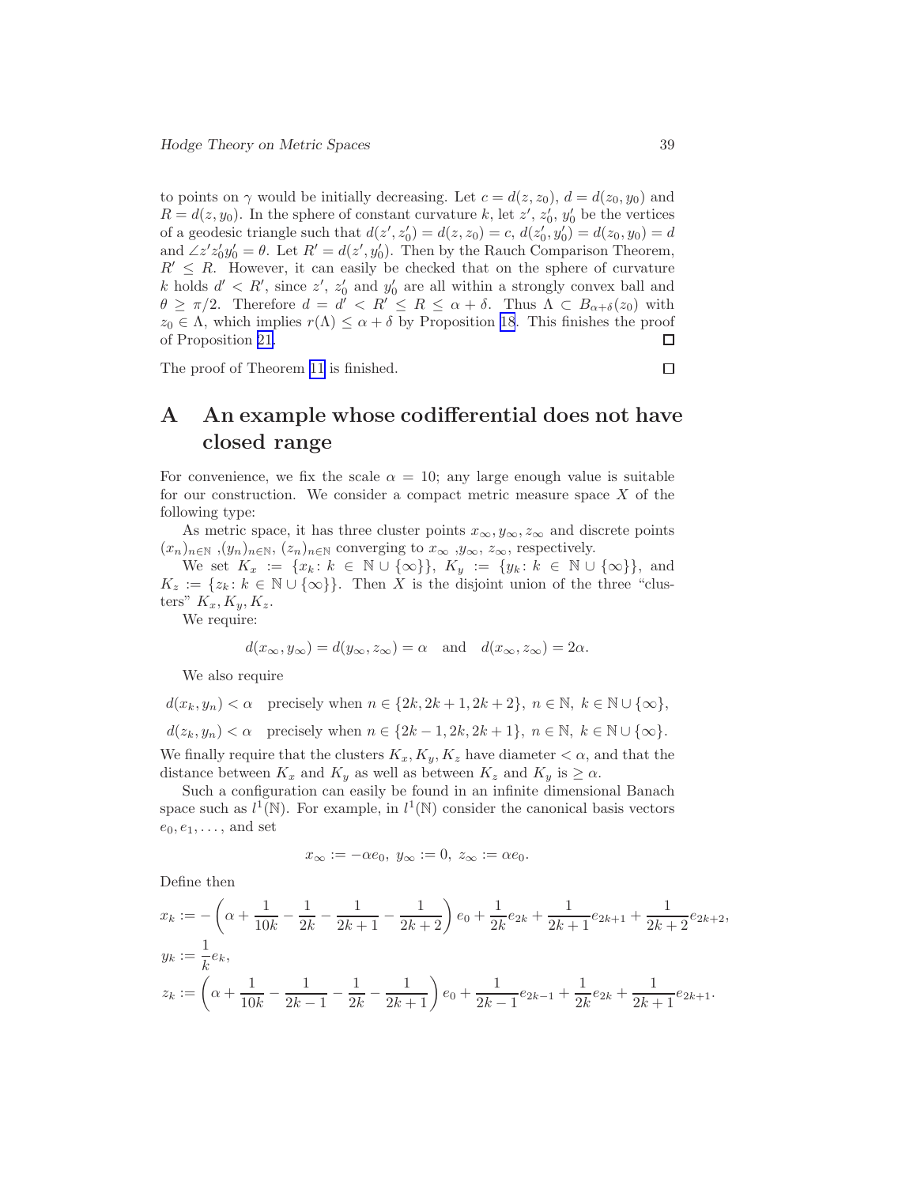to points on $\gamma$ would be initially decreasing. Let $c = d(z, z_0)$, $d = d(z_0, y_0)$ and $R = d(z, y_0)$. In the sphere of constant curvature $k$, let $z'$, $z_0'$, $y_0'$ be the vertices of a geodesic triangle such that $d(z', z_0') = d(z, z_0) = c$, $d(z_0', y_0') = d(z_0, y_0) = d$ and $\angle z' z_0' y_0' = \theta$. Let $R' = d(z', y_0')$. Then by the Rauch Comparison Theorem, $R' \leq R$. However, it can easily be checked that on the sphere of curvature $k$ holds $d' < R'$, since $z'$, $z_0'$ and $y_0'$ are all within a strongly convex ball and $\theta \geq \pi/2$. Therefore $d = d' < R' \leq R \leq \alpha + \delta$. Thus $\Lambda \subset B_{\alpha+\delta}(z_0)$ with $z_0 \in \Lambda$, which implies $r(\Lambda) \leq \alpha + \delta$ by Proposition 18. This finishes the proof of Proposition 21. □

The proof of Theorem 11 is finished. □

# A An example whose codifferential does not have closed range

For convenience, we fix the scale $\alpha = 10$; any large enough value is suitable for our construction. We consider a compact metric measure space $X$ of the following type:

As metric space, it has three cluster points $x_\infty, y_\infty, z_\infty$ and discrete points $(x_n)_{n\in\mathbb{N}}$ ,$(y_n)_{n\in\mathbb{N}}$, $(z_n)_{n\in\mathbb{N}}$ converging to $x_\infty$ ,$y_\infty$, $z_\infty$, respectively.

We set $K_x := \{x_k \colon k \in \mathbb{N} \cup \{\infty\}\}$, $K_y := \{y_k \colon k \in \mathbb{N} \cup \{\infty\}\}$, and $K_z := \{z_k \colon k \in \mathbb{N} \cup \{\infty\}\}$. Then $X$ is the disjoint union of the three "clusters" $K_x, K_y, K_z$.

We require:

$$d(x_\infty, y_\infty) = d(y_\infty, z_\infty) = \alpha \quad \text{and} \quad d(x_\infty, z_\infty) = 2\alpha.$$

We also require

$$d(x_k, y_n) < \alpha \quad \text{precisely when } n \in \{2k, 2k+1, 2k+2\},\ n \in \mathbb{N},\ k \in \mathbb{N} \cup \{\infty\},$$

$$d(z_k, y_n) < \alpha \quad \text{precisely when } n \in \{2k-1, 2k, 2k+1\},\ n \in \mathbb{N},\ k \in \mathbb{N} \cup \{\infty\}.$$

We finally require that the clusters $K_x, K_y, K_z$ have diameter $< \alpha$, and that the distance between $K_x$ and $K_y$ as well as between $K_z$ and $K_y$ is $\geq \alpha$.

Such a configuration can easily be found in an infinite dimensional Banach space such as $l^1(\mathbb{N})$. For example, in $l^1(\mathbb{N})$ consider the canonical basis vectors $e_0, e_1, \ldots$, and set

$$x_\infty := -\alpha e_0,\ y_\infty := 0,\ z_\infty := \alpha e_0.$$

Define then

$$x_k := -\left(\alpha + \frac{1}{10k} - \frac{1}{2k} - \frac{1}{2k+1} - \frac{1}{2k+2}\right) e_0 + \frac{1}{2k} e_{2k} + \frac{1}{2k+1} e_{2k+1} + \frac{1}{2k+2} e_{2k+2},$$

$$y_k := \frac{1}{k} e_k,$$

$$z_k := \left(\alpha + \frac{1}{10k} - \frac{1}{2k-1} - \frac{1}{2k} - \frac{1}{2k+1}\right) e_0 + \frac{1}{2k-1} e_{2k-1} + \frac{1}{2k} e_{2k} + \frac{1}{2k+1} e_{2k+1}.$$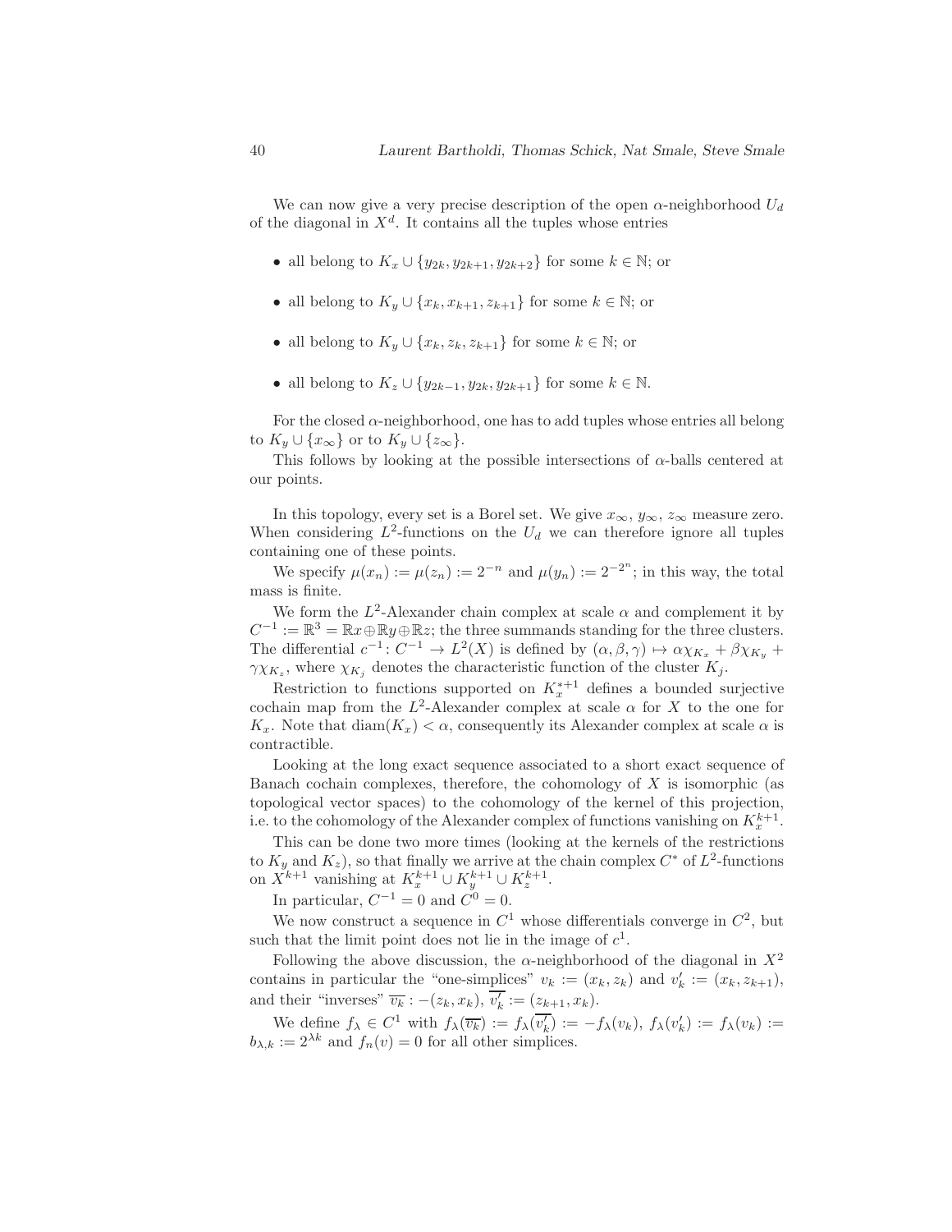We can now give a very precise description of the open $\alpha$-neighborhood $U_d$ of the diagonal in $X^d$. It contains all the tuples whose entries

- all belong to $K_x \cup \{y_{2k}, y_{2k+1}, y_{2k+2}\}$ for some $k \in \mathbb{N}$; or
- all belong to $K_y \cup \{x_k, x_{k+1}, z_{k+1}\}$ for some $k \in \mathbb{N}$; or
- all belong to $K_y \cup \{x_k, z_k, z_{k+1}\}$ for some $k \in \mathbb{N}$; or
- all belong to $K_z \cup \{y_{2k-1}, y_{2k}, y_{2k+1}\}$ for some $k \in \mathbb{N}$.

For the closed $\alpha$-neighborhood, one has to add tuples whose entries all belong to $K_y \cup \{x_\infty\}$ or to $K_y \cup \{z_\infty\}$.

This follows by looking at the possible intersections of $\alpha$-balls centered at our points.

In this topology, every set is a Borel set. We give $x_\infty$, $y_\infty$, $z_\infty$ measure zero. When considering $L^2$-functions on the $U_d$ we can therefore ignore all tuples containing one of these points.

We specify $\mu(x_n) := \mu(z_n) := 2^{-n}$ and $\mu(y_n) := 2^{-2^n}$; in this way, the total mass is finite.

We form the $L^2$-Alexander chain complex at scale $\alpha$ and complement it by $C^{-1} := \mathbb{R}^3 = \mathbb{R}x \oplus \mathbb{R}y \oplus \mathbb{R}z$; the three summands standing for the three clusters. The differential $c^{-1}\colon C^{-1} \to L^2(X)$ is defined by $(\alpha, \beta, \gamma) \mapsto \alpha\chi_{K_x} + \beta\chi_{K_y} + \gamma\chi_{K_z}$, where $\chi_{K_j}$ denotes the characteristic function of the cluster $K_j$.

Restriction to functions supported on $K_x^{*+1}$ defines a bounded surjective cochain map from the $L^2$-Alexander complex at scale $\alpha$ for $X$ to the one for $K_x$. Note that $\operatorname{diam}(K_x) < \alpha$, consequently its Alexander complex at scale $\alpha$ is contractible.

Looking at the long exact sequence associated to a short exact sequence of Banach cochain complexes, therefore, the cohomology of $X$ is isomorphic (as topological vector spaces) to the cohomology of the kernel of this projection, i.e. to the cohomology of the Alexander complex of functions vanishing on $K_x^{k+1}$.

This can be done two more times (looking at the kernels of the restrictions to $K_y$ and $K_z$), so that finally we arrive at the chain complex $C^*$ of $L^2$-functions on $X^{k+1}$ vanishing at $K_x^{k+1} \cup K_y^{k+1} \cup K_z^{k+1}$.

In particular, $C^{-1} = 0$ and $C^0 = 0$.

We now construct a sequence in $C^1$ whose differentials converge in $C^2$, but such that the limit point does not lie in the image of $c^1$.

Following the above discussion, the $\alpha$-neighborhood of the diagonal in $X^2$ contains in particular the "one-simplices" $v_k := (x_k, z_k)$ and $v_k' := (x_k, z_{k+1})$, and their "inverses" $\overline{v_k} : -(z_k, x_k)$, $\overline{v_k'} := (z_{k+1}, x_k)$.

We define $f_\lambda \in C^1$ with $f_\lambda(\overline{v_k}) := f_\lambda(\overline{v_k'}) := -f_\lambda(v_k)$, $f_\lambda(v_k') := f_\lambda(v_k) := b_{\lambda,k} := 2^{\lambda k}$ and $f_n(v) = 0$ for all other simplices.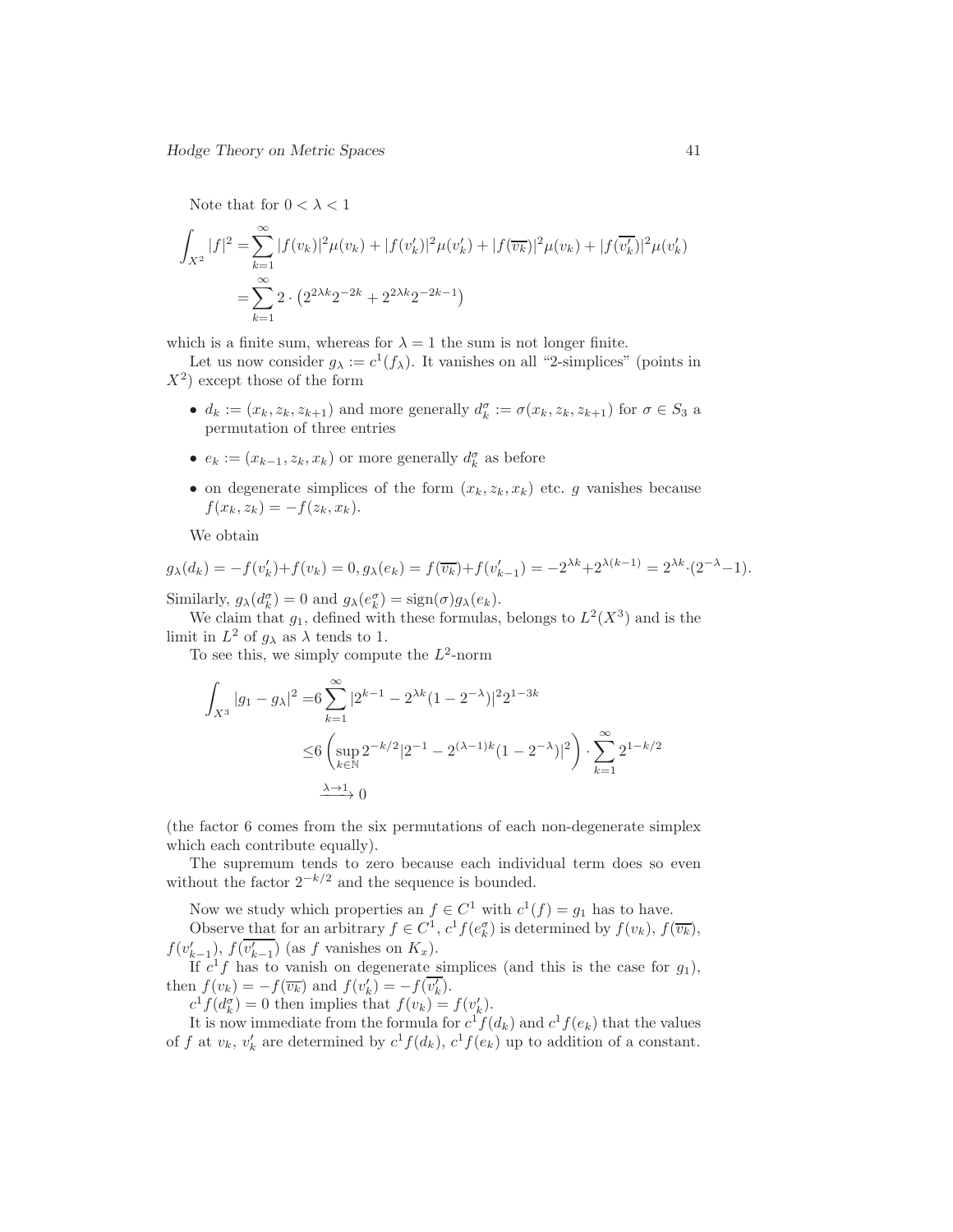Note that for $0 < \lambda < 1$

$$
\begin{aligned}
\int_{X^2} |f|^2 =& \sum_{k=1}^{\infty} |f(v_k)|^2 \mu(v_k) + |f(v_k')|^2 \mu(v_k') + |f(\overline{v_k})|^2 \mu(v_k) + |f(\overline{v_k'})|^2 \mu(v_k') \\
=& \sum_{k=1}^{\infty} 2 \cdot \left( 2^{2\lambda k} 2^{-2k} + 2^{2\lambda k} 2^{-2k-1} \right)
\end{aligned}
$$

which is a finite sum, whereas for $\lambda = 1$ the sum is not longer finite.

Let us now consider $g_\lambda := c^1(f_\lambda)$. It vanishes on all "2-simplices" (points in $X^2$) except those of the form

- $d_k := (x_k, z_k, z_{k+1})$ and more generally $d_k^\sigma := \sigma(x_k, z_k, z_{k+1})$ for $\sigma \in S_3$ a permutation of three entries
- $e_k := (x_{k-1}, z_k, x_k)$ or more generally $d_k^\sigma$ as before
- on degenerate simplices of the form $(x_k, z_k, x_k)$ etc. $g$ vanishes because $f(x_k, z_k) = -f(z_k, x_k)$.

We obtain

$$
g_\lambda(d_k) = -f(v_k') + f(v_k) = 0, g_\lambda(e_k) = f(\overline{v_k}) + f(v_{k-1}') = -2^{\lambda k} + 2^{\lambda(k-1)} = 2^{\lambda k} \cdot (2^{-\lambda} - 1).
$$

Similarly, $g_\lambda(d_k^\sigma) = 0$ and $g_\lambda(e_k^\sigma) = \operatorname{sign}(\sigma) g_\lambda(e_k)$.

We claim that $g_1$, defined with these formulas, belongs to $L^2(X^3)$ and is the limit in $L^2$ of $g_\lambda$ as $\lambda$ tends to 1.

To see this, we simply compute the $L^2$-norm

$$
\begin{aligned}
\int_{X^3} |g_1 - g_\lambda|^2 =& 6 \sum_{k=1}^{\infty} |2^{k-1} - 2^{\lambda k}(1 - 2^{-\lambda})|^2 2^{1-3k} \\
\leq& 6 \left( \sup_{k \in \mathbb{N}} 2^{-k/2} |2^{-1} - 2^{(\lambda-1)k}(1 - 2^{-\lambda})|^2 \right) \cdot \sum_{k=1}^{\infty} 2^{1-k/2} \\
&\xrightarrow{\lambda \to 1} 0
\end{aligned}
$$

(the factor 6 comes from the six permutations of each non-degenerate simplex which each contribute equally).

The supremum tends to zero because each individual term does so even without the factor $2^{-k/2}$ and the sequence is bounded.

Now we study which properties an $f \in C^1$ with $c^1(f) = g_1$ has to have.

Observe that for an arbitrary $f \in C^1$, $c^1 f(e_k^\sigma)$ is determined by $f(v_k)$, $f(\overline{v_k})$, $f(v_{k-1}')$, $f(\overline{v_{k-1}'})$ (as $f$ vanishes on $K_x$).

If $c^1 f$ has to vanish on degenerate simplices (and this is the case for $g_1$), then $f(v_k) = -f(\overline{v_k})$ and $f(v_k') = -f(\overline{v_k'})$.

$c^1 f(d_k^\sigma) = 0$ then implies that $f(v_k) = f(v_k')$.

It is now immediate from the formula for $c^1 f(d_k)$ and $c^1 f(e_k)$ that the values of $f$ at $v_k$, $v_k'$ are determined by $c^1 f(d_k)$, $c^1 f(e_k)$ up to addition of a constant.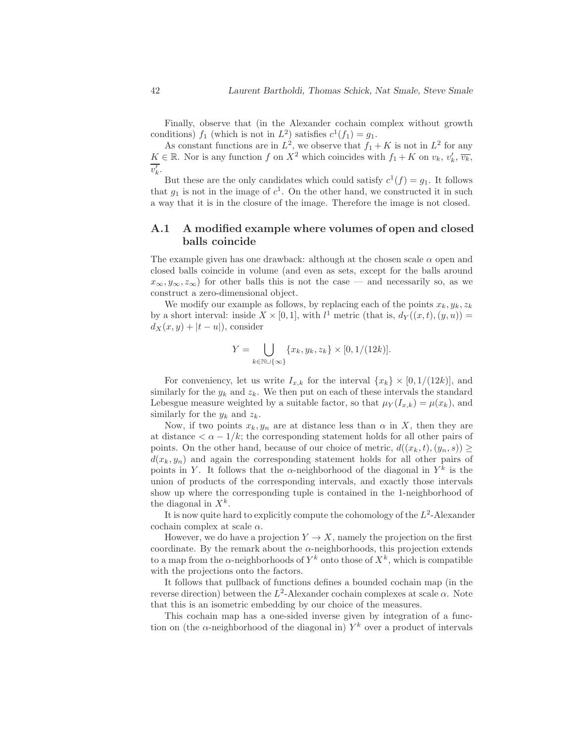Finally, observe that (in the Alexander cochain complex without growth conditions) $f_1$ (which is not in $L^2$) satisfies $c^1(f_1) = g_1$.

As constant functions are in $L^2$, we observe that $f_1 + K$ is not in $L^2$ for any $K \in \mathbb{R}$. Nor is any function $f$ on $X^2$ which coincides with $f_1 + K$ on $v_k$, $v'_k$, $\overline{v_k}$, $\overline{v'_k}$.

But these are the only candidates which could satisfy $c^1(f) = g_1$. It follows that $g_1$ is not in the image of $c^1$. On the other hand, we constructed it in such a way that it is in the closure of the image. Therefore the image is not closed.

## A.1 A modified example where volumes of open and closed balls coincide

The example given has one drawback: although at the chosen scale $\alpha$ open and closed balls coincide in volume (and even as sets, except for the balls around $x_\infty, y_\infty, z_\infty$) for other balls this is not the case — and necessarily so, as we construct a zero-dimensional object.

We modify our example as follows, by replacing each of the points $x_k, y_k, z_k$ by a short interval: inside $X \times [0, 1]$, with $l^1$ metric (that is, $d_Y((x, t), (y, u)) = d_X(x, y) + |t - u|$), consider

$$Y = \bigcup_{k \in \mathbb{N} \cup \{\infty\}} \{x_k, y_k, z_k\} \times [0, 1/(12k)].$$

For conveniency, let us write $I_{x,k}$ for the interval $\{x_k\} \times [0, 1/(12k)]$, and similarly for the $y_k$ and $z_k$. We then put on each of these intervals the standard Lebesgue measure weighted by a suitable factor, so that $\mu_Y(I_{x,k}) = \mu(x_k)$, and similarly for the $y_k$ and $z_k$.

Now, if two points $x_k, y_n$ are at distance less than $\alpha$ in $X$, then they are at distance $< \alpha - 1/k$; the corresponding statement holds for all other pairs of points. On the other hand, because of our choice of metric, $d((x_k, t), (y_n, s)) \geq d(x_k, y_n)$ and again the corresponding statement holds for all other pairs of points in $Y$. It follows that the $\alpha$-neighborhood of the diagonal in $Y^k$ is the union of products of the corresponding intervals, and exactly those intervals show up where the corresponding tuple is contained in the 1-neighborhood of the diagonal in $X^k$.

It is now quite hard to explicitly compute the cohomology of the $L^2$-Alexander cochain complex at scale $\alpha$.

However, we do have a projection $Y \to X$, namely the projection on the first coordinate. By the remark about the $\alpha$-neighborhoods, this projection extends to a map from the $\alpha$-neighborhoods of $Y^k$ onto those of $X^k$, which is compatible with the projections onto the factors.

It follows that pullback of functions defines a bounded cochain map (in the reverse direction) between the $L^2$-Alexander cochain complexes at scale $\alpha$. Note that this is an isometric embedding by our choice of the measures.

This cochain map has a one-sided inverse given by integration of a function on (the $\alpha$-neighborhood of the diagonal in) $Y^k$ over a product of intervals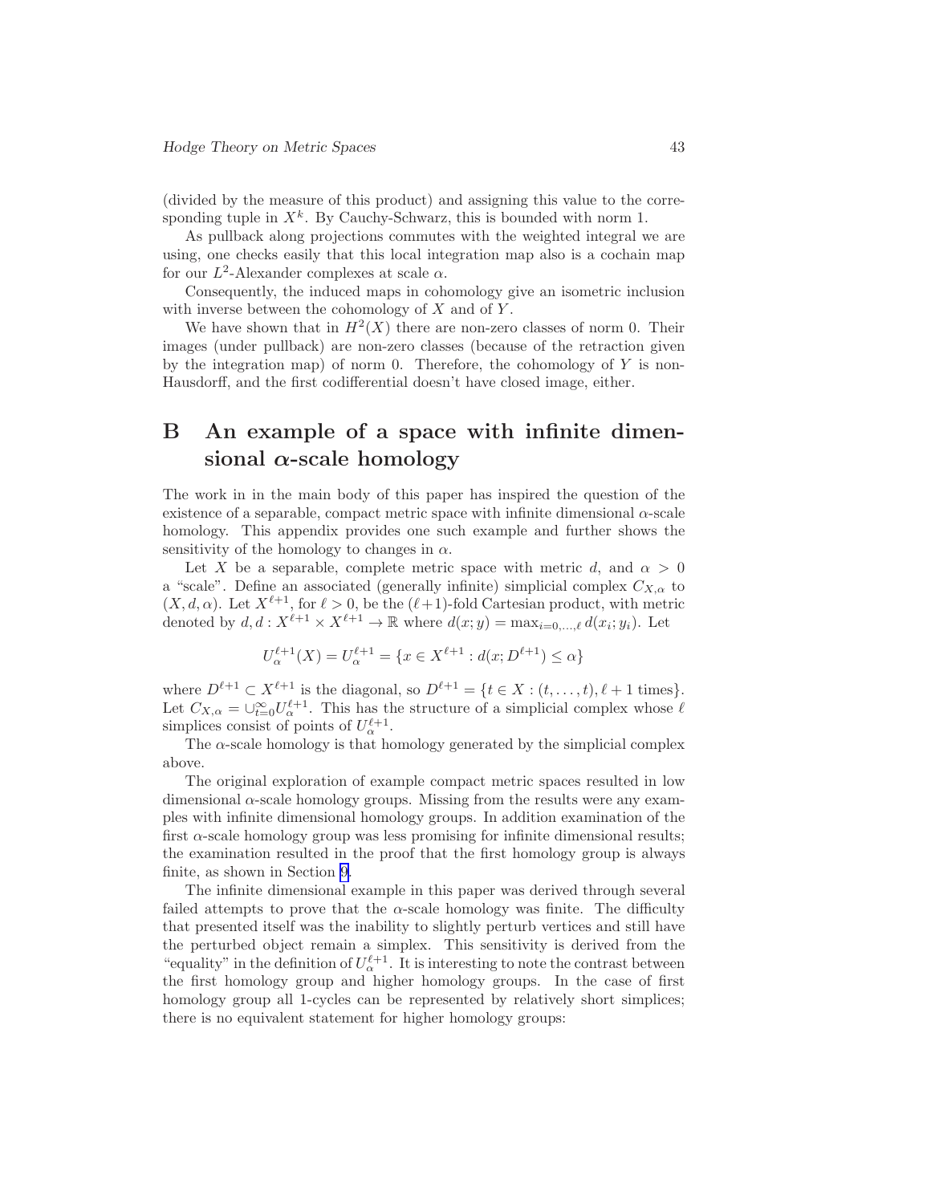(divided by the measure of this product) and assigning this value to the corresponding tuple in $X^k$. By Cauchy-Schwarz, this is bounded with norm 1.

As pullback along projections commutes with the weighted integral we are using, one checks easily that this local integration map also is a cochain map for our $L^2$-Alexander complexes at scale $\alpha$.

Consequently, the induced maps in cohomology give an isometric inclusion with inverse between the cohomology of $X$ and of $Y$.

We have shown that in $H^2(X)$ there are non-zero classes of norm 0. Their images (under pullback) are non-zero classes (because of the retraction given by the integration map) of norm 0. Therefore, the cohomology of $Y$ is non-Hausdorff, and the first codifferential doesn't have closed image, either.

# B An example of a space with infinite dimensional $\alpha$-scale homology

The work in in the main body of this paper has inspired the question of the existence of a separable, compact metric space with infinite dimensional $\alpha$-scale homology. This appendix provides one such example and further shows the sensitivity of the homology to changes in $\alpha$.

Let $X$ be a separable, complete metric space with metric $d$, and $\alpha > 0$ a "scale". Define an associated (generally infinite) simplicial complex $C_{X,\alpha}$ to $(X, d, \alpha)$. Let $X^{\ell+1}$, for $\ell > 0$, be the $(\ell+1)$-fold Cartesian product, with metric denoted by $d, d : X^{\ell+1} \times X^{\ell+1} \to \mathbb{R}$ where $d(x; y) = \max_{i=0,\ldots,\ell} d(x_i; y_i)$. Let

$$U_\alpha^{\ell+1}(X) = U_\alpha^{\ell+1} = \{x \in X^{\ell+1} : d(x; D^{\ell+1}) \leq \alpha\}$$

where $D^{\ell+1} \subset X^{\ell+1}$ is the diagonal, so $D^{\ell+1} = \{t \in X : (t, \ldots, t), \ell + 1 \text{ times}\}$. Let $C_{X,\alpha} = \cup_{\ell=0}^{\infty} U_\alpha^{\ell+1}$. This has the structure of a simplicial complex whose $\ell$ simplices consist of points of $U_\alpha^{\ell+1}$.

The $\alpha$-scale homology is that homology generated by the simplicial complex above.

The original exploration of example compact metric spaces resulted in low dimensional $\alpha$-scale homology groups. Missing from the results were any examples with infinite dimensional homology groups. In addition examination of the first $\alpha$-scale homology group was less promising for infinite dimensional results; the examination resulted in the proof that the first homology group is always finite, as shown in Section 9.

The infinite dimensional example in this paper was derived through several failed attempts to prove that the $\alpha$-scale homology was finite. The difficulty that presented itself was the inability to slightly perturb vertices and still have the perturbed object remain a simplex. This sensitivity is derived from the "equality" in the definition of $U_\alpha^{\ell+1}$. It is interesting to note the contrast between the first homology group and higher homology groups. In the case of first homology group all 1-cycles can be represented by relatively short simplices; there is no equivalent statement for higher homology groups: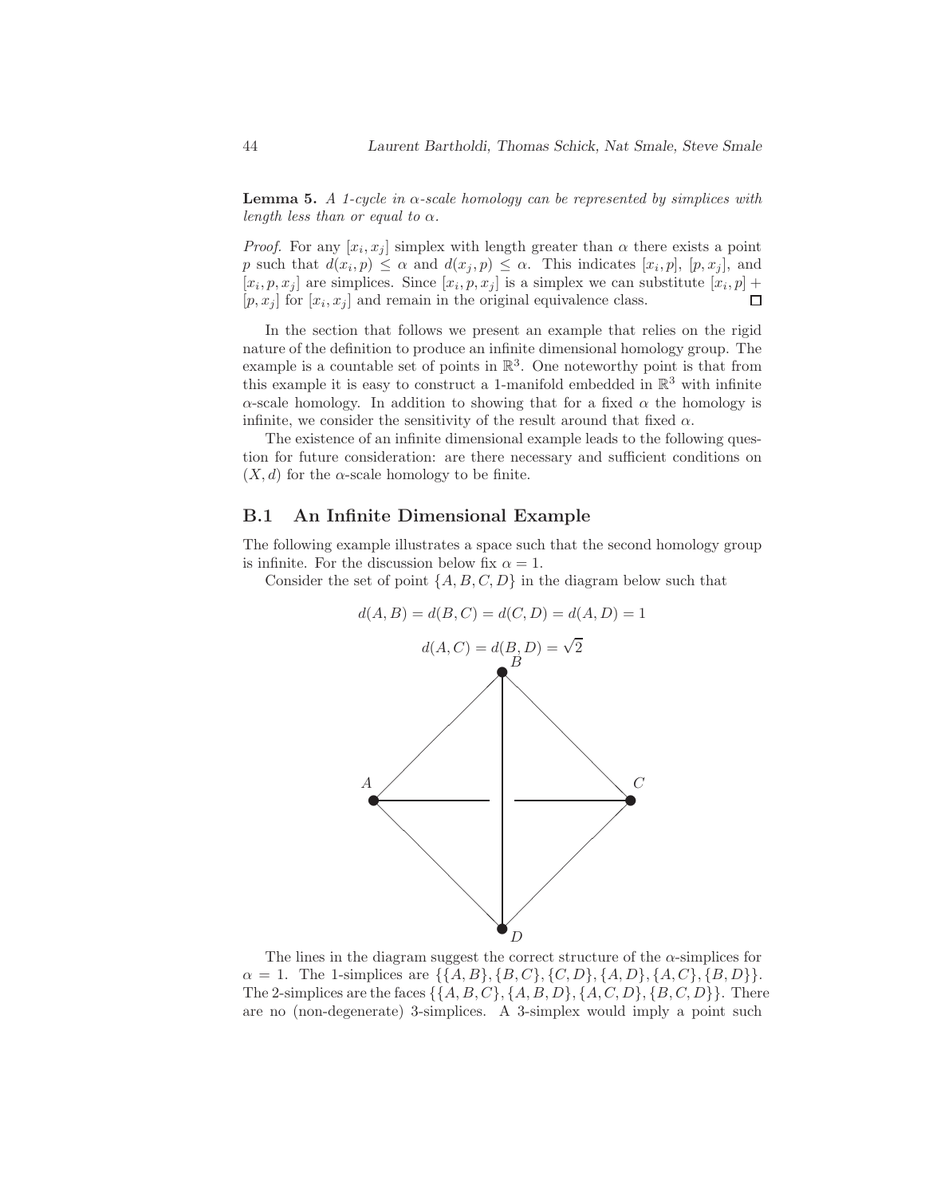**Lemma 5.** *A 1-cycle in $\alpha$-scale homology can be represented by simplices with length less than or equal to $\alpha$.*

*Proof.* For any $[x_i, x_j]$ simplex with length greater than $\alpha$ there exists a point $p$ such that $d(x_i, p) \leq \alpha$ and $d(x_j, p) \leq \alpha$. This indicates $[x_i, p]$, $[p, x_j]$, and $[x_i, p, x_j]$ are simplices. Since $[x_i, p, x_j]$ is a simplex we can substitute $[x_i, p] + [p, x_j]$ for $[x_i, x_j]$ and remain in the original equivalence class. □

In the section that follows we present an example that relies on the rigid nature of the definition to produce an infinite dimensional homology group. The example is a countable set of points in $\mathbb{R}^3$. One noteworthy point is that from this example it is easy to construct a 1-manifold embedded in $\mathbb{R}^3$ with infinite $\alpha$-scale homology. In addition to showing that for a fixed $\alpha$ the homology is infinite, we consider the sensitivity of the result around that fixed $\alpha$.

The existence of an infinite dimensional example leads to the following question for future consideration: are there necessary and sufficient conditions on $(X, d)$ for the $\alpha$-scale homology to be finite.

## B.1 An Infinite Dimensional Example

The following example illustrates a space such that the second homology group is infinite. For the discussion below fix $\alpha = 1$.

Consider the set of point $\{A, B, C, D\}$ in the diagram below such that

$$d(A, B) = d(B, C) = d(C, D) = d(A, D) = 1$$

$$d(A, C) = d(B, D) = \sqrt{2}$$

The lines in the diagram suggest the correct structure of the $\alpha$-simplices for $\alpha = 1$. The 1-simplices are $\{\{A, B\}, \{B, C\}, \{C, D\}, \{A, D\}, \{A, C\}, \{B, D\}\}$. The 2-simplices are the faces $\{\{A, B, C\}, \{A, B, D\}, \{A, C, D\}, \{B, C, D\}\}$. There are no (non-degenerate) 3-simplices. A 3-simplex would imply a point such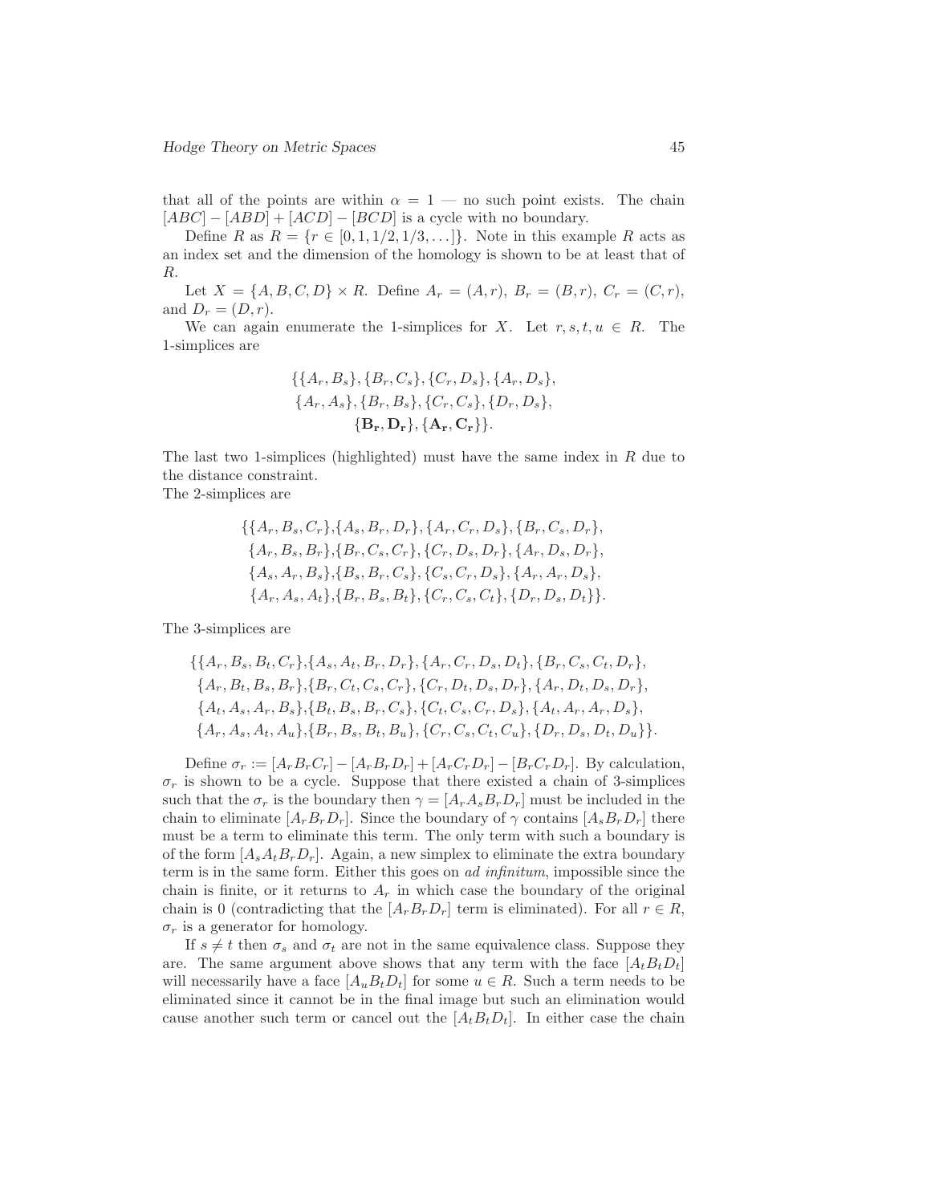that all of the points are within $\alpha = 1$ — no such point exists. The chain $[ABC] - [ABD] + [ACD] - [BCD]$ is a cycle with no boundary.

Define $R$ as $R = \{r \in [0, 1, 1/2, 1/3, \ldots]\}$. Note in this example $R$ acts as an index set and the dimension of the homology is shown to be at least that of $R$.

Let $X = \{A, B, C, D\} \times R$. Define $A_r = (A, r)$, $B_r = (B, r)$, $C_r = (C, r)$, and $D_r = (D, r)$.

We can again enumerate the 1-simplices for $X$. Let $r, s, t, u \in R$. The 1-simplices are

$$\{\{A_r, B_s\}, \{B_r, C_s\}, \{C_r, D_s\}, \{A_r, D_s\}, \{A_r, A_s\}, \{B_r, B_s\}, \{C_r, C_s\}, \{D_r, D_s\}, \{\mathbf{B_r}, \mathbf{D_r}\}, \{\mathbf{A_r}, \mathbf{C_r}\}\}.$$

The last two 1-simplices (highlighted) must have the same index in $R$ due to the distance constraint.

The 2-simplices are

$$\begin{aligned}
\{&\{A_r, B_s, C_r\}, \{A_s, B_r, D_r\}, \{A_r, C_r, D_s\}, \{B_r, C_s, D_r\}, \\
&\{A_r, B_s, B_r\}, \{B_r, C_s, C_r\}, \{C_r, D_s, D_r\}, \{A_r, D_s, D_r\}, \\
&\{A_s, A_r, B_s\}, \{B_s, B_r, C_s\}, \{C_s, C_r, D_s\}, \{A_r, A_r, D_s\}, \\
&\{A_r, A_s, A_t\}, \{B_r, B_s, B_t\}, \{C_r, C_s, C_t\}, \{D_r, D_s, D_t\}\}.
\end{aligned}$$

The 3-simplices are

$$\begin{aligned}
\{&\{A_r, B_s, B_t, C_r\}, \{A_s, A_t, B_r, D_r\}, \{A_r, C_r, D_s, D_t\}, \{B_r, C_s, C_t, D_r\}, \\
&\{A_r, B_t, B_s, B_r\}, \{B_r, C_t, C_s, C_r\}, \{C_r, D_t, D_s, D_r\}, \{A_r, D_t, D_s, D_r\}, \\
&\{A_t, A_s, A_r, B_s\}, \{B_t, B_s, B_r, C_s\}, \{C_t, C_s, C_r, D_s\}, \{A_t, A_r, A_r, D_s\}, \\
&\{A_r, A_s, A_t, A_u\}, \{B_r, B_s, B_t, B_u\}, \{C_r, C_s, C_t, C_u\}, \{D_r, D_s, D_t, D_u\}\}.
\end{aligned}$$

Define $\sigma_r := [A_r B_r C_r] - [A_r B_r D_r] + [A_r C_r D_r] - [B_r C_r D_r]$. By calculation, $\sigma_r$ is shown to be a cycle. Suppose that there existed a chain of 3-simplices such that the $\sigma_r$ is the boundary then $\gamma = [A_r A_s B_r D_r]$ must be included in the chain to eliminate $[A_r B_r D_r]$. Since the boundary of $\gamma$ contains $[A_s B_r D_r]$ there must be a term to eliminate this term. The only term with such a boundary is of the form $[A_s A_t B_r D_r]$. Again, a new simplex to eliminate the extra boundary term is in the same form. Either this goes on *ad infinitum*, impossible since the chain is finite, or it returns to $A_r$ in which case the boundary of the original chain is 0 (contradicting that the $[A_r B_r D_r]$ term is eliminated). For all $r \in R$, $\sigma_r$ is a generator for homology.

If $s \neq t$ then $\sigma_s$ and $\sigma_t$ are not in the same equivalence class. Suppose they are. The same argument above shows that any term with the face $[A_t B_t D_t]$ will necessarily have a face $[A_u B_t D_t]$ for some $u \in R$. Such a term needs to be eliminated since it cannot be in the final image but such an elimination would cause another such term or cancel out the $[A_t B_t D_t]$. In either case the chain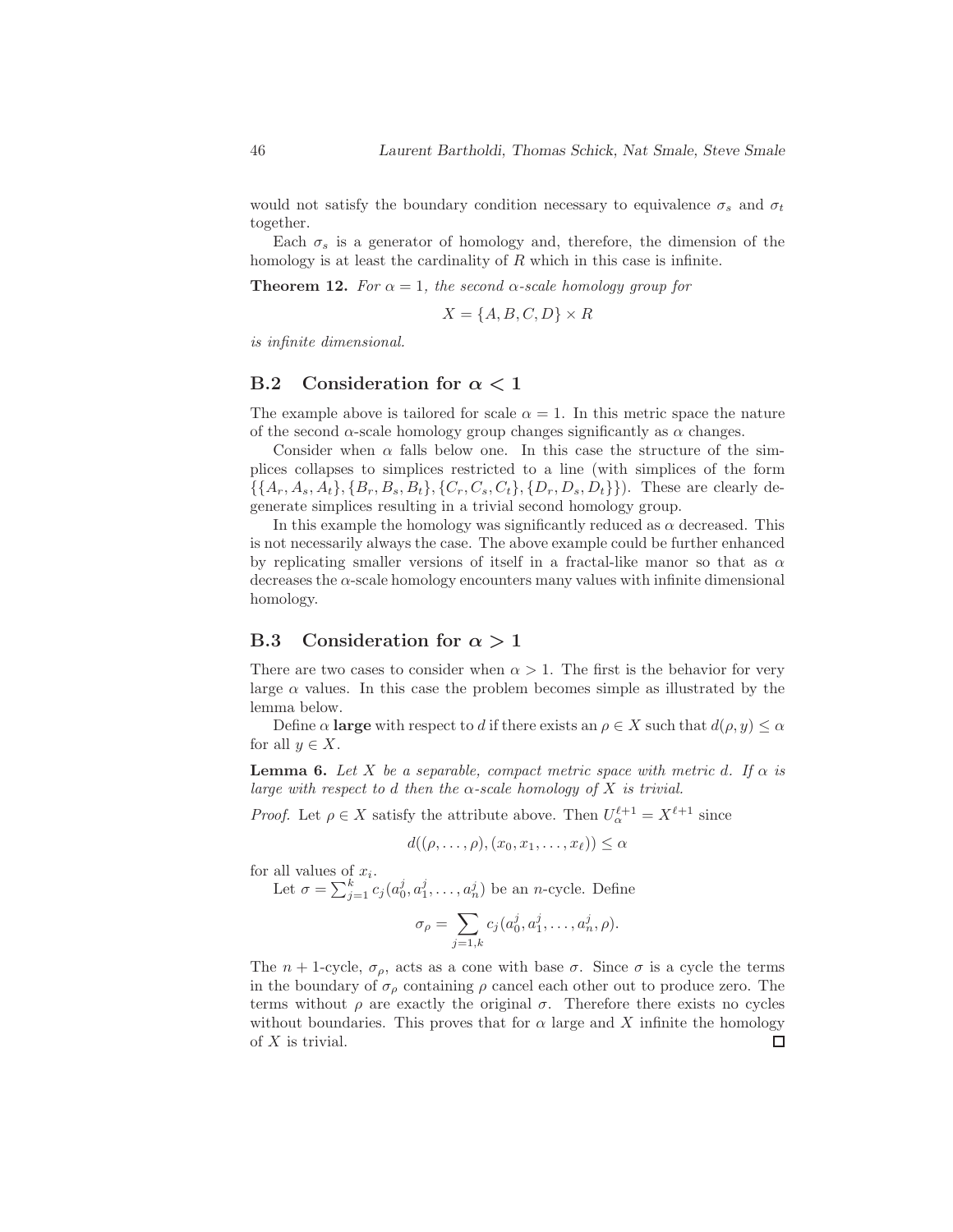would not satisfy the boundary condition necessary to equivalence $\sigma_s$ and $\sigma_t$ together.

Each $\sigma_s$ is a generator of homology and, therefore, the dimension of the homology is at least the cardinality of $R$ which in this case is infinite.

**Theorem 12.** *For $\alpha = 1$, the second $\alpha$-scale homology group for*

$$X = \{A, B, C, D\} \times R$$

*is infinite dimensional.*

## B.2 Consideration for $\alpha < 1$

The example above is tailored for scale $\alpha = 1$. In this metric space the nature of the second $\alpha$-scale homology group changes significantly as $\alpha$ changes.

Consider when $\alpha$ falls below one. In this case the structure of the simplices collapses to simplices restricted to a line (with simplices of the form $\{\{A_r, A_s, A_t\}, \{B_r, B_s, B_t\}, \{C_r, C_s, C_t\}, \{D_r, D_s, D_t\}\}$). These are clearly degenerate simplices resulting in a trivial second homology group.

In this example the homology was significantly reduced as $\alpha$ decreased. This is not necessarily always the case. The above example could be further enhanced by replicating smaller versions of itself in a fractal-like manor so that as $\alpha$ decreases the $\alpha$-scale homology encounters many values with infinite dimensional homology.

## B.3 Consideration for $\alpha > 1$

There are two cases to consider when $\alpha > 1$. The first is the behavior for very large $\alpha$ values. In this case the problem becomes simple as illustrated by the lemma below.

Define $\alpha$ **large** with respect to $d$ if there exists an $\rho \in X$ such that $d(\rho, y) \leq \alpha$ for all $y \in X$.

**Lemma 6.** *Let $X$ be a separable, compact metric space with metric $d$. If $\alpha$ is large with respect to $d$ then the $\alpha$-scale homology of $X$ is trivial.*

*Proof.* Let $\rho \in X$ satisfy the attribute above. Then $U_\alpha^{\ell+1} = X^{\ell+1}$ since

$$d((\rho, \dots, \rho), (x_0, x_1, \dots, x_\ell)) \leq \alpha$$

for all values of $x_i$.

Let $\sigma = \sum_{j=1}^{k} c_j(a_0^j, a_1^j, \dots, a_n^j)$ be an $n$-cycle. Define

$$\sigma_\rho = \sum_{j=1,k} c_j(a_0^j, a_1^j, \dots, a_n^j, \rho).$$

The $n+1$-cycle, $\sigma_\rho$, acts as a cone with base $\sigma$. Since $\sigma$ is a cycle the terms in the boundary of $\sigma_\rho$ containing $\rho$ cancel each other out to produce zero. The terms without $\rho$ are exactly the original $\sigma$. Therefore there exists no cycles without boundaries. This proves that for $\alpha$ large and $X$ infinite the homology of $X$ is trivial. ◻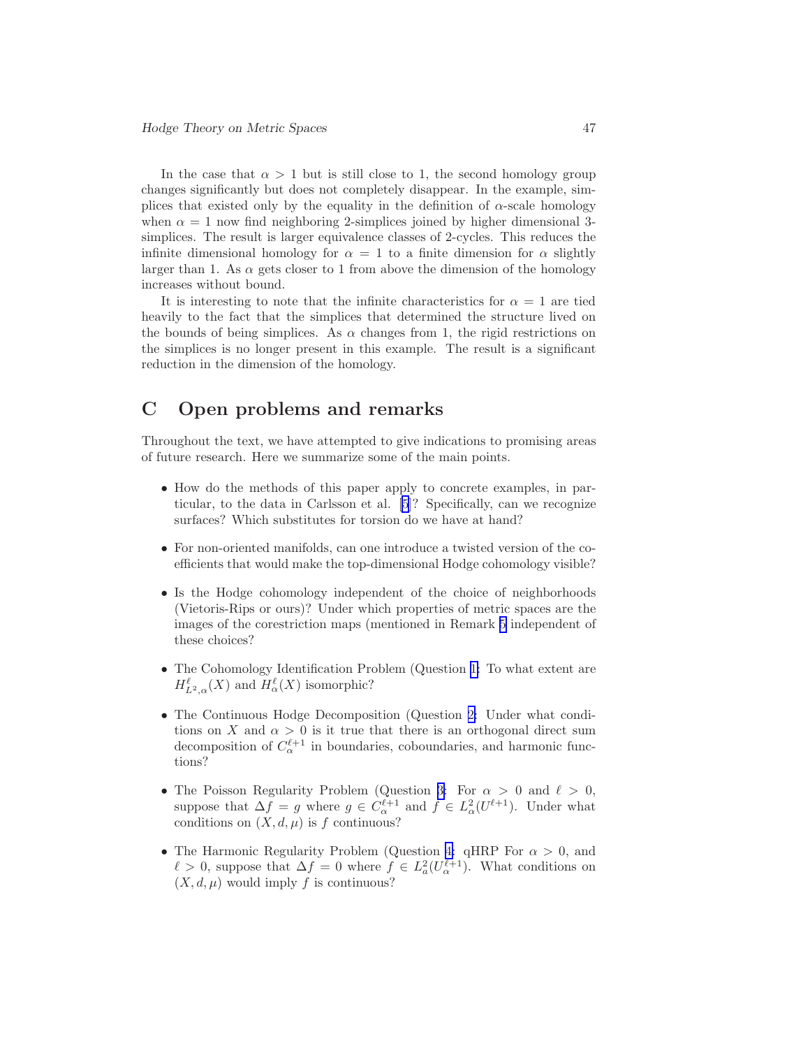In the case that $\alpha > 1$ but is still close to 1, the second homology group changes significantly but does not completely disappear. In the example, simplices that existed only by the equality in the definition of $\alpha$-scale homology when $\alpha = 1$ now find neighboring 2-simplices joined by higher dimensional 3-simplices. The result is larger equivalence classes of 2-cycles. This reduces the infinite dimensional homology for $\alpha = 1$ to a finite dimension for $\alpha$ slightly larger than 1. As $\alpha$ gets closer to 1 from above the dimension of the homology increases without bound.

It is interesting to note that the infinite characteristics for $\alpha = 1$ are tied heavily to the fact that the simplices that determined the structure lived on the bounds of being simplices. As $\alpha$ changes from 1, the rigid restrictions on the simplices is no longer present in this example. The result is a significant reduction in the dimension of the homology.

## C Open problems and remarks

Throughout the text, we have attempted to give indications to promising areas of future research. Here we summarize some of the main points.

- How do the methods of this paper apply to concrete examples, in particular, to the data in Carlsson et al. [5]? Specifically, can we recognize surfaces? Which substitutes for torsion do we have at hand?
- For non-oriented manifolds, can one introduce a twisted version of the coefficients that would make the top-dimensional Hodge cohomology visible?
- Is the Hodge cohomology independent of the choice of neighborhoods (Vietoris-Rips or ours)? Under which properties of metric spaces are the images of the corestriction maps (mentioned in Remark 5 independent of these choices?
- The Cohomology Identification Problem (Question 1: To what extent are $H^{\ell}_{L^2,\alpha}(X)$ and $H^{\ell}_{\alpha}(X)$ isomorphic?
- The Continuous Hodge Decomposition (Question 2: Under what conditions on $X$ and $\alpha > 0$ is it true that there is an orthogonal direct sum decomposition of $C^{\ell+1}_{\alpha}$ in boundaries, coboundaries, and harmonic functions?
- The Poisson Regularity Problem (Question 3: For $\alpha > 0$ and $\ell > 0$, suppose that $\Delta f = g$ where $g \in C^{\ell+1}_{\alpha}$ and $f \in L^2_{\alpha}(U^{\ell+1})$. Under what conditions on $(X, d, \mu)$ is $f$ continuous?
- The Harmonic Regularity Problem (Question 4: qHRP For $\alpha > 0$, and $\ell > 0$, suppose that $\Delta f = 0$ where $f \in L^2_a(U^{\ell+1}_{\alpha})$. What conditions on $(X, d, \mu)$ would imply $f$ is continuous?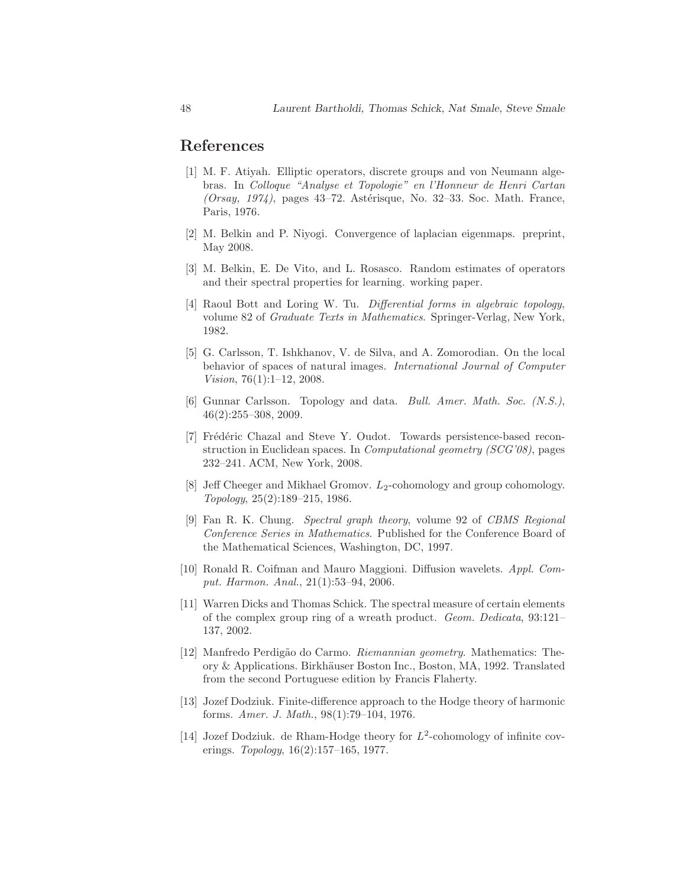## References

[1] M. F. Atiyah. Elliptic operators, discrete groups and von Neumann algebras. In *Colloque "Analyse et Topologie" en l'Honneur de Henri Cartan (Orsay, 1974)*, pages 43–72. Astérisque, No. 32–33. Soc. Math. France, Paris, 1976.

[2] M. Belkin and P. Niyogi. Convergence of laplacian eigenmaps. preprint, May 2008.

[3] M. Belkin, E. De Vito, and L. Rosasco. Random estimates of operators and their spectral properties for learning. working paper.

[4] Raoul Bott and Loring W. Tu. *Differential forms in algebraic topology*, volume 82 of *Graduate Texts in Mathematics*. Springer-Verlag, New York, 1982.

[5] G. Carlsson, T. Ishkhanov, V. de Silva, and A. Zomorodian. On the local behavior of spaces of natural images. *International Journal of Computer Vision*, 76(1):1–12, 2008.

[6] Gunnar Carlsson. Topology and data. *Bull. Amer. Math. Soc. (N.S.)*, 46(2):255–308, 2009.

[7] Frédéric Chazal and Steve Y. Oudot. Towards persistence-based reconstruction in Euclidean spaces. In *Computational geometry (SCG'08)*, pages 232–241. ACM, New York, 2008.

[8] Jeff Cheeger and Mikhael Gromov. $L_2$-cohomology and group cohomology. *Topology*, 25(2):189–215, 1986.

[9] Fan R. K. Chung. *Spectral graph theory*, volume 92 of *CBMS Regional Conference Series in Mathematics*. Published for the Conference Board of the Mathematical Sciences, Washington, DC, 1997.

[10] Ronald R. Coifman and Mauro Maggioni. Diffusion wavelets. *Appl. Comput. Harmon. Anal.*, 21(1):53–94, 2006.

[11] Warren Dicks and Thomas Schick. The spectral measure of certain elements of the complex group ring of a wreath product. *Geom. Dedicata*, 93:121–137, 2002.

[12] Manfredo Perdigão do Carmo. *Riemannian geometry*. Mathematics: Theory & Applications. Birkhäuser Boston Inc., Boston, MA, 1992. Translated from the second Portuguese edition by Francis Flaherty.

[13] Jozef Dodziuk. Finite-difference approach to the Hodge theory of harmonic forms. *Amer. J. Math.*, 98(1):79–104, 1976.

[14] Jozef Dodziuk. de Rham-Hodge theory for $L^2$-cohomology of infinite coverings. *Topology*, 16(2):157–165, 1977.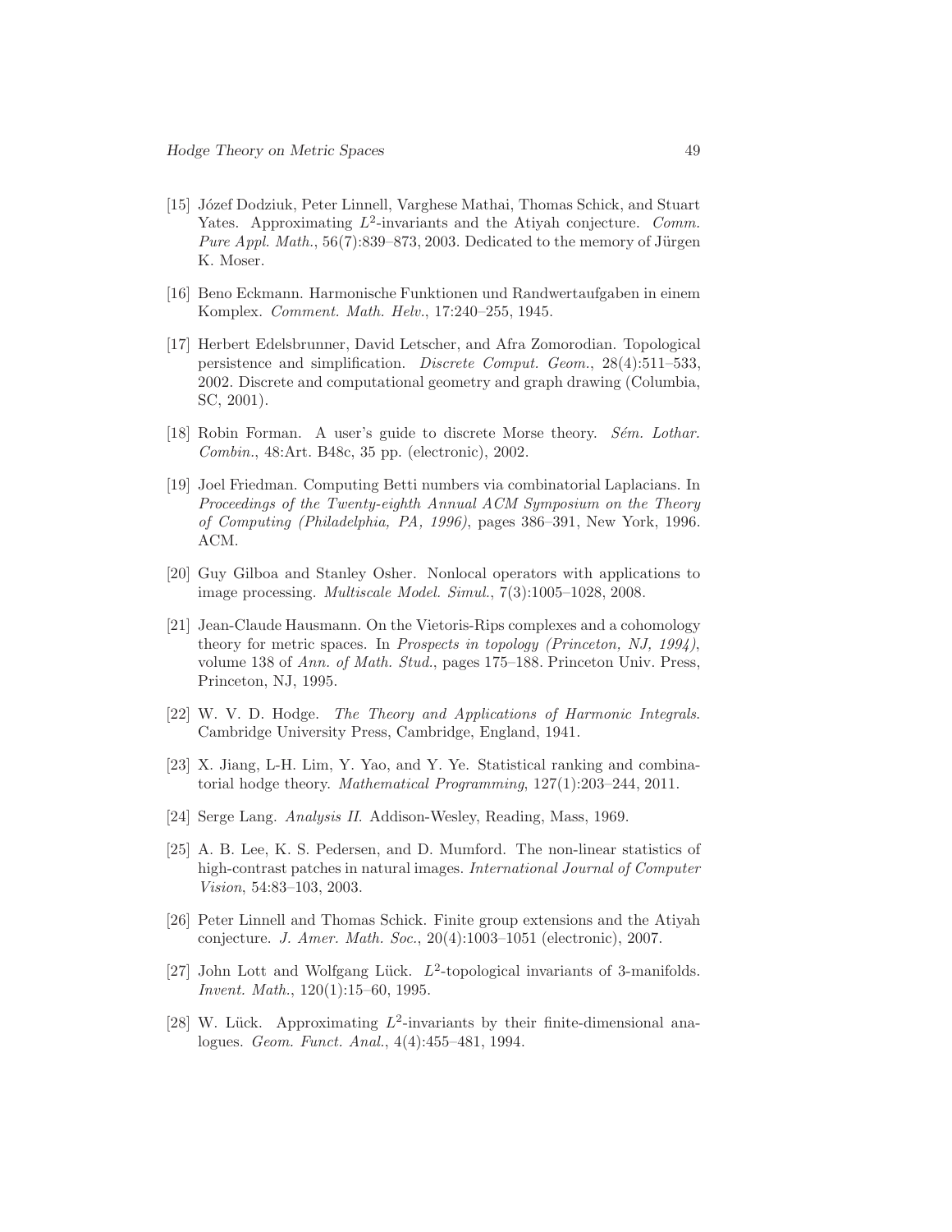[15] Józef Dodziuk, Peter Linnell, Varghese Mathai, Thomas Schick, and Stuart Yates. Approximating $L^2$-invariants and the Atiyah conjecture. *Comm. Pure Appl. Math.*, 56(7):839–873, 2003. Dedicated to the memory of Jürgen K. Moser.

[16] Beno Eckmann. Harmonische Funktionen und Randwertaufgaben in einem Komplex. *Comment. Math. Helv.*, 17:240–255, 1945.

[17] Herbert Edelsbrunner, David Letscher, and Afra Zomorodian. Topological persistence and simplification. *Discrete Comput. Geom.*, 28(4):511–533, 2002. Discrete and computational geometry and graph drawing (Columbia, SC, 2001).

[18] Robin Forman. A user's guide to discrete Morse theory. *Sém. Lothar. Combin.*, 48:Art. B48c, 35 pp. (electronic), 2002.

[19] Joel Friedman. Computing Betti numbers via combinatorial Laplacians. In *Proceedings of the Twenty-eighth Annual ACM Symposium on the Theory of Computing (Philadelphia, PA, 1996)*, pages 386–391, New York, 1996. ACM.

[20] Guy Gilboa and Stanley Osher. Nonlocal operators with applications to image processing. *Multiscale Model. Simul.*, 7(3):1005–1028, 2008.

[21] Jean-Claude Hausmann. On the Vietoris-Rips complexes and a cohomology theory for metric spaces. In *Prospects in topology (Princeton, NJ, 1994)*, volume 138 of *Ann. of Math. Stud.*, pages 175–188. Princeton Univ. Press, Princeton, NJ, 1995.

[22] W. V. D. Hodge. *The Theory and Applications of Harmonic Integrals*. Cambridge University Press, Cambridge, England, 1941.

[23] X. Jiang, L-H. Lim, Y. Yao, and Y. Ye. Statistical ranking and combinatorial hodge theory. *Mathematical Programming*, 127(1):203–244, 2011.

[24] Serge Lang. *Analysis II*. Addison-Wesley, Reading, Mass, 1969.

[25] A. B. Lee, K. S. Pedersen, and D. Mumford. The non-linear statistics of high-contrast patches in natural images. *International Journal of Computer Vision*, 54:83–103, 2003.

[26] Peter Linnell and Thomas Schick. Finite group extensions and the Atiyah conjecture. *J. Amer. Math. Soc.*, 20(4):1003–1051 (electronic), 2007.

[27] John Lott and Wolfgang Lück. $L^2$-topological invariants of 3-manifolds. *Invent. Math.*, 120(1):15–60, 1995.

[28] W. Lück. Approximating $L^2$-invariants by their finite-dimensional analogues. *Geom. Funct. Anal.*, 4(4):455–481, 1994.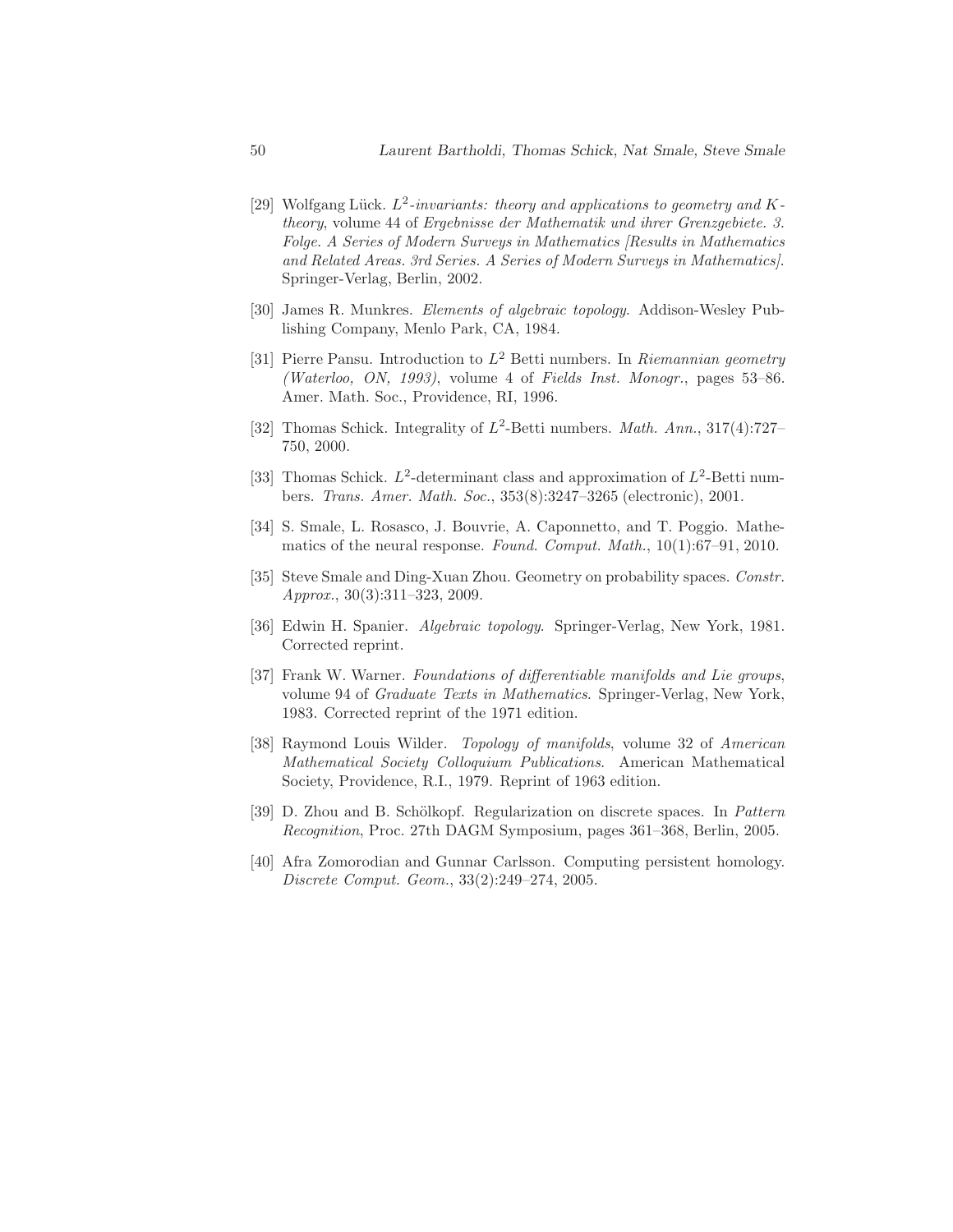[29] Wolfgang Lück. *$L^2$-invariants: theory and applications to geometry and $K$-theory*, volume 44 of *Ergebnisse der Mathematik und ihrer Grenzgebiete. 3. Folge. A Series of Modern Surveys in Mathematics [Results in Mathematics and Related Areas. 3rd Series. A Series of Modern Surveys in Mathematics]*. Springer-Verlag, Berlin, 2002.

[30] James R. Munkres. *Elements of algebraic topology*. Addison-Wesley Publishing Company, Menlo Park, CA, 1984.

[31] Pierre Pansu. Introduction to $L^2$ Betti numbers. In *Riemannian geometry (Waterloo, ON, 1993)*, volume 4 of *Fields Inst. Monogr.*, pages 53–86. Amer. Math. Soc., Providence, RI, 1996.

[32] Thomas Schick. Integrality of $L^2$-Betti numbers. *Math. Ann.*, 317(4):727–750, 2000.

[33] Thomas Schick. $L^2$-determinant class and approximation of $L^2$-Betti numbers. *Trans. Amer. Math. Soc.*, 353(8):3247–3265 (electronic), 2001.

[34] S. Smale, L. Rosasco, J. Bouvrie, A. Caponnetto, and T. Poggio. Mathematics of the neural response. *Found. Comput. Math.*, 10(1):67–91, 2010.

[35] Steve Smale and Ding-Xuan Zhou. Geometry on probability spaces. *Constr. Approx.*, 30(3):311–323, 2009.

[36] Edwin H. Spanier. *Algebraic topology*. Springer-Verlag, New York, 1981. Corrected reprint.

[37] Frank W. Warner. *Foundations of differentiable manifolds and Lie groups*, volume 94 of *Graduate Texts in Mathematics*. Springer-Verlag, New York, 1983. Corrected reprint of the 1971 edition.

[38] Raymond Louis Wilder. *Topology of manifolds*, volume 32 of *American Mathematical Society Colloquium Publications*. American Mathematical Society, Providence, R.I., 1979. Reprint of 1963 edition.

[39] D. Zhou and B. Schölkopf. Regularization on discrete spaces. In *Pattern Recognition*, Proc. 27th DAGM Symposium, pages 361–368, Berlin, 2005.

[40] Afra Zomorodian and Gunnar Carlsson. Computing persistent homology. *Discrete Comput. Geom.*, 33(2):249–274, 2005.